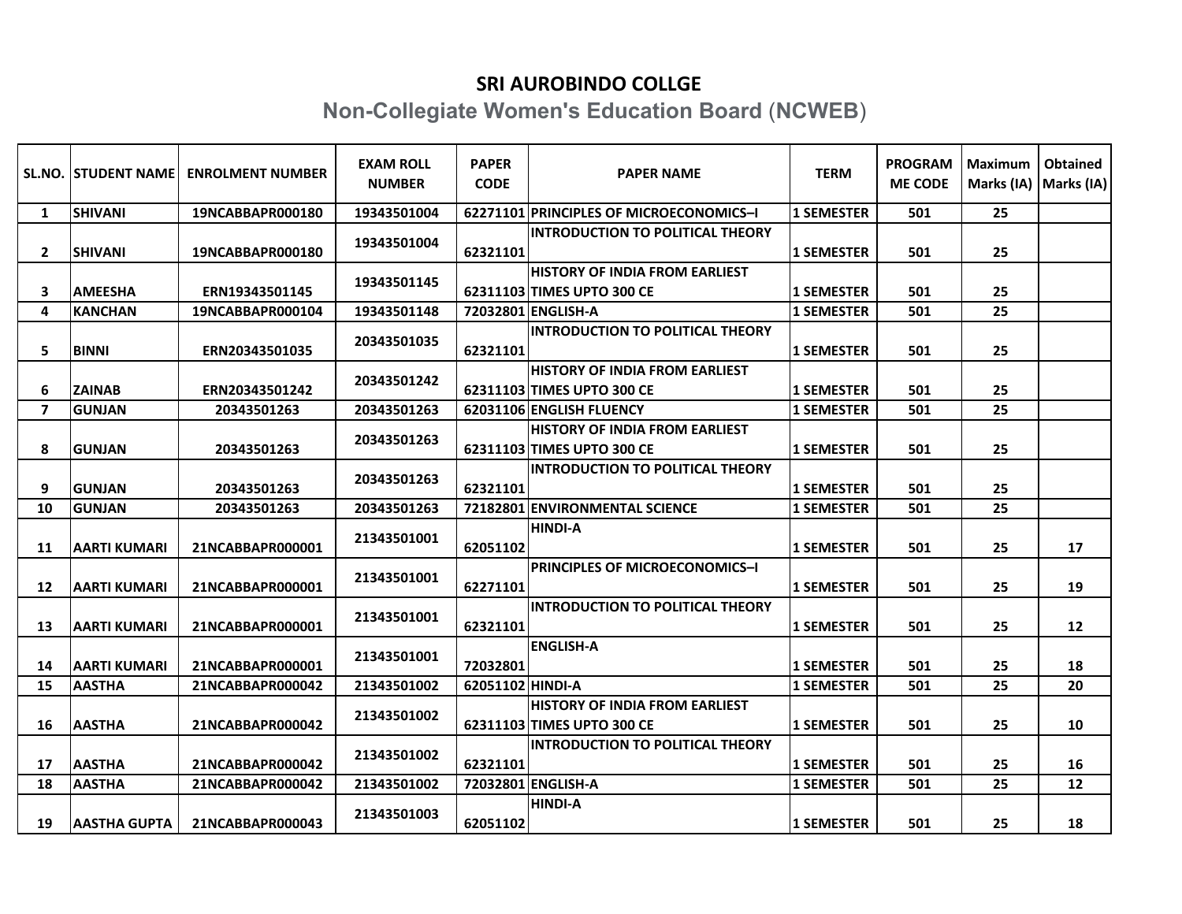# SRI AUROBINDO COLLGE

## Non-Collegiate Women's Education Board (NCWEB)

| SL.NO. | STUDENT NAME | ENROLMENT NUMBER | EXAM ROLL NUMBER | PAPER CODE | PAPER NAME | TERM | PROGRAMME CODE | Maximum Marks (IA) | Obtained Marks (IA) |
|---|---|---|---|---|---|---|---|---|---|
| 1 | SHIVANI | 19NCABBAPR000180 | 19343501004 | 62271101 | PRINCIPLES OF MICROECONOMICS–I | 1 SEMESTER | 501 | 25 | |
| 2 | SHIVANI | 19NCABBAPR000180 | 19343501004 | 62321101 | INTRODUCTION TO POLITICAL THEORY | 1 SEMESTER | 501 | 25 | |
| 3 | AMEESHA | ERN19343501145 | 19343501145 | 62311103 | HISTORY OF INDIA FROM EARLIEST TIMES UPTO 300 CE | 1 SEMESTER | 501 | 25 | |
| 4 | KANCHAN | 19NCABBAPR000104 | 19343501148 | 72032801 | ENGLISH-A | 1 SEMESTER | 501 | 25 | |
| 5 | BINNI | ERN20343501035 | 20343501035 | 62321101 | INTRODUCTION TO POLITICAL THEORY | 1 SEMESTER | 501 | 25 | |
| 6 | ZAINAB | ERN20343501242 | 20343501242 | 62311103 | HISTORY OF INDIA FROM EARLIEST TIMES UPTO 300 CE | 1 SEMESTER | 501 | 25 | |
| 7 | GUNJAN | 20343501263 | 20343501263 | 62031106 | ENGLISH FLUENCY | 1 SEMESTER | 501 | 25 | |
| 8 | GUNJAN | 20343501263 | 20343501263 | 62311103 | HISTORY OF INDIA FROM EARLIEST TIMES UPTO 300 CE | 1 SEMESTER | 501 | 25 | |
| 9 | GUNJAN | 20343501263 | 20343501263 | 62321101 | INTRODUCTION TO POLITICAL THEORY | 1 SEMESTER | 501 | 25 | |
| 10 | GUNJAN | 20343501263 | 20343501263 | 72182801 | ENVIRONMENTAL SCIENCE | 1 SEMESTER | 501 | 25 | |
| 11 | AARTI KUMARI | 21NCABBAPR000001 | 21343501001 | 62051102 | HINDI-A | 1 SEMESTER | 501 | 25 | 17 |
| 12 | AARTI KUMARI | 21NCABBAPR000001 | 21343501001 | 62271101 | PRINCIPLES OF MICROECONOMICS–I | 1 SEMESTER | 501 | 25 | 19 |
| 13 | AARTI KUMARI | 21NCABBAPR000001 | 21343501001 | 62321101 | INTRODUCTION TO POLITICAL THEORY | 1 SEMESTER | 501 | 25 | 12 |
| 14 | AARTI KUMARI | 21NCABBAPR000001 | 21343501001 | 72032801 | ENGLISH-A | 1 SEMESTER | 501 | 25 | 18 |
| 15 | AASTHA | 21NCABBAPR000042 | 21343501002 | 62051102 | HINDI-A | 1 SEMESTER | 501 | 25 | 20 |
| 16 | AASTHA | 21NCABBAPR000042 | 21343501002 | 62311103 | HISTORY OF INDIA FROM EARLIEST TIMES UPTO 300 CE | 1 SEMESTER | 501 | 25 | 10 |
| 17 | AASTHA | 21NCABBAPR000042 | 21343501002 | 62321101 | INTRODUCTION TO POLITICAL THEORY | 1 SEMESTER | 501 | 25 | 16 |
| 18 | AASTHA | 21NCABBAPR000042 | 21343501002 | 72032801 | ENGLISH-A | 1 SEMESTER | 501 | 25 | 12 |
| 19 | AASTHA GUPTA | 21NCABBAPR000043 | 21343501003 | 62051102 | HINDI-A | 1 SEMESTER | 501 | 25 | 18 |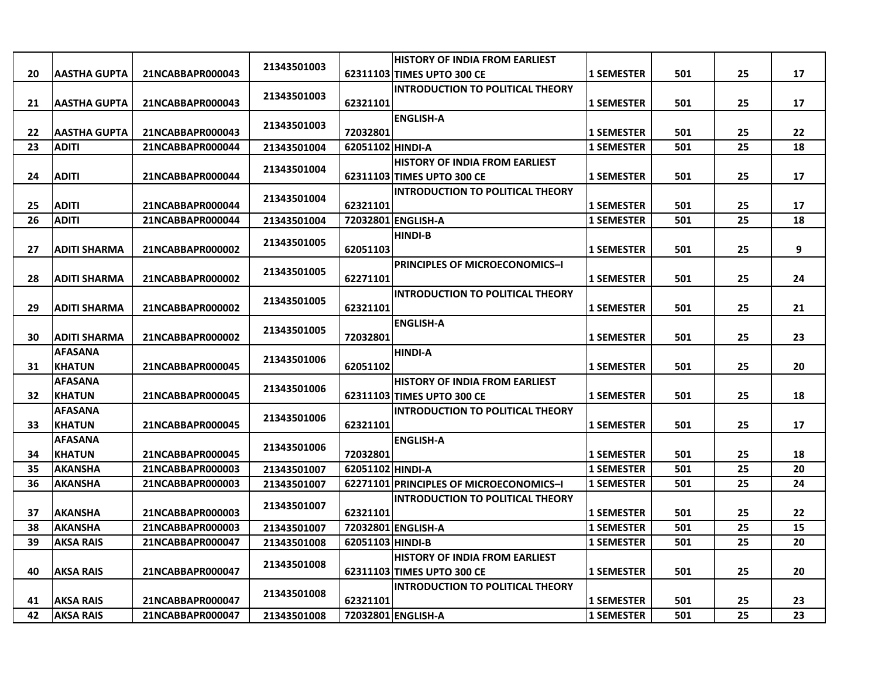| 20 | AASTHA GUPTA | 21NCABBAPR000043 | 21343501003 | 62311103 | HISTORY OF INDIA FROM EARLIEST TIMES UPTO 300 CE | 1 SEMESTER | 501 | 25 | 17 |
|---|---|---|---|---|---|---|---|---|---|
| 21 | AASTHA GUPTA | 21NCABBAPR000043 | 21343501003 | 62321101 | INTRODUCTION TO POLITICAL THEORY | 1 SEMESTER | 501 | 25 | 17 |
| 22 | AASTHA GUPTA | 21NCABBAPR000043 | 21343501003 | 72032801 | ENGLISH-A | 1 SEMESTER | 501 | 25 | 22 |
| 23 | ADITI | 21NCABBAPR000044 | 21343501004 | 62051102 | HINDI-A | 1 SEMESTER | 501 | 25 | 18 |
| 24 | ADITI | 21NCABBAPR000044 | 21343501004 | 62311103 | HISTORY OF INDIA FROM EARLIEST TIMES UPTO 300 CE | 1 SEMESTER | 501 | 25 | 17 |
| 25 | ADITI | 21NCABBAPR000044 | 21343501004 | 62321101 | INTRODUCTION TO POLITICAL THEORY | 1 SEMESTER | 501 | 25 | 17 |
| 26 | ADITI | 21NCABBAPR000044 | 21343501004 | 72032801 | ENGLISH-A | 1 SEMESTER | 501 | 25 | 18 |
| 27 | ADITI SHARMA | 21NCABBAPR000002 | 21343501005 | 62051103 | HINDI-B | 1 SEMESTER | 501 | 25 | 9 |
| 28 | ADITI SHARMA | 21NCABBAPR000002 | 21343501005 | 62271101 | PRINCIPLES OF MICROECONOMICS–I | 1 SEMESTER | 501 | 25 | 24 |
| 29 | ADITI SHARMA | 21NCABBAPR000002 | 21343501005 | 62321101 | INTRODUCTION TO POLITICAL THEORY | 1 SEMESTER | 501 | 25 | 21 |
| 30 | ADITI SHARMA | 21NCABBAPR000002 | 21343501005 | 72032801 | ENGLISH-A | 1 SEMESTER | 501 | 25 | 23 |
| 31 | AFASANA KHATUN | 21NCABBAPR000045 | 21343501006 | 62051102 | HINDI-A | 1 SEMESTER | 501 | 25 | 20 |
| 32 | AFASANA KHATUN | 21NCABBAPR000045 | 21343501006 | 62311103 | HISTORY OF INDIA FROM EARLIEST TIMES UPTO 300 CE | 1 SEMESTER | 501 | 25 | 18 |
| 33 | AFASANA KHATUN | 21NCABBAPR000045 | 21343501006 | 62321101 | INTRODUCTION TO POLITICAL THEORY | 1 SEMESTER | 501 | 25 | 17 |
| 34 | AFASANA KHATUN | 21NCABBAPR000045 | 21343501006 | 72032801 | ENGLISH-A | 1 SEMESTER | 501 | 25 | 18 |
| 35 | AKANSHA | 21NCABBAPR000003 | 21343501007 | 62051102 | HINDI-A | 1 SEMESTER | 501 | 25 | 20 |
| 36 | AKANSHA | 21NCABBAPR000003 | 21343501007 | 62271101 | PRINCIPLES OF MICROECONOMICS–I | 1 SEMESTER | 501 | 25 | 24 |
| 37 | AKANSHA | 21NCABBAPR000003 | 21343501007 | 62321101 | INTRODUCTION TO POLITICAL THEORY | 1 SEMESTER | 501 | 25 | 22 |
| 38 | AKANSHA | 21NCABBAPR000003 | 21343501007 | 72032801 | ENGLISH-A | 1 SEMESTER | 501 | 25 | 15 |
| 39 | AKSA RAIS | 21NCABBAPR000047 | 21343501008 | 62051103 | HINDI-B | 1 SEMESTER | 501 | 25 | 20 |
| 40 | AKSA RAIS | 21NCABBAPR000047 | 21343501008 | 62311103 | HISTORY OF INDIA FROM EARLIEST TIMES UPTO 300 CE | 1 SEMESTER | 501 | 25 | 20 |
| 41 | AKSA RAIS | 21NCABBAPR000047 | 21343501008 | 62321101 | INTRODUCTION TO POLITICAL THEORY | 1 SEMESTER | 501 | 25 | 23 |
| 42 | AKSA RAIS | 21NCABBAPR000047 | 21343501008 | 72032801 | ENGLISH-A | 1 SEMESTER | 501 | 25 | 23 |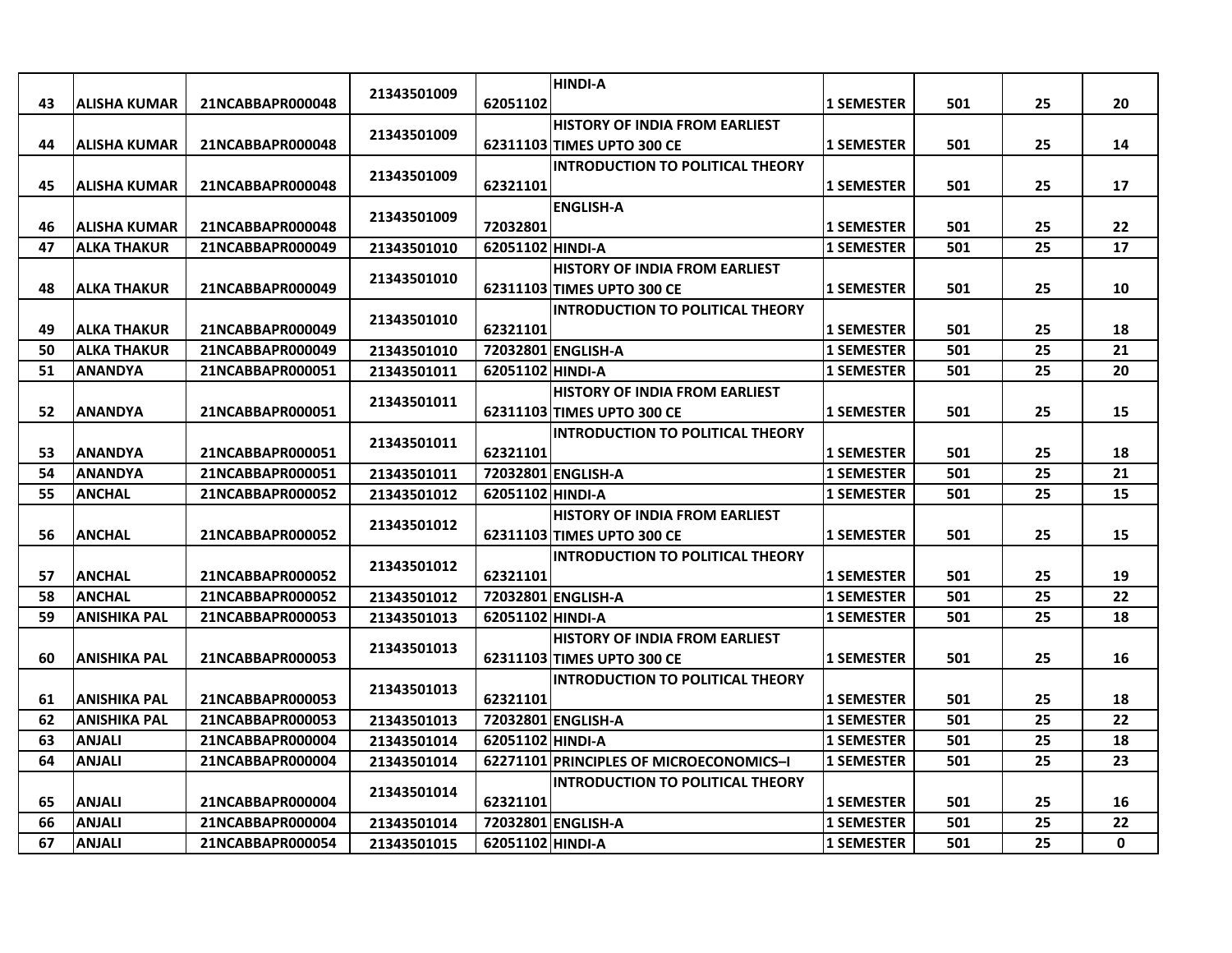| 43 | ALISHA KUMAR | 21NCABBAPR000048 | 21343501009 | 62051102 | HINDI-A | 1 SEMESTER | 501 | 25 | 20 |
|---|---|---|---|---|---|---|---|---|---|
| 44 | ALISHA KUMAR | 21NCABBAPR000048 | 21343501009 | 62311103 | HISTORY OF INDIA FROM EARLIEST TIMES UPTO 300 CE | 1 SEMESTER | 501 | 25 | 14 |
| 45 | ALISHA KUMAR | 21NCABBAPR000048 | 21343501009 | 62321101 | INTRODUCTION TO POLITICAL THEORY | 1 SEMESTER | 501 | 25 | 17 |
| 46 | ALISHA KUMAR | 21NCABBAPR000048 | 21343501009 | 72032801 | ENGLISH-A | 1 SEMESTER | 501 | 25 | 22 |
| 47 | ALKA THAKUR | 21NCABBAPR000049 | 21343501010 | 62051102 | HINDI-A | 1 SEMESTER | 501 | 25 | 17 |
| 48 | ALKA THAKUR | 21NCABBAPR000049 | 21343501010 | 62311103 | HISTORY OF INDIA FROM EARLIEST TIMES UPTO 300 CE | 1 SEMESTER | 501 | 25 | 10 |
| 49 | ALKA THAKUR | 21NCABBAPR000049 | 21343501010 | 62321101 | INTRODUCTION TO POLITICAL THEORY | 1 SEMESTER | 501 | 25 | 18 |
| 50 | ALKA THAKUR | 21NCABBAPR000049 | 21343501010 | 72032801 | ENGLISH-A | 1 SEMESTER | 501 | 25 | 21 |
| 51 | ANANDYA | 21NCABBAPR000051 | 21343501011 | 62051102 | HINDI-A | 1 SEMESTER | 501 | 25 | 20 |
| 52 | ANANDYA | 21NCABBAPR000051 | 21343501011 | 62311103 | HISTORY OF INDIA FROM EARLIEST TIMES UPTO 300 CE | 1 SEMESTER | 501 | 25 | 15 |
| 53 | ANANDYA | 21NCABBAPR000051 | 21343501011 | 62321101 | INTRODUCTION TO POLITICAL THEORY | 1 SEMESTER | 501 | 25 | 18 |
| 54 | ANANDYA | 21NCABBAPR000051 | 21343501011 | 72032801 | ENGLISH-A | 1 SEMESTER | 501 | 25 | 21 |
| 55 | ANCHAL | 21NCABBAPR000052 | 21343501012 | 62051102 | HINDI-A | 1 SEMESTER | 501 | 25 | 15 |
| 56 | ANCHAL | 21NCABBAPR000052 | 21343501012 | 62311103 | HISTORY OF INDIA FROM EARLIEST TIMES UPTO 300 CE | 1 SEMESTER | 501 | 25 | 15 |
| 57 | ANCHAL | 21NCABBAPR000052 | 21343501012 | 62321101 | INTRODUCTION TO POLITICAL THEORY | 1 SEMESTER | 501 | 25 | 19 |
| 58 | ANCHAL | 21NCABBAPR000052 | 21343501012 | 72032801 | ENGLISH-A | 1 SEMESTER | 501 | 25 | 22 |
| 59 | ANISHIKA PAL | 21NCABBAPR000053 | 21343501013 | 62051102 | HINDI-A | 1 SEMESTER | 501 | 25 | 18 |
| 60 | ANISHIKA PAL | 21NCABBAPR000053 | 21343501013 | 62311103 | HISTORY OF INDIA FROM EARLIEST TIMES UPTO 300 CE | 1 SEMESTER | 501 | 25 | 16 |
| 61 | ANISHIKA PAL | 21NCABBAPR000053 | 21343501013 | 62321101 | INTRODUCTION TO POLITICAL THEORY | 1 SEMESTER | 501 | 25 | 18 |
| 62 | ANISHIKA PAL | 21NCABBAPR000053 | 21343501013 | 72032801 | ENGLISH-A | 1 SEMESTER | 501 | 25 | 22 |
| 63 | ANJALI | 21NCABBAPR000004 | 21343501014 | 62051102 | HINDI-A | 1 SEMESTER | 501 | 25 | 18 |
| 64 | ANJALI | 21NCABBAPR000004 | 21343501014 | 62271101 | PRINCIPLES OF MICROECONOMICS–I | 1 SEMESTER | 501 | 25 | 23 |
| 65 | ANJALI | 21NCABBAPR000004 | 21343501014 | 62321101 | INTRODUCTION TO POLITICAL THEORY | 1 SEMESTER | 501 | 25 | 16 |
| 66 | ANJALI | 21NCABBAPR000004 | 21343501014 | 72032801 | ENGLISH-A | 1 SEMESTER | 501 | 25 | 22 |
| 67 | ANJALI | 21NCABBAPR000054 | 21343501015 | 62051102 | HINDI-A | 1 SEMESTER | 501 | 25 | 0 |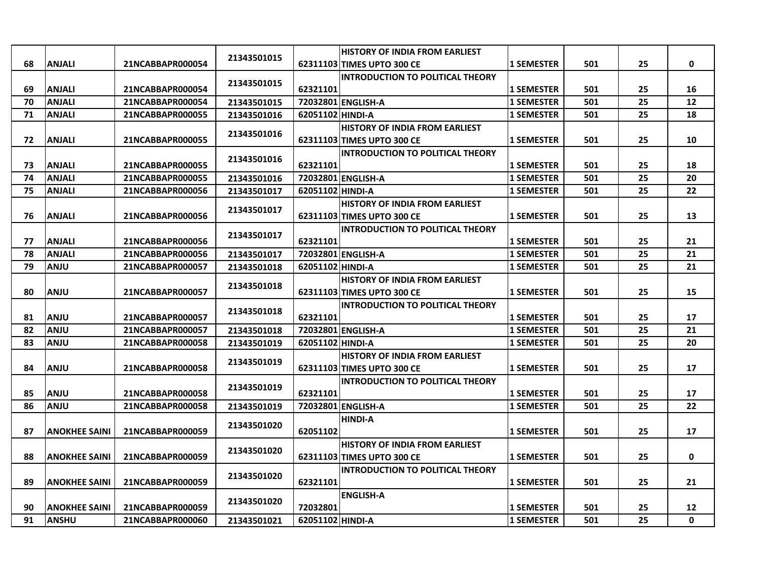| 68 | ANJALI | 21NCABBAPR000054 | 21343501015 | 62311103 | HISTORY OF INDIA FROM EARLIEST TIMES UPTO 300 CE | 1 SEMESTER | 501 | 25 | 0 |
|---|---|---|---|---|---|---|---|---|---|
| 69 | ANJALI | 21NCABBAPR000054 | 21343501015 | 62321101 | INTRODUCTION TO POLITICAL THEORY | 1 SEMESTER | 501 | 25 | 16 |
| 70 | ANJALI | 21NCABBAPR000054 | 21343501015 | 72032801 | ENGLISH-A | 1 SEMESTER | 501 | 25 | 12 |
| 71 | ANJALI | 21NCABBAPR000055 | 21343501016 | 62051102 | HINDI-A | 1 SEMESTER | 501 | 25 | 18 |
| 72 | ANJALI | 21NCABBAPR000055 | 21343501016 | 62311103 | HISTORY OF INDIA FROM EARLIEST TIMES UPTO 300 CE | 1 SEMESTER | 501 | 25 | 10 |
| 73 | ANJALI | 21NCABBAPR000055 | 21343501016 | 62321101 | INTRODUCTION TO POLITICAL THEORY | 1 SEMESTER | 501 | 25 | 18 |
| 74 | ANJALI | 21NCABBAPR000055 | 21343501016 | 72032801 | ENGLISH-A | 1 SEMESTER | 501 | 25 | 20 |
| 75 | ANJALI | 21NCABBAPR000056 | 21343501017 | 62051102 | HINDI-A | 1 SEMESTER | 501 | 25 | 22 |
| 76 | ANJALI | 21NCABBAPR000056 | 21343501017 | 62311103 | HISTORY OF INDIA FROM EARLIEST TIMES UPTO 300 CE | 1 SEMESTER | 501 | 25 | 13 |
| 77 | ANJALI | 21NCABBAPR000056 | 21343501017 | 62321101 | INTRODUCTION TO POLITICAL THEORY | 1 SEMESTER | 501 | 25 | 21 |
| 78 | ANJALI | 21NCABBAPR000056 | 21343501017 | 72032801 | ENGLISH-A | 1 SEMESTER | 501 | 25 | 21 |
| 79 | ANJU | 21NCABBAPR000057 | 21343501018 | 62051102 | HINDI-A | 1 SEMESTER | 501 | 25 | 21 |
| 80 | ANJU | 21NCABBAPR000057 | 21343501018 | 62311103 | HISTORY OF INDIA FROM EARLIEST TIMES UPTO 300 CE | 1 SEMESTER | 501 | 25 | 15 |
| 81 | ANJU | 21NCABBAPR000057 | 21343501018 | 62321101 | INTRODUCTION TO POLITICAL THEORY | 1 SEMESTER | 501 | 25 | 17 |
| 82 | ANJU | 21NCABBAPR000057 | 21343501018 | 72032801 | ENGLISH-A | 1 SEMESTER | 501 | 25 | 21 |
| 83 | ANJU | 21NCABBAPR000058 | 21343501019 | 62051102 | HINDI-A | 1 SEMESTER | 501 | 25 | 20 |
| 84 | ANJU | 21NCABBAPR000058 | 21343501019 | 62311103 | HISTORY OF INDIA FROM EARLIEST TIMES UPTO 300 CE | 1 SEMESTER | 501 | 25 | 17 |
| 85 | ANJU | 21NCABBAPR000058 | 21343501019 | 62321101 | INTRODUCTION TO POLITICAL THEORY | 1 SEMESTER | 501 | 25 | 17 |
| 86 | ANJU | 21NCABBAPR000058 | 21343501019 | 72032801 | ENGLISH-A | 1 SEMESTER | 501 | 25 | 22 |
| 87 | ANOKHEE SAINI | 21NCABBAPR000059 | 21343501020 | 62051102 | HINDI-A | 1 SEMESTER | 501 | 25 | 17 |
| 88 | ANOKHEE SAINI | 21NCABBAPR000059 | 21343501020 | 62311103 | HISTORY OF INDIA FROM EARLIEST TIMES UPTO 300 CE | 1 SEMESTER | 501 | 25 | 0 |
| 89 | ANOKHEE SAINI | 21NCABBAPR000059 | 21343501020 | 62321101 | INTRODUCTION TO POLITICAL THEORY | 1 SEMESTER | 501 | 25 | 21 |
| 90 | ANOKHEE SAINI | 21NCABBAPR000059 | 21343501020 | 72032801 | ENGLISH-A | 1 SEMESTER | 501 | 25 | 12 |
| 91 | ANSHU | 21NCABBAPR000060 | 21343501021 | 62051102 | HINDI-A | 1 SEMESTER | 501 | 25 | 0 |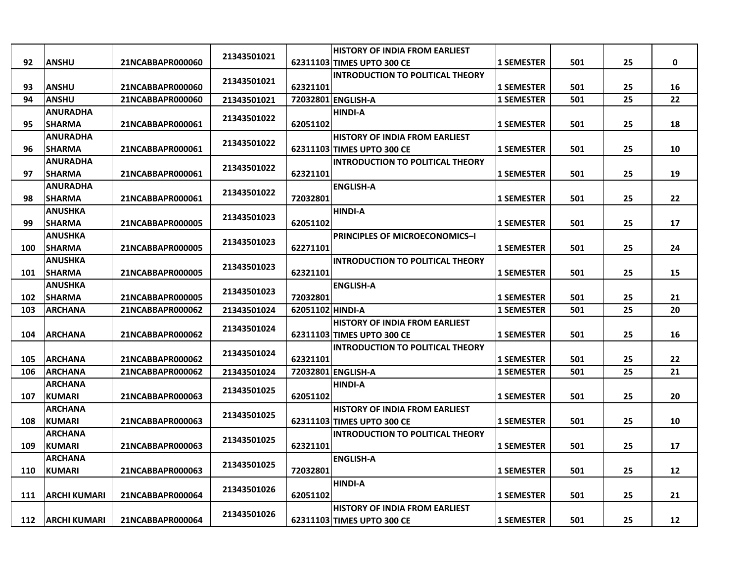| 92 | ANSHU | 21NCABBAPR000060 | 21343501021 | 62311103 | HISTORY OF INDIA FROM EARLIEST TIMES UPTO 300 CE | 1 SEMESTER | 501 | 25 | 0 |
|---|---|---|---|---|---|---|---|---|---|
| 93 | ANSHU | 21NCABBAPR000060 | 21343501021 | 62321101 | INTRODUCTION TO POLITICAL THEORY | 1 SEMESTER | 501 | 25 | 16 |
| 94 | ANSHU | 21NCABBAPR000060 | 21343501021 | 72032801 | ENGLISH-A | 1 SEMESTER | 501 | 25 | 22 |
| 95 | ANURADHA SHARMA | 21NCABBAPR000061 | 21343501022 | 62051102 | HINDI-A | 1 SEMESTER | 501 | 25 | 18 |
| 96 | ANURADHA SHARMA | 21NCABBAPR000061 | 21343501022 | 62311103 | HISTORY OF INDIA FROM EARLIEST TIMES UPTO 300 CE | 1 SEMESTER | 501 | 25 | 10 |
| 97 | ANURADHA SHARMA | 21NCABBAPR000061 | 21343501022 | 62321101 | INTRODUCTION TO POLITICAL THEORY | 1 SEMESTER | 501 | 25 | 19 |
| 98 | ANURADHA SHARMA | 21NCABBAPR000061 | 21343501022 | 72032801 | ENGLISH-A | 1 SEMESTER | 501 | 25 | 22 |
| 99 | ANUSHKA SHARMA | 21NCABBAPR000005 | 21343501023 | 62051102 | HINDI-A | 1 SEMESTER | 501 | 25 | 17 |
| 100 | ANUSHKA SHARMA | 21NCABBAPR000005 | 21343501023 | 62271101 | PRINCIPLES OF MICROECONOMICS–I | 1 SEMESTER | 501 | 25 | 24 |
| 101 | ANUSHKA SHARMA | 21NCABBAPR000005 | 21343501023 | 62321101 | INTRODUCTION TO POLITICAL THEORY | 1 SEMESTER | 501 | 25 | 15 |
| 102 | ANUSHKA SHARMA | 21NCABBAPR000005 | 21343501023 | 72032801 | ENGLISH-A | 1 SEMESTER | 501 | 25 | 21 |
| 103 | ARCHANA | 21NCABBAPR000062 | 21343501024 | 62051102 | HINDI-A | 1 SEMESTER | 501 | 25 | 20 |
| 104 | ARCHANA | 21NCABBAPR000062 | 21343501024 | 62311103 | HISTORY OF INDIA FROM EARLIEST TIMES UPTO 300 CE | 1 SEMESTER | 501 | 25 | 16 |
| 105 | ARCHANA | 21NCABBAPR000062 | 21343501024 | 62321101 | INTRODUCTION TO POLITICAL THEORY | 1 SEMESTER | 501 | 25 | 22 |
| 106 | ARCHANA | 21NCABBAPR000062 | 21343501024 | 72032801 | ENGLISH-A | 1 SEMESTER | 501 | 25 | 21 |
| 107 | ARCHANA KUMARI | 21NCABBAPR000063 | 21343501025 | 62051102 | HINDI-A | 1 SEMESTER | 501 | 25 | 20 |
| 108 | ARCHANA KUMARI | 21NCABBAPR000063 | 21343501025 | 62311103 | HISTORY OF INDIA FROM EARLIEST TIMES UPTO 300 CE | 1 SEMESTER | 501 | 25 | 10 |
| 109 | ARCHANA KUMARI | 21NCABBAPR000063 | 21343501025 | 62321101 | INTRODUCTION TO POLITICAL THEORY | 1 SEMESTER | 501 | 25 | 17 |
| 110 | ARCHANA KUMARI | 21NCABBAPR000063 | 21343501025 | 72032801 | ENGLISH-A | 1 SEMESTER | 501 | 25 | 12 |
| 111 | ARCHI KUMARI | 21NCABBAPR000064 | 21343501026 | 62051102 | HINDI-A | 1 SEMESTER | 501 | 25 | 21 |
| 112 | ARCHI KUMARI | 21NCABBAPR000064 | 21343501026 | 62311103 | HISTORY OF INDIA FROM EARLIEST TIMES UPTO 300 CE | 1 SEMESTER | 501 | 25 | 12 |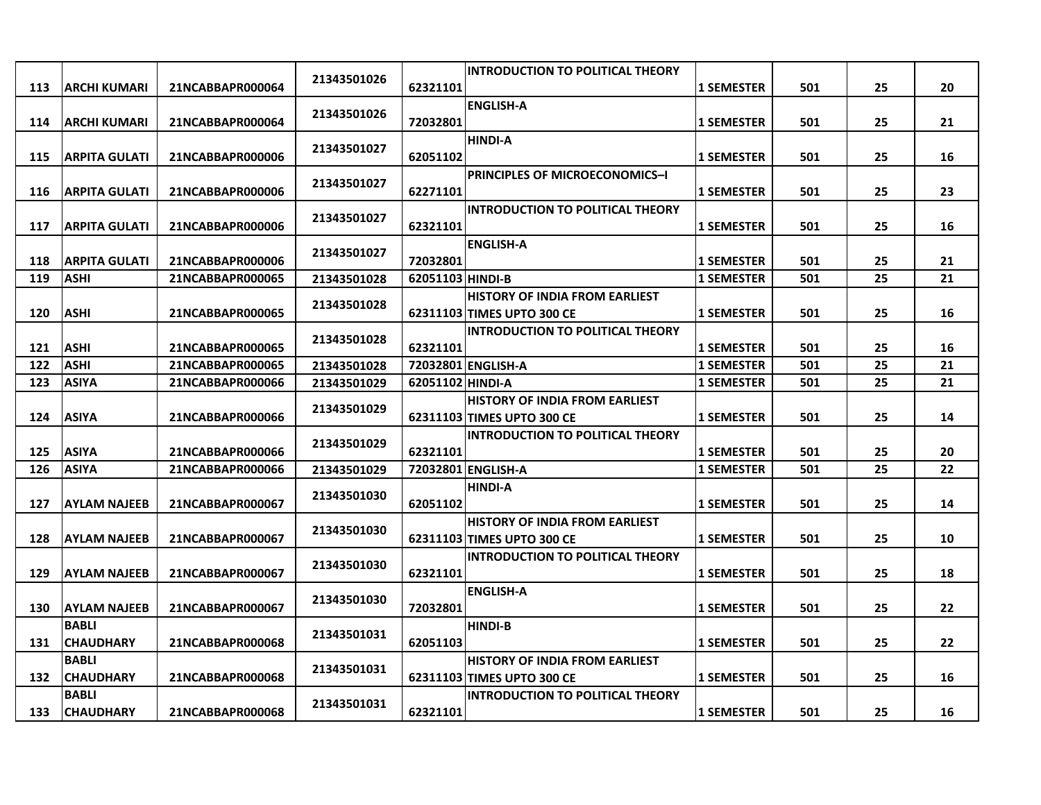| 113 | ARCHI KUMARI | 21NCABBAPR000064 | 21343501026 | 62321101 | INTRODUCTION TO POLITICAL THEORY | 1 SEMESTER | 501 | 25 | 20 |
|---|---|---|---|---|---|---|---|---|---|
| 114 | ARCHI KUMARI | 21NCABBAPR000064 | 21343501026 | 72032801 | ENGLISH-A | 1 SEMESTER | 501 | 25 | 21 |
| 115 | ARPITA GULATI | 21NCABBAPR000006 | 21343501027 | 62051102 | HINDI-A | 1 SEMESTER | 501 | 25 | 16 |
| 116 | ARPITA GULATI | 21NCABBAPR000006 | 21343501027 | 62271101 | PRINCIPLES OF MICROECONOMICS–I | 1 SEMESTER | 501 | 25 | 23 |
| 117 | ARPITA GULATI | 21NCABBAPR000006 | 21343501027 | 62321101 | INTRODUCTION TO POLITICAL THEORY | 1 SEMESTER | 501 | 25 | 16 |
| 118 | ARPITA GULATI | 21NCABBAPR000006 | 21343501027 | 72032801 | ENGLISH-A | 1 SEMESTER | 501 | 25 | 21 |
| 119 | ASHI | 21NCABBAPR000065 | 21343501028 | 62051103 | HINDI-B | 1 SEMESTER | 501 | 25 | 21 |
| 120 | ASHI | 21NCABBAPR000065 | 21343501028 | 62311103 | HISTORY OF INDIA FROM EARLIEST TIMES UPTO 300 CE | 1 SEMESTER | 501 | 25 | 16 |
| 121 | ASHI | 21NCABBAPR000065 | 21343501028 | 62321101 | INTRODUCTION TO POLITICAL THEORY | 1 SEMESTER | 501 | 25 | 16 |
| 122 | ASHI | 21NCABBAPR000065 | 21343501028 | 72032801 | ENGLISH-A | 1 SEMESTER | 501 | 25 | 21 |
| 123 | ASIYA | 21NCABBAPR000066 | 21343501029 | 62051102 | HINDI-A | 1 SEMESTER | 501 | 25 | 21 |
| 124 | ASIYA | 21NCABBAPR000066 | 21343501029 | 62311103 | HISTORY OF INDIA FROM EARLIEST TIMES UPTO 300 CE | 1 SEMESTER | 501 | 25 | 14 |
| 125 | ASIYA | 21NCABBAPR000066 | 21343501029 | 62321101 | INTRODUCTION TO POLITICAL THEORY | 1 SEMESTER | 501 | 25 | 20 |
| 126 | ASIYA | 21NCABBAPR000066 | 21343501029 | 72032801 | ENGLISH-A | 1 SEMESTER | 501 | 25 | 22 |
| 127 | AYLAM NAJEEB | 21NCABBAPR000067 | 21343501030 | 62051102 | HINDI-A | 1 SEMESTER | 501 | 25 | 14 |
| 128 | AYLAM NAJEEB | 21NCABBAPR000067 | 21343501030 | 62311103 | HISTORY OF INDIA FROM EARLIEST TIMES UPTO 300 CE | 1 SEMESTER | 501 | 25 | 10 |
| 129 | AYLAM NAJEEB | 21NCABBAPR000067 | 21343501030 | 62321101 | INTRODUCTION TO POLITICAL THEORY | 1 SEMESTER | 501 | 25 | 18 |
| 130 | AYLAM NAJEEB | 21NCABBAPR000067 | 21343501030 | 72032801 | ENGLISH-A | 1 SEMESTER | 501 | 25 | 22 |
| 131 | BABLI CHAUDHARY | 21NCABBAPR000068 | 21343501031 | 62051103 | HINDI-B | 1 SEMESTER | 501 | 25 | 22 |
| 132 | BABLI CHAUDHARY | 21NCABBAPR000068 | 21343501031 | 62311103 | HISTORY OF INDIA FROM EARLIEST TIMES UPTO 300 CE | 1 SEMESTER | 501 | 25 | 16 |
| 133 | BABLI CHAUDHARY | 21NCABBAPR000068 | 21343501031 | 62321101 | INTRODUCTION TO POLITICAL THEORY | 1 SEMESTER | 501 | 25 | 16 |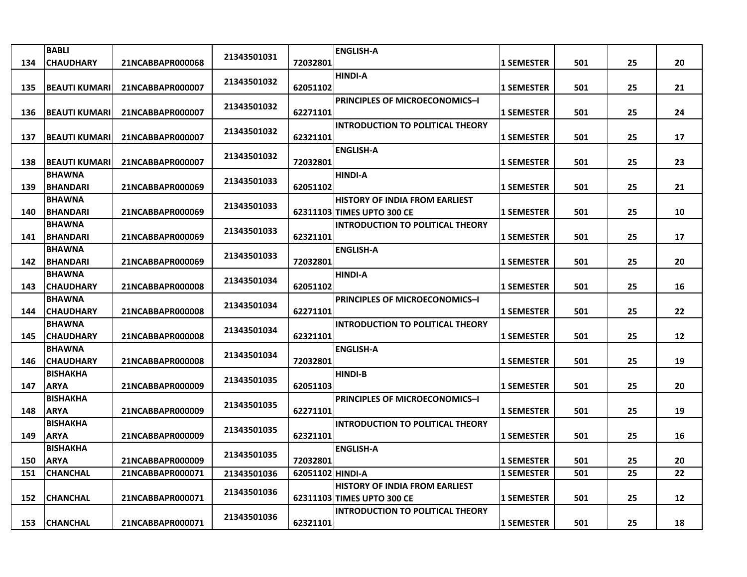| 134 | BABLI CHAUDHARY | 21NCABBAPR000068 | 21343501031 | 72032801 | ENGLISH-A | 1 SEMESTER | 501 | 25 | 20 |
|---|---|---|---|---|---|---|---|---|---|
| 135 | BEAUTI KUMARI | 21NCABBAPR000007 | 21343501032 | 62051102 | HINDI-A | 1 SEMESTER | 501 | 25 | 21 |
| 136 | BEAUTI KUMARI | 21NCABBAPR000007 | 21343501032 | 62271101 | PRINCIPLES OF MICROECONOMICS–I | 1 SEMESTER | 501 | 25 | 24 |
| 137 | BEAUTI KUMARI | 21NCABBAPR000007 | 21343501032 | 62321101 | INTRODUCTION TO POLITICAL THEORY | 1 SEMESTER | 501 | 25 | 17 |
| 138 | BEAUTI KUMARI | 21NCABBAPR000007 | 21343501032 | 72032801 | ENGLISH-A | 1 SEMESTER | 501 | 25 | 23 |
| 139 | BHAWNA BHANDARI | 21NCABBAPR000069 | 21343501033 | 62051102 | HINDI-A | 1 SEMESTER | 501 | 25 | 21 |
| 140 | BHAWNA BHANDARI | 21NCABBAPR000069 | 21343501033 | 62311103 | HISTORY OF INDIA FROM EARLIEST TIMES UPTO 300 CE | 1 SEMESTER | 501 | 25 | 10 |
| 141 | BHAWNA BHANDARI | 21NCABBAPR000069 | 21343501033 | 62321101 | INTRODUCTION TO POLITICAL THEORY | 1 SEMESTER | 501 | 25 | 17 |
| 142 | BHAWNA BHANDARI | 21NCABBAPR000069 | 21343501033 | 72032801 | ENGLISH-A | 1 SEMESTER | 501 | 25 | 20 |
| 143 | BHAWNA CHAUDHARY | 21NCABBAPR000008 | 21343501034 | 62051102 | HINDI-A | 1 SEMESTER | 501 | 25 | 16 |
| 144 | BHAWNA CHAUDHARY | 21NCABBAPR000008 | 21343501034 | 62271101 | PRINCIPLES OF MICROECONOMICS–I | 1 SEMESTER | 501 | 25 | 22 |
| 145 | BHAWNA CHAUDHARY | 21NCABBAPR000008 | 21343501034 | 62321101 | INTRODUCTION TO POLITICAL THEORY | 1 SEMESTER | 501 | 25 | 12 |
| 146 | BHAWNA CHAUDHARY | 21NCABBAPR000008 | 21343501034 | 72032801 | ENGLISH-A | 1 SEMESTER | 501 | 25 | 19 |
| 147 | BISHAKHA ARYA | 21NCABBAPR000009 | 21343501035 | 62051103 | HINDI-B | 1 SEMESTER | 501 | 25 | 20 |
| 148 | BISHAKHA ARYA | 21NCABBAPR000009 | 21343501035 | 62271101 | PRINCIPLES OF MICROECONOMICS–I | 1 SEMESTER | 501 | 25 | 19 |
| 149 | BISHAKHA ARYA | 21NCABBAPR000009 | 21343501035 | 62321101 | INTRODUCTION TO POLITICAL THEORY | 1 SEMESTER | 501 | 25 | 16 |
| 150 | BISHAKHA ARYA | 21NCABBAPR000009 | 21343501035 | 72032801 | ENGLISH-A | 1 SEMESTER | 501 | 25 | 20 |
| 151 | CHANCHAL | 21NCABBAPR000071 | 21343501036 | 62051102 | HINDI-A | 1 SEMESTER | 501 | 25 | 22 |
| 152 | CHANCHAL | 21NCABBAPR000071 | 21343501036 | 62311103 | HISTORY OF INDIA FROM EARLIEST TIMES UPTO 300 CE | 1 SEMESTER | 501 | 25 | 12 |
| 153 | CHANCHAL | 21NCABBAPR000071 | 21343501036 | 62321101 | INTRODUCTION TO POLITICAL THEORY | 1 SEMESTER | 501 | 25 | 18 |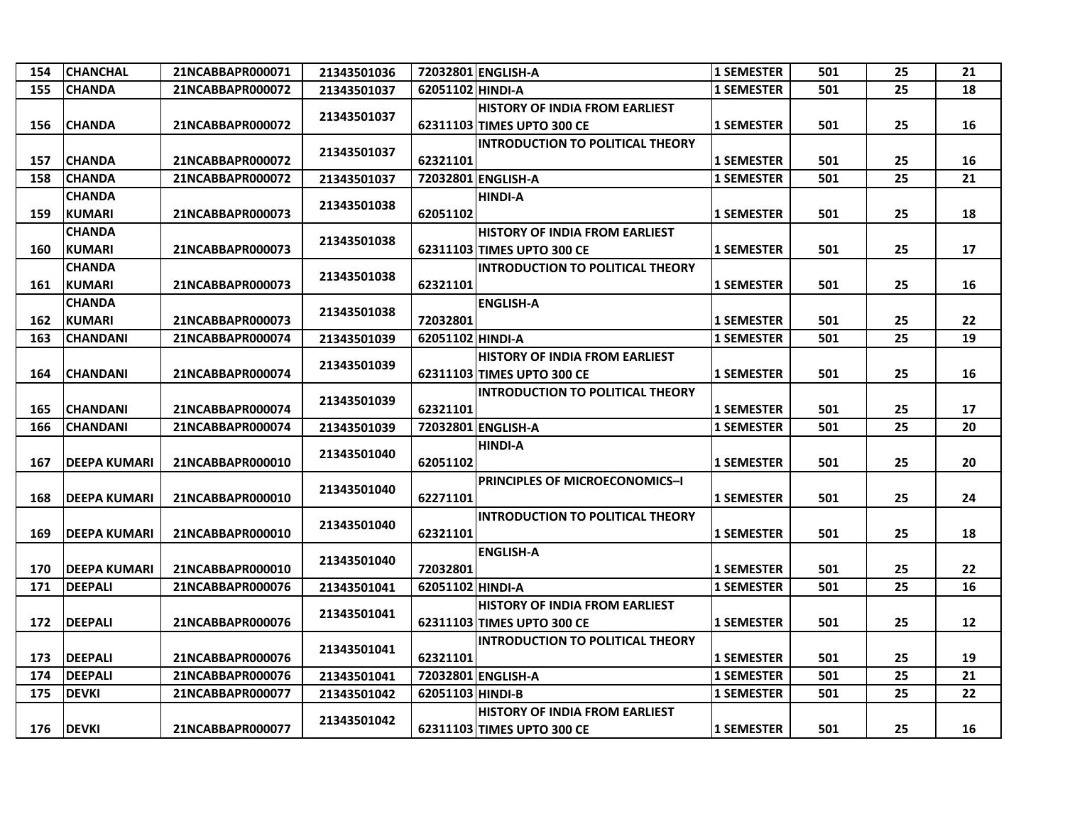| 154 | CHANCHAL | 21NCABBAPR000071 | 21343501036 | 72032801 | ENGLISH-A | 1 SEMESTER | 501 | 25 | 21 |
|---|---|---|---|---|---|---|---|---|---|
| 155 | CHANDA | 21NCABBAPR000072 | 21343501037 | 62051102 | HINDI-A | 1 SEMESTER | 501 | 25 | 18 |
| 156 | CHANDA | 21NCABBAPR000072 | 21343501037 | 62311103 | HISTORY OF INDIA FROM EARLIEST TIMES UPTO 300 CE | 1 SEMESTER | 501 | 25 | 16 |
| 157 | CHANDA | 21NCABBAPR000072 | 21343501037 | 62321101 | INTRODUCTION TO POLITICAL THEORY | 1 SEMESTER | 501 | 25 | 16 |
| 158 | CHANDA | 21NCABBAPR000072 | 21343501037 | 72032801 | ENGLISH-A | 1 SEMESTER | 501 | 25 | 21 |
| 159 | CHANDA KUMARI | 21NCABBAPR000073 | 21343501038 | 62051102 | HINDI-A | 1 SEMESTER | 501 | 25 | 18 |
| 160 | CHANDA KUMARI | 21NCABBAPR000073 | 21343501038 | 62311103 | HISTORY OF INDIA FROM EARLIEST TIMES UPTO 300 CE | 1 SEMESTER | 501 | 25 | 17 |
| 161 | CHANDA KUMARI | 21NCABBAPR000073 | 21343501038 | 62321101 | INTRODUCTION TO POLITICAL THEORY | 1 SEMESTER | 501 | 25 | 16 |
| 162 | CHANDA KUMARI | 21NCABBAPR000073 | 21343501038 | 72032801 | ENGLISH-A | 1 SEMESTER | 501 | 25 | 22 |
| 163 | CHANDANI | 21NCABBAPR000074 | 21343501039 | 62051102 | HINDI-A | 1 SEMESTER | 501 | 25 | 19 |
| 164 | CHANDANI | 21NCABBAPR000074 | 21343501039 | 62311103 | HISTORY OF INDIA FROM EARLIEST TIMES UPTO 300 CE | 1 SEMESTER | 501 | 25 | 16 |
| 165 | CHANDANI | 21NCABBAPR000074 | 21343501039 | 62321101 | INTRODUCTION TO POLITICAL THEORY | 1 SEMESTER | 501 | 25 | 17 |
| 166 | CHANDANI | 21NCABBAPR000074 | 21343501039 | 72032801 | ENGLISH-A | 1 SEMESTER | 501 | 25 | 20 |
| 167 | DEEPA KUMARI | 21NCABBAPR000010 | 21343501040 | 62051102 | HINDI-A | 1 SEMESTER | 501 | 25 | 20 |
| 168 | DEEPA KUMARI | 21NCABBAPR000010 | 21343501040 | 62271101 | PRINCIPLES OF MICROECONOMICS–I | 1 SEMESTER | 501 | 25 | 24 |
| 169 | DEEPA KUMARI | 21NCABBAPR000010 | 21343501040 | 62321101 | INTRODUCTION TO POLITICAL THEORY | 1 SEMESTER | 501 | 25 | 18 |
| 170 | DEEPA KUMARI | 21NCABBAPR000010 | 21343501040 | 72032801 | ENGLISH-A | 1 SEMESTER | 501 | 25 | 22 |
| 171 | DEEPALI | 21NCABBAPR000076 | 21343501041 | 62051102 | HINDI-A | 1 SEMESTER | 501 | 25 | 16 |
| 172 | DEEPALI | 21NCABBAPR000076 | 21343501041 | 62311103 | HISTORY OF INDIA FROM EARLIEST TIMES UPTO 300 CE | 1 SEMESTER | 501 | 25 | 12 |
| 173 | DEEPALI | 21NCABBAPR000076 | 21343501041 | 62321101 | INTRODUCTION TO POLITICAL THEORY | 1 SEMESTER | 501 | 25 | 19 |
| 174 | DEEPALI | 21NCABBAPR000076 | 21343501041 | 72032801 | ENGLISH-A | 1 SEMESTER | 501 | 25 | 21 |
| 175 | DEVKI | 21NCABBAPR000077 | 21343501042 | 62051103 | HINDI-B | 1 SEMESTER | 501 | 25 | 22 |
| 176 | DEVKI | 21NCABBAPR000077 | 21343501042 | 62311103 | HISTORY OF INDIA FROM EARLIEST TIMES UPTO 300 CE | 1 SEMESTER | 501 | 25 | 16 |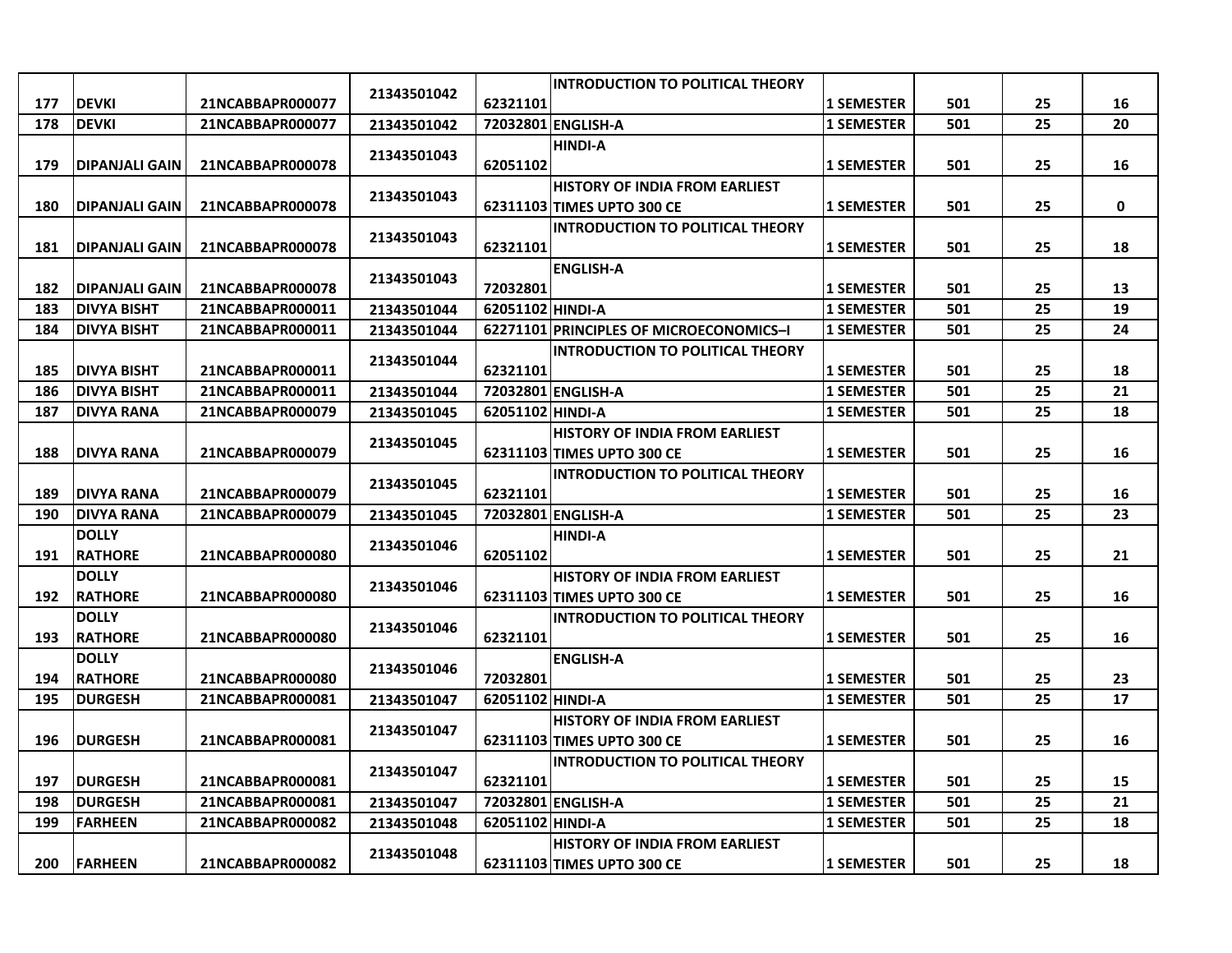| | | | | | | | | | |
|---|---|---|---|---|---|---|---|---|---|
| 177 | DEVKI | 21NCABBAPR000077 | 21343501042 | 62321101 | INTRODUCTION TO POLITICAL THEORY | 1 SEMESTER | 501 | 25 | 16 |
| 178 | DEVKI | 21NCABBAPR000077 | 21343501042 | 72032801 | ENGLISH-A | 1 SEMESTER | 501 | 25 | 20 |
| 179 | DIPANJALI GAIN | 21NCABBAPR000078 | 21343501043 | 62051102 | HINDI-A | 1 SEMESTER | 501 | 25 | 16 |
| 180 | DIPANJALI GAIN | 21NCABBAPR000078 | 21343501043 | 62311103 | HISTORY OF INDIA FROM EARLIEST TIMES UPTO 300 CE | 1 SEMESTER | 501 | 25 | 0 |
| 181 | DIPANJALI GAIN | 21NCABBAPR000078 | 21343501043 | 62321101 | INTRODUCTION TO POLITICAL THEORY | 1 SEMESTER | 501 | 25 | 18 |
| 182 | DIPANJALI GAIN | 21NCABBAPR000078 | 21343501043 | 72032801 | ENGLISH-A | 1 SEMESTER | 501 | 25 | 13 |
| 183 | DIVYA BISHT | 21NCABBAPR000011 | 21343501044 | 62051102 | HINDI-A | 1 SEMESTER | 501 | 25 | 19 |
| 184 | DIVYA BISHT | 21NCABBAPR000011 | 21343501044 | 62271101 | PRINCIPLES OF MICROECONOMICS–I | 1 SEMESTER | 501 | 25 | 24 |
| 185 | DIVYA BISHT | 21NCABBAPR000011 | 21343501044 | 62321101 | INTRODUCTION TO POLITICAL THEORY | 1 SEMESTER | 501 | 25 | 18 |
| 186 | DIVYA BISHT | 21NCABBAPR000011 | 21343501044 | 72032801 | ENGLISH-A | 1 SEMESTER | 501 | 25 | 21 |
| 187 | DIVYA RANA | 21NCABBAPR000079 | 21343501045 | 62051102 | HINDI-A | 1 SEMESTER | 501 | 25 | 18 |
| 188 | DIVYA RANA | 21NCABBAPR000079 | 21343501045 | 62311103 | HISTORY OF INDIA FROM EARLIEST TIMES UPTO 300 CE | 1 SEMESTER | 501 | 25 | 16 |
| 189 | DIVYA RANA | 21NCABBAPR000079 | 21343501045 | 62321101 | INTRODUCTION TO POLITICAL THEORY | 1 SEMESTER | 501 | 25 | 16 |
| 190 | DIVYA RANA | 21NCABBAPR000079 | 21343501045 | 72032801 | ENGLISH-A | 1 SEMESTER | 501 | 25 | 23 |
| 191 | DOLLY RATHORE | 21NCABBAPR000080 | 21343501046 | 62051102 | HINDI-A | 1 SEMESTER | 501 | 25 | 21 |
| 192 | DOLLY RATHORE | 21NCABBAPR000080 | 21343501046 | 62311103 | HISTORY OF INDIA FROM EARLIEST TIMES UPTO 300 CE | 1 SEMESTER | 501 | 25 | 16 |
| 193 | DOLLY RATHORE | 21NCABBAPR000080 | 21343501046 | 62321101 | INTRODUCTION TO POLITICAL THEORY | 1 SEMESTER | 501 | 25 | 16 |
| 194 | DOLLY RATHORE | 21NCABBAPR000080 | 21343501046 | 72032801 | ENGLISH-A | 1 SEMESTER | 501 | 25 | 23 |
| 195 | DURGESH | 21NCABBAPR000081 | 21343501047 | 62051102 | HINDI-A | 1 SEMESTER | 501 | 25 | 17 |
| 196 | DURGESH | 21NCABBAPR000081 | 21343501047 | 62311103 | HISTORY OF INDIA FROM EARLIEST TIMES UPTO 300 CE | 1 SEMESTER | 501 | 25 | 16 |
| 197 | DURGESH | 21NCABBAPR000081 | 21343501047 | 62321101 | INTRODUCTION TO POLITICAL THEORY | 1 SEMESTER | 501 | 25 | 15 |
| 198 | DURGESH | 21NCABBAPR000081 | 21343501047 | 72032801 | ENGLISH-A | 1 SEMESTER | 501 | 25 | 21 |
| 199 | FARHEEN | 21NCABBAPR000082 | 21343501048 | 62051102 | HINDI-A | 1 SEMESTER | 501 | 25 | 18 |
| 200 | FARHEEN | 21NCABBAPR000082 | 21343501048 | 62311103 | HISTORY OF INDIA FROM EARLIEST TIMES UPTO 300 CE | 1 SEMESTER | 501 | 25 | 18 |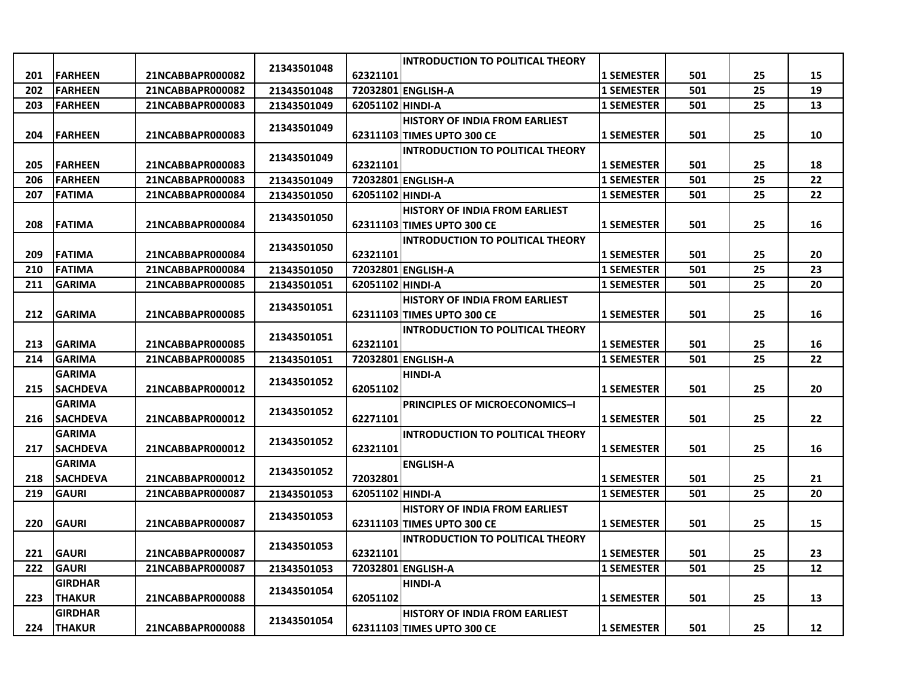| 201 | FARHEEN | 21NCABBAPR000082 | 21343501048 | 62321101 | INTRODUCTION TO POLITICAL THEORY | 1 SEMESTER | 501 | 25 | 15 |
|---|---|---|---|---|---|---|---|---|---|
| 202 | FARHEEN | 21NCABBAPR000082 | 21343501048 | 72032801 | ENGLISH-A | 1 SEMESTER | 501 | 25 | 19 |
| 203 | FARHEEN | 21NCABBAPR000083 | 21343501049 | 62051102 | HINDI-A | 1 SEMESTER | 501 | 25 | 13 |
| 204 | FARHEEN | 21NCABBAPR000083 | 21343501049 | 62311103 | HISTORY OF INDIA FROM EARLIEST TIMES UPTO 300 CE | 1 SEMESTER | 501 | 25 | 10 |
| 205 | FARHEEN | 21NCABBAPR000083 | 21343501049 | 62321101 | INTRODUCTION TO POLITICAL THEORY | 1 SEMESTER | 501 | 25 | 18 |
| 206 | FARHEEN | 21NCABBAPR000083 | 21343501049 | 72032801 | ENGLISH-A | 1 SEMESTER | 501 | 25 | 22 |
| 207 | FATIMA | 21NCABBAPR000084 | 21343501050 | 62051102 | HINDI-A | 1 SEMESTER | 501 | 25 | 22 |
| 208 | FATIMA | 21NCABBAPR000084 | 21343501050 | 62311103 | HISTORY OF INDIA FROM EARLIEST TIMES UPTO 300 CE | 1 SEMESTER | 501 | 25 | 16 |
| 209 | FATIMA | 21NCABBAPR000084 | 21343501050 | 62321101 | INTRODUCTION TO POLITICAL THEORY | 1 SEMESTER | 501 | 25 | 20 |
| 210 | FATIMA | 21NCABBAPR000084 | 21343501050 | 72032801 | ENGLISH-A | 1 SEMESTER | 501 | 25 | 23 |
| 211 | GARIMA | 21NCABBAPR000085 | 21343501051 | 62051102 | HINDI-A | 1 SEMESTER | 501 | 25 | 20 |
| 212 | GARIMA | 21NCABBAPR000085 | 21343501051 | 62311103 | HISTORY OF INDIA FROM EARLIEST TIMES UPTO 300 CE | 1 SEMESTER | 501 | 25 | 16 |
| 213 | GARIMA | 21NCABBAPR000085 | 21343501051 | 62321101 | INTRODUCTION TO POLITICAL THEORY | 1 SEMESTER | 501 | 25 | 16 |
| 214 | GARIMA | 21NCABBAPR000085 | 21343501051 | 72032801 | ENGLISH-A | 1 SEMESTER | 501 | 25 | 22 |
| 215 | GARIMA SACHDEVA | 21NCABBAPR000012 | 21343501052 | 62051102 | HINDI-A | 1 SEMESTER | 501 | 25 | 20 |
| 216 | GARIMA SACHDEVA | 21NCABBAPR000012 | 21343501052 | 62271101 | PRINCIPLES OF MICROECONOMICS–I | 1 SEMESTER | 501 | 25 | 22 |
| 217 | GARIMA SACHDEVA | 21NCABBAPR000012 | 21343501052 | 62321101 | INTRODUCTION TO POLITICAL THEORY | 1 SEMESTER | 501 | 25 | 16 |
| 218 | GARIMA SACHDEVA | 21NCABBAPR000012 | 21343501052 | 72032801 | ENGLISH-A | 1 SEMESTER | 501 | 25 | 21 |
| 219 | GAURI | 21NCABBAPR000087 | 21343501053 | 62051102 | HINDI-A | 1 SEMESTER | 501 | 25 | 20 |
| 220 | GAURI | 21NCABBAPR000087 | 21343501053 | 62311103 | HISTORY OF INDIA FROM EARLIEST TIMES UPTO 300 CE | 1 SEMESTER | 501 | 25 | 15 |
| 221 | GAURI | 21NCABBAPR000087 | 21343501053 | 62321101 | INTRODUCTION TO POLITICAL THEORY | 1 SEMESTER | 501 | 25 | 23 |
| 222 | GAURI | 21NCABBAPR000087 | 21343501053 | 72032801 | ENGLISH-A | 1 SEMESTER | 501 | 25 | 12 |
| 223 | GIRDHAR THAKUR | 21NCABBAPR000088 | 21343501054 | 62051102 | HINDI-A | 1 SEMESTER | 501 | 25 | 13 |
| 224 | GIRDHAR THAKUR | 21NCABBAPR000088 | 21343501054 | 62311103 | HISTORY OF INDIA FROM EARLIEST TIMES UPTO 300 CE | 1 SEMESTER | 501 | 25 | 12 |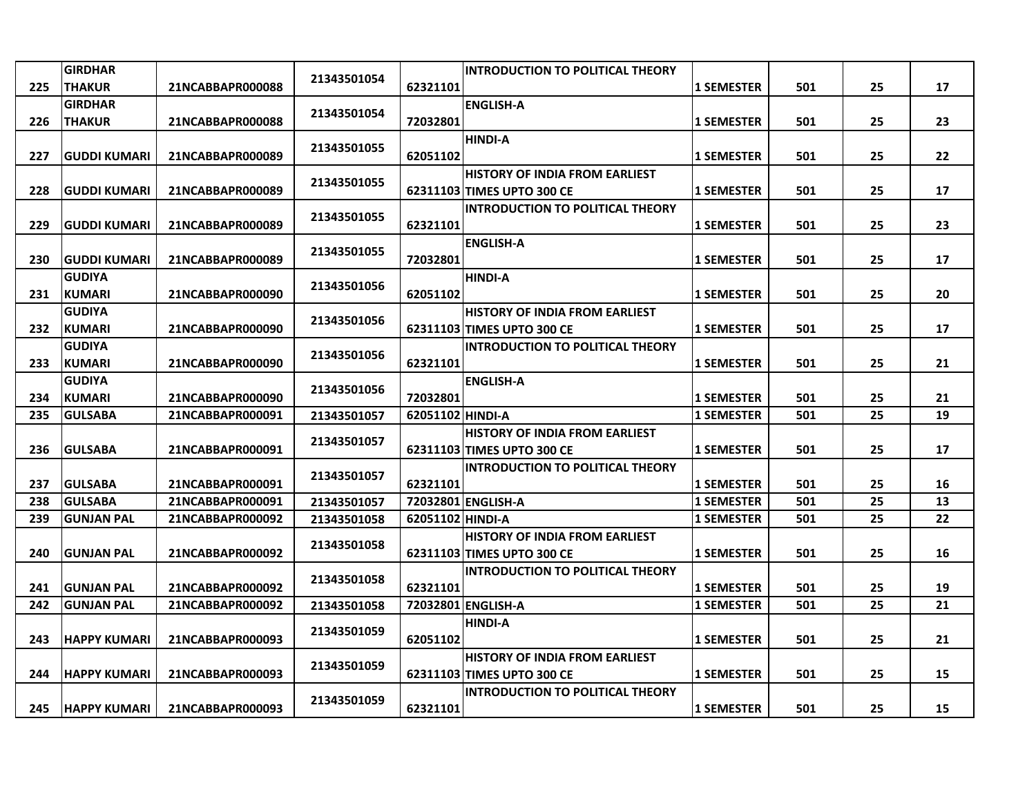| 225 | GIRDHAR THAKUR | 21NCABBAPR000088 | 21343501054 | 62321101 | INTRODUCTION TO POLITICAL THEORY | 1 SEMESTER | 501 | 25 | 17 |
|---|---|---|---|---|---|---|---|---|---|
| 226 | GIRDHAR THAKUR | 21NCABBAPR000088 | 21343501054 | 72032801 | ENGLISH-A | 1 SEMESTER | 501 | 25 | 23 |
| 227 | GUDDI KUMARI | 21NCABBAPR000089 | 21343501055 | 62051102 | HINDI-A | 1 SEMESTER | 501 | 25 | 22 |
| 228 | GUDDI KUMARI | 21NCABBAPR000089 | 21343501055 | 62311103 | HISTORY OF INDIA FROM EARLIEST TIMES UPTO 300 CE | 1 SEMESTER | 501 | 25 | 17 |
| 229 | GUDDI KUMARI | 21NCABBAPR000089 | 21343501055 | 62321101 | INTRODUCTION TO POLITICAL THEORY | 1 SEMESTER | 501 | 25 | 23 |
| 230 | GUDDI KUMARI | 21NCABBAPR000089 | 21343501055 | 72032801 | ENGLISH-A | 1 SEMESTER | 501 | 25 | 17 |
| 231 | GUDIYA KUMARI | 21NCABBAPR000090 | 21343501056 | 62051102 | HINDI-A | 1 SEMESTER | 501 | 25 | 20 |
| 232 | GUDIYA KUMARI | 21NCABBAPR000090 | 21343501056 | 62311103 | HISTORY OF INDIA FROM EARLIEST TIMES UPTO 300 CE | 1 SEMESTER | 501 | 25 | 17 |
| 233 | GUDIYA KUMARI | 21NCABBAPR000090 | 21343501056 | 62321101 | INTRODUCTION TO POLITICAL THEORY | 1 SEMESTER | 501 | 25 | 21 |
| 234 | GUDIYA KUMARI | 21NCABBAPR000090 | 21343501056 | 72032801 | ENGLISH-A | 1 SEMESTER | 501 | 25 | 21 |
| 235 | GULSABA | 21NCABBAPR000091 | 21343501057 | 62051102 | HINDI-A | 1 SEMESTER | 501 | 25 | 19 |
| 236 | GULSABA | 21NCABBAPR000091 | 21343501057 | 62311103 | HISTORY OF INDIA FROM EARLIEST TIMES UPTO 300 CE | 1 SEMESTER | 501 | 25 | 17 |
| 237 | GULSABA | 21NCABBAPR000091 | 21343501057 | 62321101 | INTRODUCTION TO POLITICAL THEORY | 1 SEMESTER | 501 | 25 | 16 |
| 238 | GULSABA | 21NCABBAPR000091 | 21343501057 | 72032801 | ENGLISH-A | 1 SEMESTER | 501 | 25 | 13 |
| 239 | GUNJAN PAL | 21NCABBAPR000092 | 21343501058 | 62051102 | HINDI-A | 1 SEMESTER | 501 | 25 | 22 |
| 240 | GUNJAN PAL | 21NCABBAPR000092 | 21343501058 | 62311103 | HISTORY OF INDIA FROM EARLIEST TIMES UPTO 300 CE | 1 SEMESTER | 501 | 25 | 16 |
| 241 | GUNJAN PAL | 21NCABBAPR000092 | 21343501058 | 62321101 | INTRODUCTION TO POLITICAL THEORY | 1 SEMESTER | 501 | 25 | 19 |
| 242 | GUNJAN PAL | 21NCABBAPR000092 | 21343501058 | 72032801 | ENGLISH-A | 1 SEMESTER | 501 | 25 | 21 |
| 243 | HAPPY KUMARI | 21NCABBAPR000093 | 21343501059 | 62051102 | HINDI-A | 1 SEMESTER | 501 | 25 | 21 |
| 244 | HAPPY KUMARI | 21NCABBAPR000093 | 21343501059 | 62311103 | HISTORY OF INDIA FROM EARLIEST TIMES UPTO 300 CE | 1 SEMESTER | 501 | 25 | 15 |
| 245 | HAPPY KUMARI | 21NCABBAPR000093 | 21343501059 | 62321101 | INTRODUCTION TO POLITICAL THEORY | 1 SEMESTER | 501 | 25 | 15 |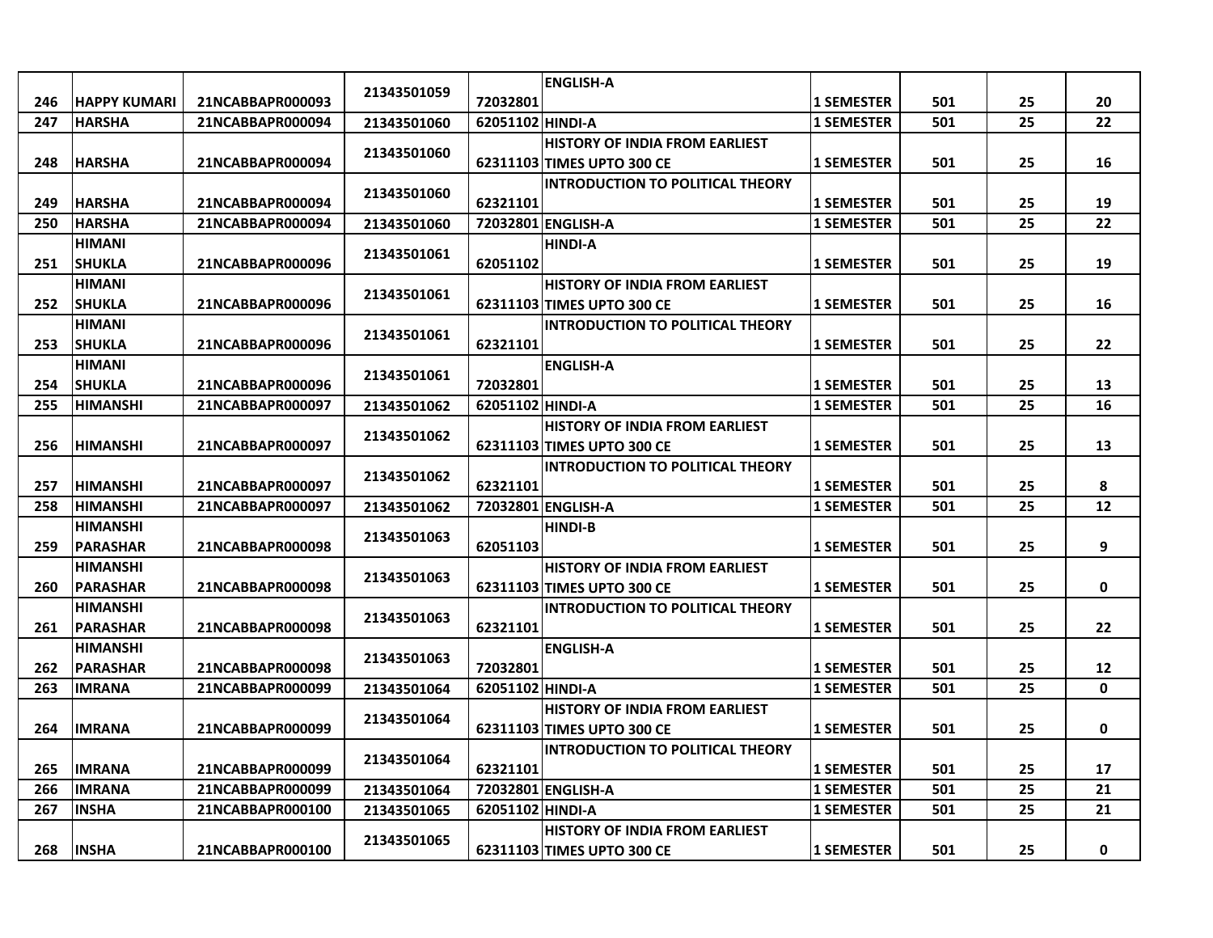| 246 | HAPPY KUMARI | 21NCABBAPR000093 | 21343501059 | 72032801 | ENGLISH-A | 1 SEMESTER | 501 | 25 | 20 |
|---|---|---|---|---|---|---|---|---|---|
| 247 | HARSHA | 21NCABBAPR000094 | 21343501060 | 62051102 | HINDI-A | 1 SEMESTER | 501 | 25 | 22 |
| 248 | HARSHA | 21NCABBAPR000094 | 21343501060 | 62311103 | HISTORY OF INDIA FROM EARLIEST TIMES UPTO 300 CE | 1 SEMESTER | 501 | 25 | 16 |
| 249 | HARSHA | 21NCABBAPR000094 | 21343501060 | 62321101 | INTRODUCTION TO POLITICAL THEORY | 1 SEMESTER | 501 | 25 | 19 |
| 250 | HARSHA | 21NCABBAPR000094 | 21343501060 | 72032801 | ENGLISH-A | 1 SEMESTER | 501 | 25 | 22 |
| 251 | HIMANI SHUKLA | 21NCABBAPR000096 | 21343501061 | 62051102 | HINDI-A | 1 SEMESTER | 501 | 25 | 19 |
| 252 | HIMANI SHUKLA | 21NCABBAPR000096 | 21343501061 | 62311103 | HISTORY OF INDIA FROM EARLIEST TIMES UPTO 300 CE | 1 SEMESTER | 501 | 25 | 16 |
| 253 | HIMANI SHUKLA | 21NCABBAPR000096 | 21343501061 | 62321101 | INTRODUCTION TO POLITICAL THEORY | 1 SEMESTER | 501 | 25 | 22 |
| 254 | HIMANI SHUKLA | 21NCABBAPR000096 | 21343501061 | 72032801 | ENGLISH-A | 1 SEMESTER | 501 | 25 | 13 |
| 255 | HIMANSHI | 21NCABBAPR000097 | 21343501062 | 62051102 | HINDI-A | 1 SEMESTER | 501 | 25 | 16 |
| 256 | HIMANSHI | 21NCABBAPR000097 | 21343501062 | 62311103 | HISTORY OF INDIA FROM EARLIEST TIMES UPTO 300 CE | 1 SEMESTER | 501 | 25 | 13 |
| 257 | HIMANSHI | 21NCABBAPR000097 | 21343501062 | 62321101 | INTRODUCTION TO POLITICAL THEORY | 1 SEMESTER | 501 | 25 | 8 |
| 258 | HIMANSHI | 21NCABBAPR000097 | 21343501062 | 72032801 | ENGLISH-A | 1 SEMESTER | 501 | 25 | 12 |
| 259 | HIMANSHI PARASHAR | 21NCABBAPR000098 | 21343501063 | 62051103 | HINDI-B | 1 SEMESTER | 501 | 25 | 9 |
| 260 | HIMANSHI PARASHAR | 21NCABBAPR000098 | 21343501063 | 62311103 | HISTORY OF INDIA FROM EARLIEST TIMES UPTO 300 CE | 1 SEMESTER | 501 | 25 | 0 |
| 261 | HIMANSHI PARASHAR | 21NCABBAPR000098 | 21343501063 | 62321101 | INTRODUCTION TO POLITICAL THEORY | 1 SEMESTER | 501 | 25 | 22 |
| 262 | HIMANSHI PARASHAR | 21NCABBAPR000098 | 21343501063 | 72032801 | ENGLISH-A | 1 SEMESTER | 501 | 25 | 12 |
| 263 | IMRANA | 21NCABBAPR000099 | 21343501064 | 62051102 | HINDI-A | 1 SEMESTER | 501 | 25 | 0 |
| 264 | IMRANA | 21NCABBAPR000099 | 21343501064 | 62311103 | HISTORY OF INDIA FROM EARLIEST TIMES UPTO 300 CE | 1 SEMESTER | 501 | 25 | 0 |
| 265 | IMRANA | 21NCABBAPR000099 | 21343501064 | 62321101 | INTRODUCTION TO POLITICAL THEORY | 1 SEMESTER | 501 | 25 | 17 |
| 266 | IMRANA | 21NCABBAPR000099 | 21343501064 | 72032801 | ENGLISH-A | 1 SEMESTER | 501 | 25 | 21 |
| 267 | INSHA | 21NCABBAPR000100 | 21343501065 | 62051102 | HINDI-A | 1 SEMESTER | 501 | 25 | 21 |
| 268 | INSHA | 21NCABBAPR000100 | 21343501065 | 62311103 | HISTORY OF INDIA FROM EARLIEST TIMES UPTO 300 CE | 1 SEMESTER | 501 | 25 | 0 |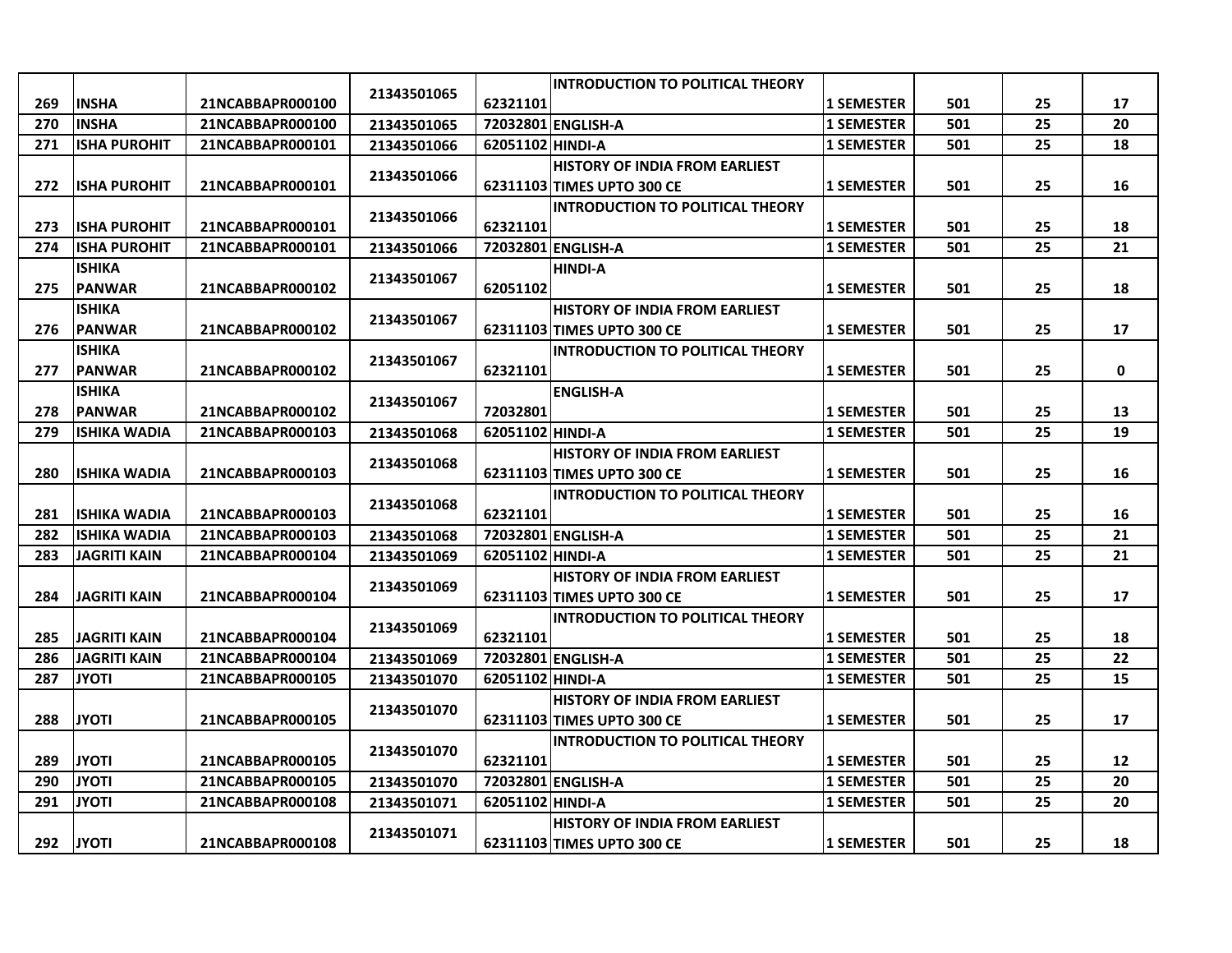| 269 | INSHA | 21NCABBAPR000100 | 21343501065 | 62321101 | INTRODUCTION TO POLITICAL THEORY | 1 SEMESTER | 501 | 25 | 17 |
|---|---|---|---|---|---|---|---|---|---|
| 270 | INSHA | 21NCABBAPR000100 | 21343501065 | 72032801 | ENGLISH-A | 1 SEMESTER | 501 | 25 | 20 |
| 271 | ISHA PUROHIT | 21NCABBAPR000101 | 21343501066 | 62051102 | HINDI-A | 1 SEMESTER | 501 | 25 | 18 |
| 272 | ISHA PUROHIT | 21NCABBAPR000101 | 21343501066 | 62311103 | HISTORY OF INDIA FROM EARLIEST TIMES UPTO 300 CE | 1 SEMESTER | 501 | 25 | 16 |
| 273 | ISHA PUROHIT | 21NCABBAPR000101 | 21343501066 | 62321101 | INTRODUCTION TO POLITICAL THEORY | 1 SEMESTER | 501 | 25 | 18 |
| 274 | ISHA PUROHIT | 21NCABBAPR000101 | 21343501066 | 72032801 | ENGLISH-A | 1 SEMESTER | 501 | 25 | 21 |
| 275 | ISHIKA PANWAR | 21NCABBAPR000102 | 21343501067 | 62051102 | HINDI-A | 1 SEMESTER | 501 | 25 | 18 |
| 276 | ISHIKA PANWAR | 21NCABBAPR000102 | 21343501067 | 62311103 | HISTORY OF INDIA FROM EARLIEST TIMES UPTO 300 CE | 1 SEMESTER | 501 | 25 | 17 |
| 277 | ISHIKA PANWAR | 21NCABBAPR000102 | 21343501067 | 62321101 | INTRODUCTION TO POLITICAL THEORY | 1 SEMESTER | 501 | 25 | 0 |
| 278 | ISHIKA PANWAR | 21NCABBAPR000102 | 21343501067 | 72032801 | ENGLISH-A | 1 SEMESTER | 501 | 25 | 13 |
| 279 | ISHIKA WADIA | 21NCABBAPR000103 | 21343501068 | 62051102 | HINDI-A | 1 SEMESTER | 501 | 25 | 19 |
| 280 | ISHIKA WADIA | 21NCABBAPR000103 | 21343501068 | 62311103 | HISTORY OF INDIA FROM EARLIEST TIMES UPTO 300 CE | 1 SEMESTER | 501 | 25 | 16 |
| 281 | ISHIKA WADIA | 21NCABBAPR000103 | 21343501068 | 62321101 | INTRODUCTION TO POLITICAL THEORY | 1 SEMESTER | 501 | 25 | 16 |
| 282 | ISHIKA WADIA | 21NCABBAPR000103 | 21343501068 | 72032801 | ENGLISH-A | 1 SEMESTER | 501 | 25 | 21 |
| 283 | JAGRITI KAIN | 21NCABBAPR000104 | 21343501069 | 62051102 | HINDI-A | 1 SEMESTER | 501 | 25 | 21 |
| 284 | JAGRITI KAIN | 21NCABBAPR000104 | 21343501069 | 62311103 | HISTORY OF INDIA FROM EARLIEST TIMES UPTO 300 CE | 1 SEMESTER | 501 | 25 | 17 |
| 285 | JAGRITI KAIN | 21NCABBAPR000104 | 21343501069 | 62321101 | INTRODUCTION TO POLITICAL THEORY | 1 SEMESTER | 501 | 25 | 18 |
| 286 | JAGRITI KAIN | 21NCABBAPR000104 | 21343501069 | 72032801 | ENGLISH-A | 1 SEMESTER | 501 | 25 | 22 |
| 287 | JYOTI | 21NCABBAPR000105 | 21343501070 | 62051102 | HINDI-A | 1 SEMESTER | 501 | 25 | 15 |
| 288 | JYOTI | 21NCABBAPR000105 | 21343501070 | 62311103 | HISTORY OF INDIA FROM EARLIEST TIMES UPTO 300 CE | 1 SEMESTER | 501 | 25 | 17 |
| 289 | JYOTI | 21NCABBAPR000105 | 21343501070 | 62321101 | INTRODUCTION TO POLITICAL THEORY | 1 SEMESTER | 501 | 25 | 12 |
| 290 | JYOTI | 21NCABBAPR000105 | 21343501070 | 72032801 | ENGLISH-A | 1 SEMESTER | 501 | 25 | 20 |
| 291 | JYOTI | 21NCABBAPR000108 | 21343501071 | 62051102 | HINDI-A | 1 SEMESTER | 501 | 25 | 20 |
| 292 | JYOTI | 21NCABBAPR000108 | 21343501071 | 62311103 | HISTORY OF INDIA FROM EARLIEST TIMES UPTO 300 CE | 1 SEMESTER | 501 | 25 | 18 |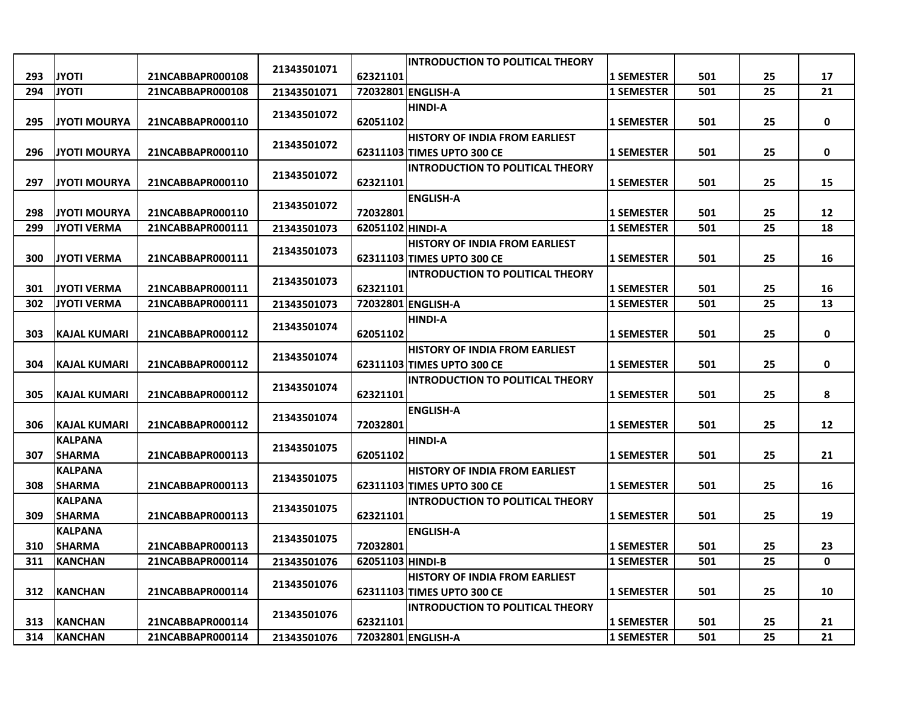| 293 | JYOTI | 21NCABBAPR000108 | 21343501071 | 62321101 | INTRODUCTION TO POLITICAL THEORY | 1 SEMESTER | 501 | 25 | 17 |
|---|---|---|---|---|---|---|---|---|---|
| 294 | JYOTI | 21NCABBAPR000108 | 21343501071 | 72032801 | ENGLISH-A | 1 SEMESTER | 501 | 25 | 21 |
| 295 | JYOTI MOURYA | 21NCABBAPR000110 | 21343501072 | 62051102 | HINDI-A | 1 SEMESTER | 501 | 25 | 0 |
| 296 | JYOTI MOURYA | 21NCABBAPR000110 | 21343501072 | 62311103 | HISTORY OF INDIA FROM EARLIEST TIMES UPTO 300 CE | 1 SEMESTER | 501 | 25 | 0 |
| 297 | JYOTI MOURYA | 21NCABBAPR000110 | 21343501072 | 62321101 | INTRODUCTION TO POLITICAL THEORY | 1 SEMESTER | 501 | 25 | 15 |
| 298 | JYOTI MOURYA | 21NCABBAPR000110 | 21343501072 | 72032801 | ENGLISH-A | 1 SEMESTER | 501 | 25 | 12 |
| 299 | JYOTI VERMA | 21NCABBAPR000111 | 21343501073 | 62051102 | HINDI-A | 1 SEMESTER | 501 | 25 | 18 |
| 300 | JYOTI VERMA | 21NCABBAPR000111 | 21343501073 | 62311103 | HISTORY OF INDIA FROM EARLIEST TIMES UPTO 300 CE | 1 SEMESTER | 501 | 25 | 16 |
| 301 | JYOTI VERMA | 21NCABBAPR000111 | 21343501073 | 62321101 | INTRODUCTION TO POLITICAL THEORY | 1 SEMESTER | 501 | 25 | 16 |
| 302 | JYOTI VERMA | 21NCABBAPR000111 | 21343501073 | 72032801 | ENGLISH-A | 1 SEMESTER | 501 | 25 | 13 |
| 303 | KAJAL KUMARI | 21NCABBAPR000112 | 21343501074 | 62051102 | HINDI-A | 1 SEMESTER | 501 | 25 | 0 |
| 304 | KAJAL KUMARI | 21NCABBAPR000112 | 21343501074 | 62311103 | HISTORY OF INDIA FROM EARLIEST TIMES UPTO 300 CE | 1 SEMESTER | 501 | 25 | 0 |
| 305 | KAJAL KUMARI | 21NCABBAPR000112 | 21343501074 | 62321101 | INTRODUCTION TO POLITICAL THEORY | 1 SEMESTER | 501 | 25 | 8 |
| 306 | KAJAL KUMARI | 21NCABBAPR000112 | 21343501074 | 72032801 | ENGLISH-A | 1 SEMESTER | 501 | 25 | 12 |
| 307 | KALPANA SHARMA | 21NCABBAPR000113 | 21343501075 | 62051102 | HINDI-A | 1 SEMESTER | 501 | 25 | 21 |
| 308 | KALPANA SHARMA | 21NCABBAPR000113 | 21343501075 | 62311103 | HISTORY OF INDIA FROM EARLIEST TIMES UPTO 300 CE | 1 SEMESTER | 501 | 25 | 16 |
| 309 | KALPANA SHARMA | 21NCABBAPR000113 | 21343501075 | 62321101 | INTRODUCTION TO POLITICAL THEORY | 1 SEMESTER | 501 | 25 | 19 |
| 310 | KALPANA SHARMA | 21NCABBAPR000113 | 21343501075 | 72032801 | ENGLISH-A | 1 SEMESTER | 501 | 25 | 23 |
| 311 | KANCHAN | 21NCABBAPR000114 | 21343501076 | 62051103 | HINDI-B | 1 SEMESTER | 501 | 25 | 0 |
| 312 | KANCHAN | 21NCABBAPR000114 | 21343501076 | 62311103 | HISTORY OF INDIA FROM EARLIEST TIMES UPTO 300 CE | 1 SEMESTER | 501 | 25 | 10 |
| 313 | KANCHAN | 21NCABBAPR000114 | 21343501076 | 62321101 | INTRODUCTION TO POLITICAL THEORY | 1 SEMESTER | 501 | 25 | 21 |
| 314 | KANCHAN | 21NCABBAPR000114 | 21343501076 | 72032801 | ENGLISH-A | 1 SEMESTER | 501 | 25 | 21 |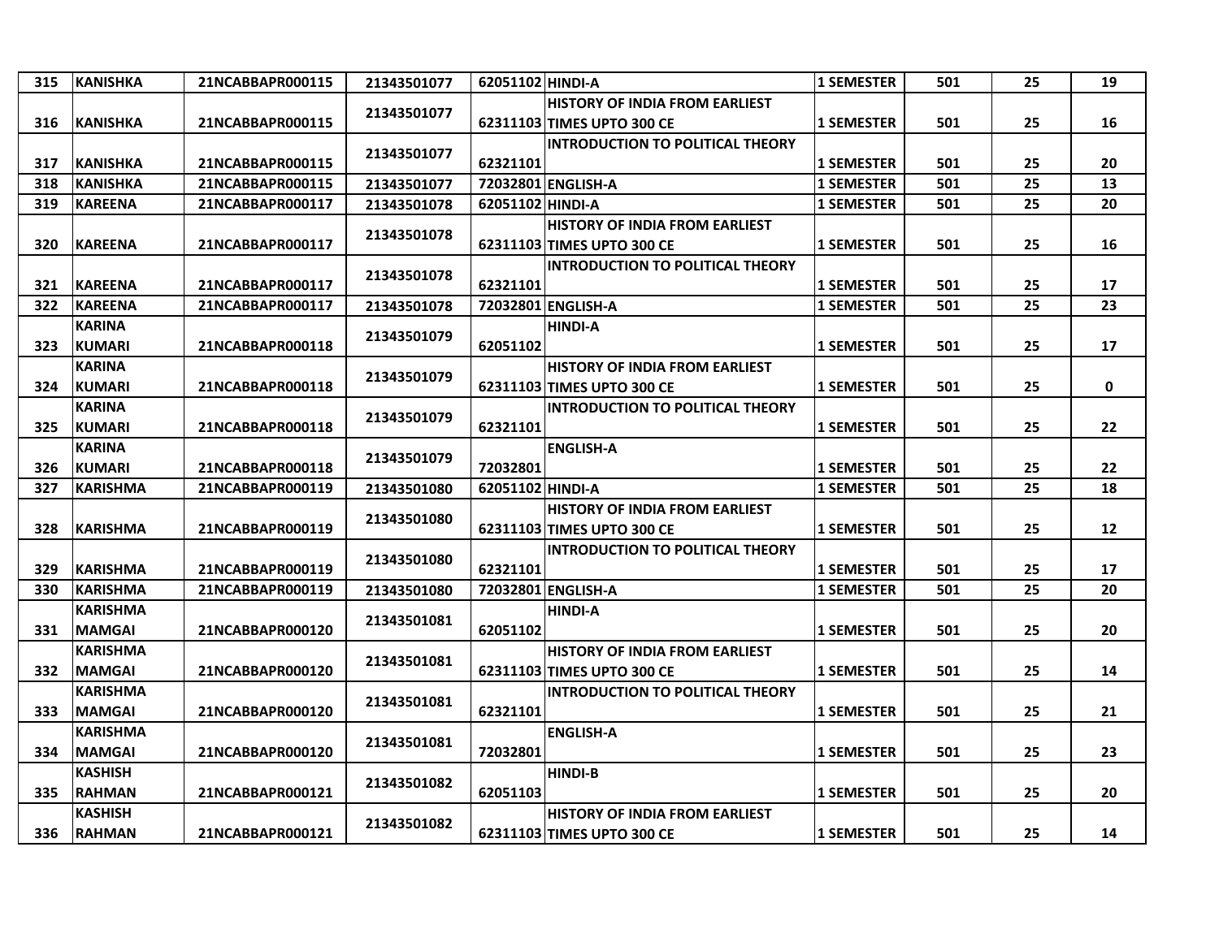| 315 | KANISHKA | 21NCABBAPR000115 | 21343501077 | 62051102 | HINDI-A | 1 SEMESTER | 501 | 25 | 19 |
|---|---|---|---|---|---|---|---|---|---|
| 316 | KANISHKA | 21NCABBAPR000115 | 21343501077 | 62311103 | HISTORY OF INDIA FROM EARLIEST TIMES UPTO 300 CE | 1 SEMESTER | 501 | 25 | 16 |
| 317 | KANISHKA | 21NCABBAPR000115 | 21343501077 | 62321101 | INTRODUCTION TO POLITICAL THEORY | 1 SEMESTER | 501 | 25 | 20 |
| 318 | KANISHKA | 21NCABBAPR000115 | 21343501077 | 72032801 | ENGLISH-A | 1 SEMESTER | 501 | 25 | 13 |
| 319 | KAREENA | 21NCABBAPR000117 | 21343501078 | 62051102 | HINDI-A | 1 SEMESTER | 501 | 25 | 20 |
| 320 | KAREENA | 21NCABBAPR000117 | 21343501078 | 62311103 | HISTORY OF INDIA FROM EARLIEST TIMES UPTO 300 CE | 1 SEMESTER | 501 | 25 | 16 |
| 321 | KAREENA | 21NCABBAPR000117 | 21343501078 | 62321101 | INTRODUCTION TO POLITICAL THEORY | 1 SEMESTER | 501 | 25 | 17 |
| 322 | KAREENA | 21NCABBAPR000117 | 21343501078 | 72032801 | ENGLISH-A | 1 SEMESTER | 501 | 25 | 23 |
| 323 | KARINA KUMARI | 21NCABBAPR000118 | 21343501079 | 62051102 | HINDI-A | 1 SEMESTER | 501 | 25 | 17 |
| 324 | KARINA KUMARI | 21NCABBAPR000118 | 21343501079 | 62311103 | HISTORY OF INDIA FROM EARLIEST TIMES UPTO 300 CE | 1 SEMESTER | 501 | 25 | 0 |
| 325 | KARINA KUMARI | 21NCABBAPR000118 | 21343501079 | 62321101 | INTRODUCTION TO POLITICAL THEORY | 1 SEMESTER | 501 | 25 | 22 |
| 326 | KARINA KUMARI | 21NCABBAPR000118 | 21343501079 | 72032801 | ENGLISH-A | 1 SEMESTER | 501 | 25 | 22 |
| 327 | KARISHMA | 21NCABBAPR000119 | 21343501080 | 62051102 | HINDI-A | 1 SEMESTER | 501 | 25 | 18 |
| 328 | KARISHMA | 21NCABBAPR000119 | 21343501080 | 62311103 | HISTORY OF INDIA FROM EARLIEST TIMES UPTO 300 CE | 1 SEMESTER | 501 | 25 | 12 |
| 329 | KARISHMA | 21NCABBAPR000119 | 21343501080 | 62321101 | INTRODUCTION TO POLITICAL THEORY | 1 SEMESTER | 501 | 25 | 17 |
| 330 | KARISHMA | 21NCABBAPR000119 | 21343501080 | 72032801 | ENGLISH-A | 1 SEMESTER | 501 | 25 | 20 |
| 331 | KARISHMA MAMGAI | 21NCABBAPR000120 | 21343501081 | 62051102 | HINDI-A | 1 SEMESTER | 501 | 25 | 20 |
| 332 | KARISHMA MAMGAI | 21NCABBAPR000120 | 21343501081 | 62311103 | HISTORY OF INDIA FROM EARLIEST TIMES UPTO 300 CE | 1 SEMESTER | 501 | 25 | 14 |
| 333 | KARISHMA MAMGAI | 21NCABBAPR000120 | 21343501081 | 62321101 | INTRODUCTION TO POLITICAL THEORY | 1 SEMESTER | 501 | 25 | 21 |
| 334 | KARISHMA MAMGAI | 21NCABBAPR000120 | 21343501081 | 72032801 | ENGLISH-A | 1 SEMESTER | 501 | 25 | 23 |
| 335 | KASHISH RAHMAN | 21NCABBAPR000121 | 21343501082 | 62051103 | HINDI-B | 1 SEMESTER | 501 | 25 | 20 |
| 336 | KASHISH RAHMAN | 21NCABBAPR000121 | 21343501082 | 62311103 | HISTORY OF INDIA FROM EARLIEST TIMES UPTO 300 CE | 1 SEMESTER | 501 | 25 | 14 |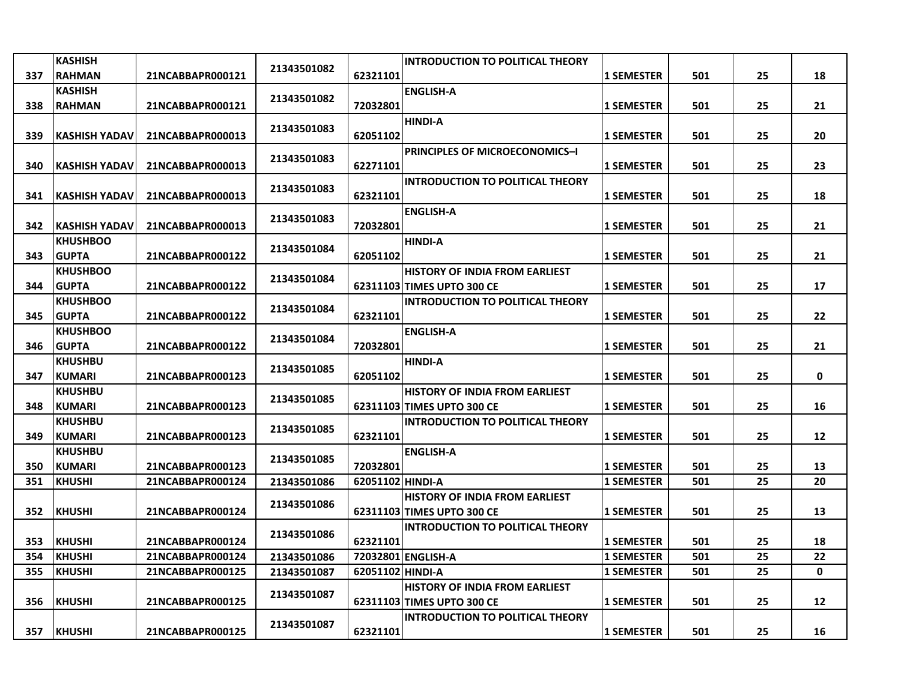| 337 | KASHISH RAHMAN | 21NCABBAPR000121 | 21343501082 | 62321101 | INTRODUCTION TO POLITICAL THEORY | 1 SEMESTER | 501 | 25 | 18 |
|---|---|---|---|---|---|---|---|---|---|
| 338 | KASHISH RAHMAN | 21NCABBAPR000121 | 21343501082 | 72032801 | ENGLISH-A | 1 SEMESTER | 501 | 25 | 21 |
| 339 | KASHISH YADAV | 21NCABBAPR000013 | 21343501083 | 62051102 | HINDI-A | 1 SEMESTER | 501 | 25 | 20 |
| 340 | KASHISH YADAV | 21NCABBAPR000013 | 21343501083 | 62271101 | PRINCIPLES OF MICROECONOMICS–I | 1 SEMESTER | 501 | 25 | 23 |
| 341 | KASHISH YADAV | 21NCABBAPR000013 | 21343501083 | 62321101 | INTRODUCTION TO POLITICAL THEORY | 1 SEMESTER | 501 | 25 | 18 |
| 342 | KASHISH YADAV | 21NCABBAPR000013 | 21343501083 | 72032801 | ENGLISH-A | 1 SEMESTER | 501 | 25 | 21 |
| 343 | KHUSHBOO GUPTA | 21NCABBAPR000122 | 21343501084 | 62051102 | HINDI-A | 1 SEMESTER | 501 | 25 | 21 |
| 344 | KHUSHBOO GUPTA | 21NCABBAPR000122 | 21343501084 | 62311103 | HISTORY OF INDIA FROM EARLIEST TIMES UPTO 300 CE | 1 SEMESTER | 501 | 25 | 17 |
| 345 | KHUSHBOO GUPTA | 21NCABBAPR000122 | 21343501084 | 62321101 | INTRODUCTION TO POLITICAL THEORY | 1 SEMESTER | 501 | 25 | 22 |
| 346 | KHUSHBOO GUPTA | 21NCABBAPR000122 | 21343501084 | 72032801 | ENGLISH-A | 1 SEMESTER | 501 | 25 | 21 |
| 347 | KHUSHBU KUMARI | 21NCABBAPR000123 | 21343501085 | 62051102 | HINDI-A | 1 SEMESTER | 501 | 25 | 0 |
| 348 | KHUSHBU KUMARI | 21NCABBAPR000123 | 21343501085 | 62311103 | HISTORY OF INDIA FROM EARLIEST TIMES UPTO 300 CE | 1 SEMESTER | 501 | 25 | 16 |
| 349 | KHUSHBU KUMARI | 21NCABBAPR000123 | 21343501085 | 62321101 | INTRODUCTION TO POLITICAL THEORY | 1 SEMESTER | 501 | 25 | 12 |
| 350 | KHUSHBU KUMARI | 21NCABBAPR000123 | 21343501085 | 72032801 | ENGLISH-A | 1 SEMESTER | 501 | 25 | 13 |
| 351 | KHUSHI | 21NCABBAPR000124 | 21343501086 | 62051102 | HINDI-A | 1 SEMESTER | 501 | 25 | 20 |
| 352 | KHUSHI | 21NCABBAPR000124 | 21343501086 | 62311103 | HISTORY OF INDIA FROM EARLIEST TIMES UPTO 300 CE | 1 SEMESTER | 501 | 25 | 13 |
| 353 | KHUSHI | 21NCABBAPR000124 | 21343501086 | 62321101 | INTRODUCTION TO POLITICAL THEORY | 1 SEMESTER | 501 | 25 | 18 |
| 354 | KHUSHI | 21NCABBAPR000124 | 21343501086 | 72032801 | ENGLISH-A | 1 SEMESTER | 501 | 25 | 22 |
| 355 | KHUSHI | 21NCABBAPR000125 | 21343501087 | 62051102 | HINDI-A | 1 SEMESTER | 501 | 25 | 0 |
| 356 | KHUSHI | 21NCABBAPR000125 | 21343501087 | 62311103 | HISTORY OF INDIA FROM EARLIEST TIMES UPTO 300 CE | 1 SEMESTER | 501 | 25 | 12 |
| 357 | KHUSHI | 21NCABBAPR000125 | 21343501087 | 62321101 | INTRODUCTION TO POLITICAL THEORY | 1 SEMESTER | 501 | 25 | 16 |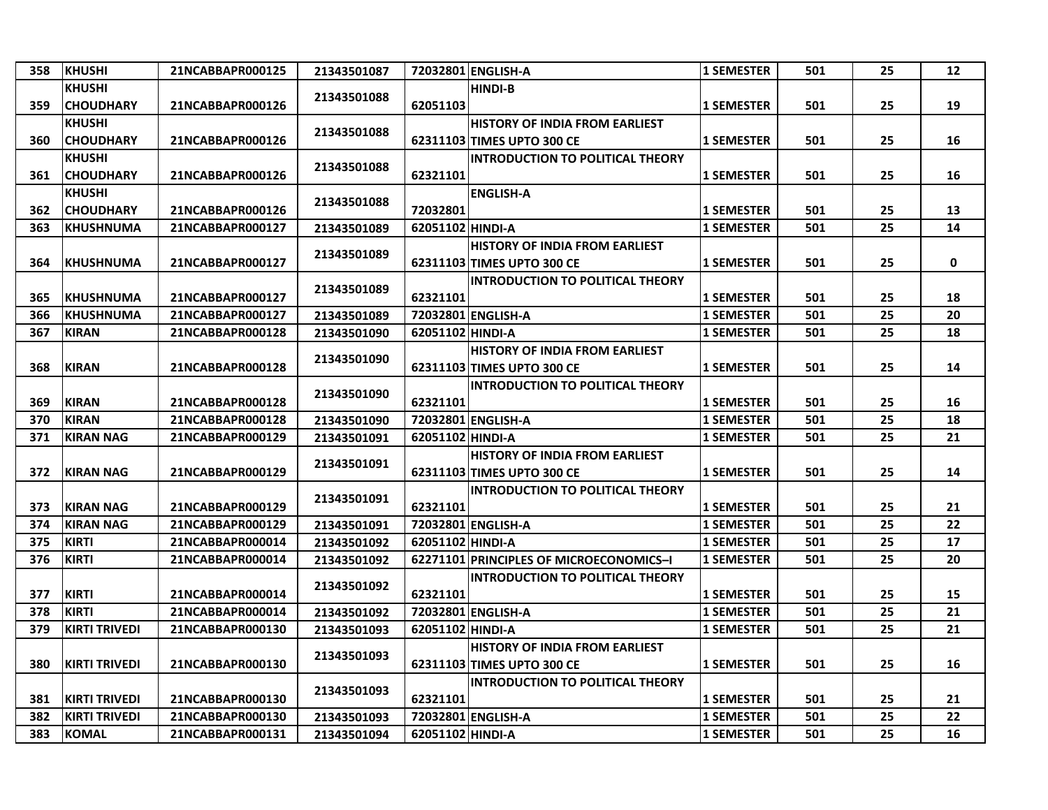| 358 | KHUSHI | 21NCABBAPR000125 | 21343501087 | 72032801 | ENGLISH-A | 1 SEMESTER | 501 | 25 | 12 |
|---|---|---|---|---|---|---|---|---|---|
| 359 | KHUSHI CHOUDHARY | 21NCABBAPR000126 | 21343501088 | 62051103 | HINDI-B | 1 SEMESTER | 501 | 25 | 19 |
| 360 | KHUSHI CHOUDHARY | 21NCABBAPR000126 | 21343501088 | 62311103 | HISTORY OF INDIA FROM EARLIEST TIMES UPTO 300 CE | 1 SEMESTER | 501 | 25 | 16 |
| 361 | KHUSHI CHOUDHARY | 21NCABBAPR000126 | 21343501088 | 62321101 | INTRODUCTION TO POLITICAL THEORY | 1 SEMESTER | 501 | 25 | 16 |
| 362 | KHUSHI CHOUDHARY | 21NCABBAPR000126 | 21343501088 | 72032801 | ENGLISH-A | 1 SEMESTER | 501 | 25 | 13 |
| 363 | KHUSHNUMA | 21NCABBAPR000127 | 21343501089 | 62051102 | HINDI-A | 1 SEMESTER | 501 | 25 | 14 |
| 364 | KHUSHNUMA | 21NCABBAPR000127 | 21343501089 | 62311103 | HISTORY OF INDIA FROM EARLIEST TIMES UPTO 300 CE | 1 SEMESTER | 501 | 25 | 0 |
| 365 | KHUSHNUMA | 21NCABBAPR000127 | 21343501089 | 62321101 | INTRODUCTION TO POLITICAL THEORY | 1 SEMESTER | 501 | 25 | 18 |
| 366 | KHUSHNUMA | 21NCABBAPR000127 | 21343501089 | 72032801 | ENGLISH-A | 1 SEMESTER | 501 | 25 | 20 |
| 367 | KIRAN | 21NCABBAPR000128 | 21343501090 | 62051102 | HINDI-A | 1 SEMESTER | 501 | 25 | 18 |
| 368 | KIRAN | 21NCABBAPR000128 | 21343501090 | 62311103 | HISTORY OF INDIA FROM EARLIEST TIMES UPTO 300 CE | 1 SEMESTER | 501 | 25 | 14 |
| 369 | KIRAN | 21NCABBAPR000128 | 21343501090 | 62321101 | INTRODUCTION TO POLITICAL THEORY | 1 SEMESTER | 501 | 25 | 16 |
| 370 | KIRAN | 21NCABBAPR000128 | 21343501090 | 72032801 | ENGLISH-A | 1 SEMESTER | 501 | 25 | 18 |
| 371 | KIRAN NAG | 21NCABBAPR000129 | 21343501091 | 62051102 | HINDI-A | 1 SEMESTER | 501 | 25 | 21 |
| 372 | KIRAN NAG | 21NCABBAPR000129 | 21343501091 | 62311103 | HISTORY OF INDIA FROM EARLIEST TIMES UPTO 300 CE | 1 SEMESTER | 501 | 25 | 14 |
| 373 | KIRAN NAG | 21NCABBAPR000129 | 21343501091 | 62321101 | INTRODUCTION TO POLITICAL THEORY | 1 SEMESTER | 501 | 25 | 21 |
| 374 | KIRAN NAG | 21NCABBAPR000129 | 21343501091 | 72032801 | ENGLISH-A | 1 SEMESTER | 501 | 25 | 22 |
| 375 | KIRTI | 21NCABBAPR000014 | 21343501092 | 62051102 | HINDI-A | 1 SEMESTER | 501 | 25 | 17 |
| 376 | KIRTI | 21NCABBAPR000014 | 21343501092 | 62271101 | PRINCIPLES OF MICROECONOMICS–I | 1 SEMESTER | 501 | 25 | 20 |
| 377 | KIRTI | 21NCABBAPR000014 | 21343501092 | 62321101 | INTRODUCTION TO POLITICAL THEORY | 1 SEMESTER | 501 | 25 | 15 |
| 378 | KIRTI | 21NCABBAPR000014 | 21343501092 | 72032801 | ENGLISH-A | 1 SEMESTER | 501 | 25 | 21 |
| 379 | KIRTI TRIVEDI | 21NCABBAPR000130 | 21343501093 | 62051102 | HINDI-A | 1 SEMESTER | 501 | 25 | 21 |
| 380 | KIRTI TRIVEDI | 21NCABBAPR000130 | 21343501093 | 62311103 | HISTORY OF INDIA FROM EARLIEST TIMES UPTO 300 CE | 1 SEMESTER | 501 | 25 | 16 |
| 381 | KIRTI TRIVEDI | 21NCABBAPR000130 | 21343501093 | 62321101 | INTRODUCTION TO POLITICAL THEORY | 1 SEMESTER | 501 | 25 | 21 |
| 382 | KIRTI TRIVEDI | 21NCABBAPR000130 | 21343501093 | 72032801 | ENGLISH-A | 1 SEMESTER | 501 | 25 | 22 |
| 383 | KOMAL | 21NCABBAPR000131 | 21343501094 | 62051102 | HINDI-A | 1 SEMESTER | 501 | 25 | 16 |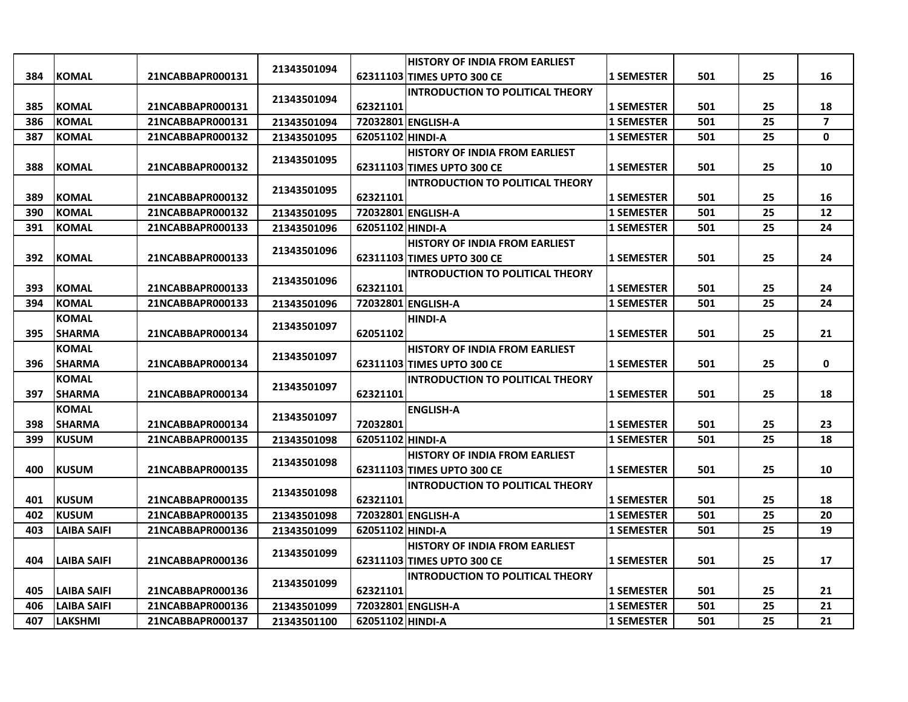| 384 | KOMAL | 21NCABBAPR000131 | 21343501094 | 62311103 | HISTORY OF INDIA FROM EARLIEST TIMES UPTO 300 CE | 1 SEMESTER | 501 | 25 | 16 |
|---|---|---|---|---|---|---|---|---|---|
| 385 | KOMAL | 21NCABBAPR000131 | 21343501094 | 62321101 | INTRODUCTION TO POLITICAL THEORY | 1 SEMESTER | 501 | 25 | 18 |
| 386 | KOMAL | 21NCABBAPR000131 | 21343501094 | 72032801 | ENGLISH-A | 1 SEMESTER | 501 | 25 | 7 |
| 387 | KOMAL | 21NCABBAPR000132 | 21343501095 | 62051102 | HINDI-A | 1 SEMESTER | 501 | 25 | 0 |
| 388 | KOMAL | 21NCABBAPR000132 | 21343501095 | 62311103 | HISTORY OF INDIA FROM EARLIEST TIMES UPTO 300 CE | 1 SEMESTER | 501 | 25 | 10 |
| 389 | KOMAL | 21NCABBAPR000132 | 21343501095 | 62321101 | INTRODUCTION TO POLITICAL THEORY | 1 SEMESTER | 501 | 25 | 16 |
| 390 | KOMAL | 21NCABBAPR000132 | 21343501095 | 72032801 | ENGLISH-A | 1 SEMESTER | 501 | 25 | 12 |
| 391 | KOMAL | 21NCABBAPR000133 | 21343501096 | 62051102 | HINDI-A | 1 SEMESTER | 501 | 25 | 24 |
| 392 | KOMAL | 21NCABBAPR000133 | 21343501096 | 62311103 | HISTORY OF INDIA FROM EARLIEST TIMES UPTO 300 CE | 1 SEMESTER | 501 | 25 | 24 |
| 393 | KOMAL | 21NCABBAPR000133 | 21343501096 | 62321101 | INTRODUCTION TO POLITICAL THEORY | 1 SEMESTER | 501 | 25 | 24 |
| 394 | KOMAL | 21NCABBAPR000133 | 21343501096 | 72032801 | ENGLISH-A | 1 SEMESTER | 501 | 25 | 24 |
| 395 | KOMAL SHARMA | 21NCABBAPR000134 | 21343501097 | 62051102 | HINDI-A | 1 SEMESTER | 501 | 25 | 21 |
| 396 | KOMAL SHARMA | 21NCABBAPR000134 | 21343501097 | 62311103 | HISTORY OF INDIA FROM EARLIEST TIMES UPTO 300 CE | 1 SEMESTER | 501 | 25 | 0 |
| 397 | KOMAL SHARMA | 21NCABBAPR000134 | 21343501097 | 62321101 | INTRODUCTION TO POLITICAL THEORY | 1 SEMESTER | 501 | 25 | 18 |
| 398 | KOMAL SHARMA | 21NCABBAPR000134 | 21343501097 | 72032801 | ENGLISH-A | 1 SEMESTER | 501 | 25 | 23 |
| 399 | KUSUM | 21NCABBAPR000135 | 21343501098 | 62051102 | HINDI-A | 1 SEMESTER | 501 | 25 | 18 |
| 400 | KUSUM | 21NCABBAPR000135 | 21343501098 | 62311103 | HISTORY OF INDIA FROM EARLIEST TIMES UPTO 300 CE | 1 SEMESTER | 501 | 25 | 10 |
| 401 | KUSUM | 21NCABBAPR000135 | 21343501098 | 62321101 | INTRODUCTION TO POLITICAL THEORY | 1 SEMESTER | 501 | 25 | 18 |
| 402 | KUSUM | 21NCABBAPR000135 | 21343501098 | 72032801 | ENGLISH-A | 1 SEMESTER | 501 | 25 | 20 |
| 403 | LAIBA SAIFI | 21NCABBAPR000136 | 21343501099 | 62051102 | HINDI-A | 1 SEMESTER | 501 | 25 | 19 |
| 404 | LAIBA SAIFI | 21NCABBAPR000136 | 21343501099 | 62311103 | HISTORY OF INDIA FROM EARLIEST TIMES UPTO 300 CE | 1 SEMESTER | 501 | 25 | 17 |
| 405 | LAIBA SAIFI | 21NCABBAPR000136 | 21343501099 | 62321101 | INTRODUCTION TO POLITICAL THEORY | 1 SEMESTER | 501 | 25 | 21 |
| 406 | LAIBA SAIFI | 21NCABBAPR000136 | 21343501099 | 72032801 | ENGLISH-A | 1 SEMESTER | 501 | 25 | 21 |
| 407 | LAKSHMI | 21NCABBAPR000137 | 21343501100 | 62051102 | HINDI-A | 1 SEMESTER | 501 | 25 | 21 |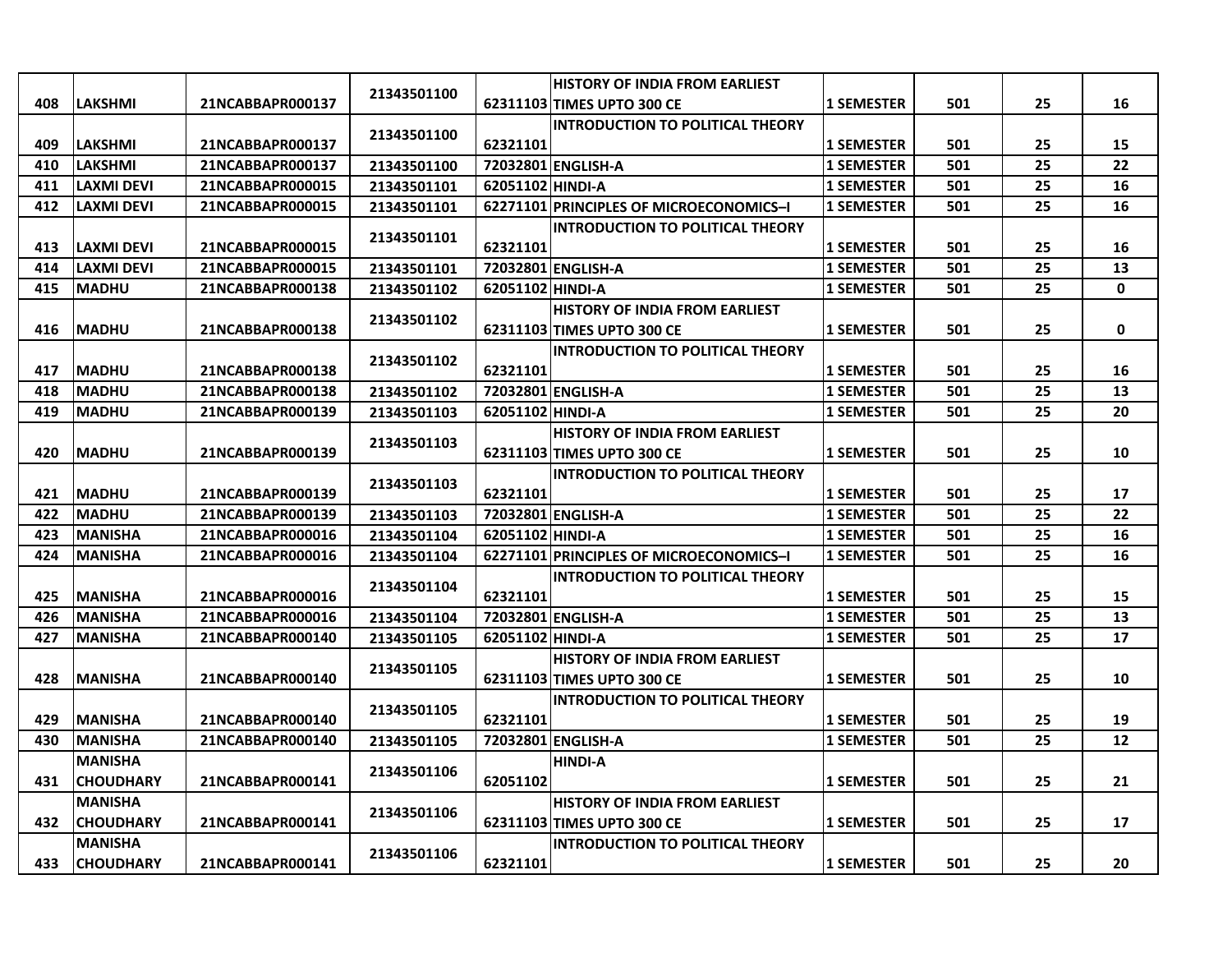| 408 | LAKSHMI | 21NCABBAPR000137 | 21343501100 | 62311103 | HISTORY OF INDIA FROM EARLIEST TIMES UPTO 300 CE | 1 SEMESTER | 501 | 25 | 16 |
|---|---|---|---|---|---|---|---|---|---|
| 409 | LAKSHMI | 21NCABBAPR000137 | 21343501100 | 62321101 | INTRODUCTION TO POLITICAL THEORY | 1 SEMESTER | 501 | 25 | 15 |
| 410 | LAKSHMI | 21NCABBAPR000137 | 21343501100 | 72032801 | ENGLISH-A | 1 SEMESTER | 501 | 25 | 22 |
| 411 | LAXMI DEVI | 21NCABBAPR000015 | 21343501101 | 62051102 | HINDI-A | 1 SEMESTER | 501 | 25 | 16 |
| 412 | LAXMI DEVI | 21NCABBAPR000015 | 21343501101 | 62271101 | PRINCIPLES OF MICROECONOMICS–I | 1 SEMESTER | 501 | 25 | 16 |
| 413 | LAXMI DEVI | 21NCABBAPR000015 | 21343501101 | 62321101 | INTRODUCTION TO POLITICAL THEORY | 1 SEMESTER | 501 | 25 | 16 |
| 414 | LAXMI DEVI | 21NCABBAPR000015 | 21343501101 | 72032801 | ENGLISH-A | 1 SEMESTER | 501 | 25 | 13 |
| 415 | MADHU | 21NCABBAPR000138 | 21343501102 | 62051102 | HINDI-A | 1 SEMESTER | 501 | 25 | 0 |
| 416 | MADHU | 21NCABBAPR000138 | 21343501102 | 62311103 | HISTORY OF INDIA FROM EARLIEST TIMES UPTO 300 CE | 1 SEMESTER | 501 | 25 | 0 |
| 417 | MADHU | 21NCABBAPR000138 | 21343501102 | 62321101 | INTRODUCTION TO POLITICAL THEORY | 1 SEMESTER | 501 | 25 | 16 |
| 418 | MADHU | 21NCABBAPR000138 | 21343501102 | 72032801 | ENGLISH-A | 1 SEMESTER | 501 | 25 | 13 |
| 419 | MADHU | 21NCABBAPR000139 | 21343501103 | 62051102 | HINDI-A | 1 SEMESTER | 501 | 25 | 20 |
| 420 | MADHU | 21NCABBAPR000139 | 21343501103 | 62311103 | HISTORY OF INDIA FROM EARLIEST TIMES UPTO 300 CE | 1 SEMESTER | 501 | 25 | 10 |
| 421 | MADHU | 21NCABBAPR000139 | 21343501103 | 62321101 | INTRODUCTION TO POLITICAL THEORY | 1 SEMESTER | 501 | 25 | 17 |
| 422 | MADHU | 21NCABBAPR000139 | 21343501103 | 72032801 | ENGLISH-A | 1 SEMESTER | 501 | 25 | 22 |
| 423 | MANISHA | 21NCABBAPR000016 | 21343501104 | 62051102 | HINDI-A | 1 SEMESTER | 501 | 25 | 16 |
| 424 | MANISHA | 21NCABBAPR000016 | 21343501104 | 62271101 | PRINCIPLES OF MICROECONOMICS–I | 1 SEMESTER | 501 | 25 | 16 |
| 425 | MANISHA | 21NCABBAPR000016 | 21343501104 | 62321101 | INTRODUCTION TO POLITICAL THEORY | 1 SEMESTER | 501 | 25 | 15 |
| 426 | MANISHA | 21NCABBAPR000016 | 21343501104 | 72032801 | ENGLISH-A | 1 SEMESTER | 501 | 25 | 13 |
| 427 | MANISHA | 21NCABBAPR000140 | 21343501105 | 62051102 | HINDI-A | 1 SEMESTER | 501 | 25 | 17 |
| 428 | MANISHA | 21NCABBAPR000140 | 21343501105 | 62311103 | HISTORY OF INDIA FROM EARLIEST TIMES UPTO 300 CE | 1 SEMESTER | 501 | 25 | 10 |
| 429 | MANISHA | 21NCABBAPR000140 | 21343501105 | 62321101 | INTRODUCTION TO POLITICAL THEORY | 1 SEMESTER | 501 | 25 | 19 |
| 430 | MANISHA | 21NCABBAPR000140 | 21343501105 | 72032801 | ENGLISH-A | 1 SEMESTER | 501 | 25 | 12 |
| 431 | MANISHA CHOUDHARY | 21NCABBAPR000141 | 21343501106 | 62051102 | HINDI-A | 1 SEMESTER | 501 | 25 | 21 |
| 432 | MANISHA CHOUDHARY | 21NCABBAPR000141 | 21343501106 | 62311103 | HISTORY OF INDIA FROM EARLIEST TIMES UPTO 300 CE | 1 SEMESTER | 501 | 25 | 17 |
| 433 | MANISHA CHOUDHARY | 21NCABBAPR000141 | 21343501106 | 62321101 | INTRODUCTION TO POLITICAL THEORY | 1 SEMESTER | 501 | 25 | 20 |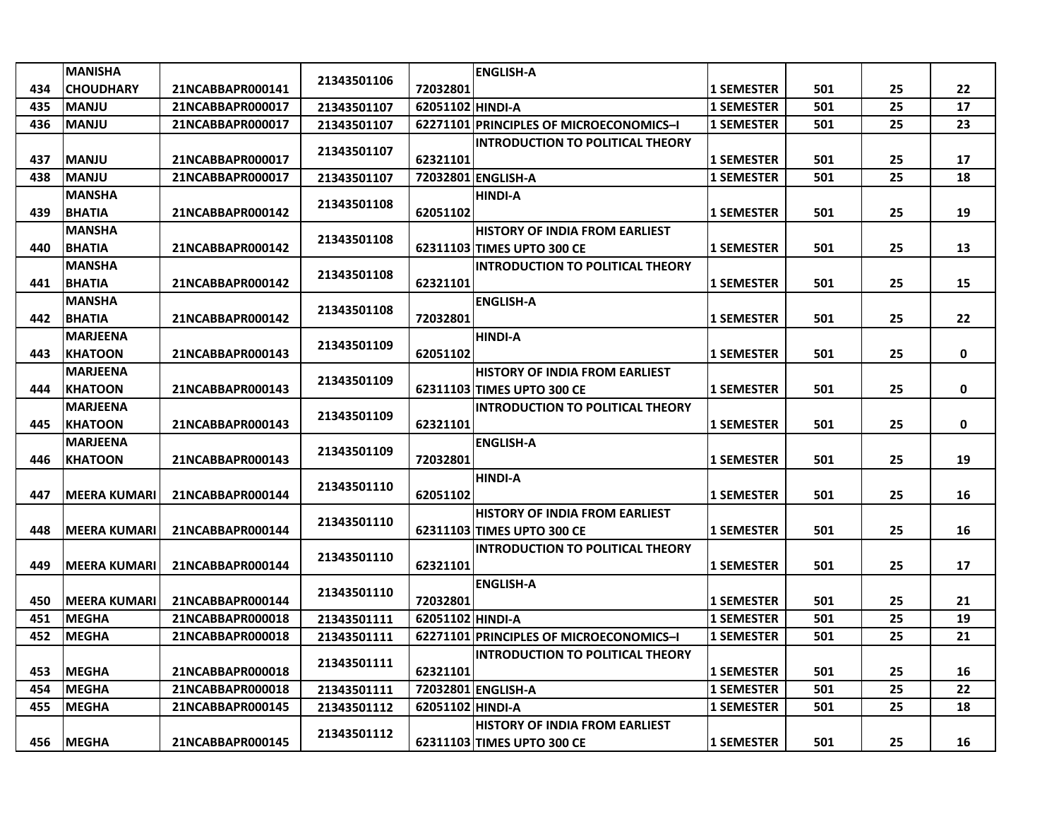| 434 | MANISHA CHOUDHARY | 21NCABBAPR000141 | 21343501106 | 72032801 | ENGLISH-A | 1 SEMESTER | 501 | 25 | 22 |
|---|---|---|---|---|---|---|---|---|---|
| 435 | MANJU | 21NCABBAPR000017 | 21343501107 | 62051102 | HINDI-A | 1 SEMESTER | 501 | 25 | 17 |
| 436 | MANJU | 21NCABBAPR000017 | 21343501107 | 62271101 | PRINCIPLES OF MICROECONOMICS–I | 1 SEMESTER | 501 | 25 | 23 |
| 437 | MANJU | 21NCABBAPR000017 | 21343501107 | 62321101 | INTRODUCTION TO POLITICAL THEORY | 1 SEMESTER | 501 | 25 | 17 |
| 438 | MANJU | 21NCABBAPR000017 | 21343501107 | 72032801 | ENGLISH-A | 1 SEMESTER | 501 | 25 | 18 |
| 439 | MANSHA BHATIA | 21NCABBAPR000142 | 21343501108 | 62051102 | HINDI-A | 1 SEMESTER | 501 | 25 | 19 |
| 440 | MANSHA BHATIA | 21NCABBAPR000142 | 21343501108 | 62311103 | HISTORY OF INDIA FROM EARLIEST TIMES UPTO 300 CE | 1 SEMESTER | 501 | 25 | 13 |
| 441 | MANSHA BHATIA | 21NCABBAPR000142 | 21343501108 | 62321101 | INTRODUCTION TO POLITICAL THEORY | 1 SEMESTER | 501 | 25 | 15 |
| 442 | MANSHA BHATIA | 21NCABBAPR000142 | 21343501108 | 72032801 | ENGLISH-A | 1 SEMESTER | 501 | 25 | 22 |
| 443 | MARJEENA KHATOON | 21NCABBAPR000143 | 21343501109 | 62051102 | HINDI-A | 1 SEMESTER | 501 | 25 | 0 |
| 444 | MARJEENA KHATOON | 21NCABBAPR000143 | 21343501109 | 62311103 | HISTORY OF INDIA FROM EARLIEST TIMES UPTO 300 CE | 1 SEMESTER | 501 | 25 | 0 |
| 445 | MARJEENA KHATOON | 21NCABBAPR000143 | 21343501109 | 62321101 | INTRODUCTION TO POLITICAL THEORY | 1 SEMESTER | 501 | 25 | 0 |
| 446 | MARJEENA KHATOON | 21NCABBAPR000143 | 21343501109 | 72032801 | ENGLISH-A | 1 SEMESTER | 501 | 25 | 19 |
| 447 | MEERA KUMARI | 21NCABBAPR000144 | 21343501110 | 62051102 | HINDI-A | 1 SEMESTER | 501 | 25 | 16 |
| 448 | MEERA KUMARI | 21NCABBAPR000144 | 21343501110 | 62311103 | HISTORY OF INDIA FROM EARLIEST TIMES UPTO 300 CE | 1 SEMESTER | 501 | 25 | 16 |
| 449 | MEERA KUMARI | 21NCABBAPR000144 | 21343501110 | 62321101 | INTRODUCTION TO POLITICAL THEORY | 1 SEMESTER | 501 | 25 | 17 |
| 450 | MEERA KUMARI | 21NCABBAPR000144 | 21343501110 | 72032801 | ENGLISH-A | 1 SEMESTER | 501 | 25 | 21 |
| 451 | MEGHA | 21NCABBAPR000018 | 21343501111 | 62051102 | HINDI-A | 1 SEMESTER | 501 | 25 | 19 |
| 452 | MEGHA | 21NCABBAPR000018 | 21343501111 | 62271101 | PRINCIPLES OF MICROECONOMICS–I | 1 SEMESTER | 501 | 25 | 21 |
| 453 | MEGHA | 21NCABBAPR000018 | 21343501111 | 62321101 | INTRODUCTION TO POLITICAL THEORY | 1 SEMESTER | 501 | 25 | 16 |
| 454 | MEGHA | 21NCABBAPR000018 | 21343501111 | 72032801 | ENGLISH-A | 1 SEMESTER | 501 | 25 | 22 |
| 455 | MEGHA | 21NCABBAPR000145 | 21343501112 | 62051102 | HINDI-A | 1 SEMESTER | 501 | 25 | 18 |
| 456 | MEGHA | 21NCABBAPR000145 | 21343501112 | 62311103 | HISTORY OF INDIA FROM EARLIEST TIMES UPTO 300 CE | 1 SEMESTER | 501 | 25 | 16 |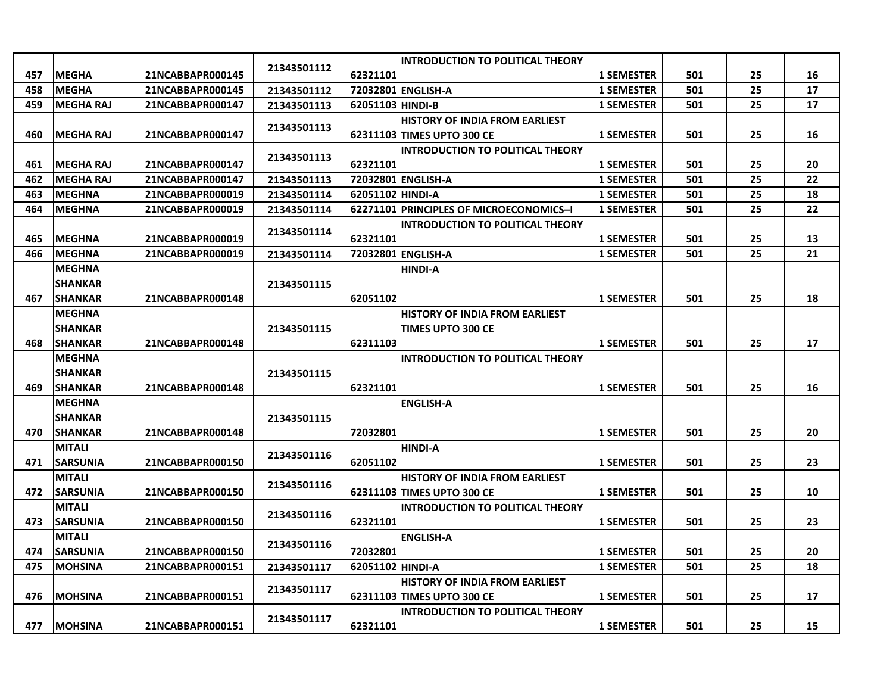| 457 | MEGHA | 21NCABBAPR000145 | 21343501112 | 62321101 | INTRODUCTION TO POLITICAL THEORY | 1 SEMESTER | 501 | 25 | 16 |
|---|---|---|---|---|---|---|---|---|---|
| 458 | MEGHA | 21NCABBAPR000145 | 21343501112 | 72032801 | ENGLISH-A | 1 SEMESTER | 501 | 25 | 17 |
| 459 | MEGHA RAJ | 21NCABBAPR000147 | 21343501113 | 62051103 | HINDI-B | 1 SEMESTER | 501 | 25 | 17 |
| 460 | MEGHA RAJ | 21NCABBAPR000147 | 21343501113 | 62311103 | HISTORY OF INDIA FROM EARLIEST TIMES UPTO 300 CE | 1 SEMESTER | 501 | 25 | 16 |
| 461 | MEGHA RAJ | 21NCABBAPR000147 | 21343501113 | 62321101 | INTRODUCTION TO POLITICAL THEORY | 1 SEMESTER | 501 | 25 | 20 |
| 462 | MEGHA RAJ | 21NCABBAPR000147 | 21343501113 | 72032801 | ENGLISH-A | 1 SEMESTER | 501 | 25 | 22 |
| 463 | MEGHNA | 21NCABBAPR000019 | 21343501114 | 62051102 | HINDI-A | 1 SEMESTER | 501 | 25 | 18 |
| 464 | MEGHNA | 21NCABBAPR000019 | 21343501114 | 62271101 | PRINCIPLES OF MICROECONOMICS–I | 1 SEMESTER | 501 | 25 | 22 |
| 465 | MEGHNA | 21NCABBAPR000019 | 21343501114 | 62321101 | INTRODUCTION TO POLITICAL THEORY | 1 SEMESTER | 501 | 25 | 13 |
| 466 | MEGHNA | 21NCABBAPR000019 | 21343501114 | 72032801 | ENGLISH-A | 1 SEMESTER | 501 | 25 | 21 |
| 467 | MEGHNA SHANKAR SHANKAR | 21NCABBAPR000148 | 21343501115 | 62051102 | HINDI-A | 1 SEMESTER | 501 | 25 | 18 |
| 468 | MEGHNA SHANKAR SHANKAR | 21NCABBAPR000148 | 21343501115 | 62311103 | HISTORY OF INDIA FROM EARLIEST TIMES UPTO 300 CE | 1 SEMESTER | 501 | 25 | 17 |
| 469 | MEGHNA SHANKAR SHANKAR | 21NCABBAPR000148 | 21343501115 | 62321101 | INTRODUCTION TO POLITICAL THEORY | 1 SEMESTER | 501 | 25 | 16 |
| 470 | MEGHNA SHANKAR SHANKAR | 21NCABBAPR000148 | 21343501115 | 72032801 | ENGLISH-A | 1 SEMESTER | 501 | 25 | 20 |
| 471 | MITALI SARSUNIA | 21NCABBAPR000150 | 21343501116 | 62051102 | HINDI-A | 1 SEMESTER | 501 | 25 | 23 |
| 472 | MITALI SARSUNIA | 21NCABBAPR000150 | 21343501116 | 62311103 | HISTORY OF INDIA FROM EARLIEST TIMES UPTO 300 CE | 1 SEMESTER | 501 | 25 | 10 |
| 473 | MITALI SARSUNIA | 21NCABBAPR000150 | 21343501116 | 62321101 | INTRODUCTION TO POLITICAL THEORY | 1 SEMESTER | 501 | 25 | 23 |
| 474 | MITALI SARSUNIA | 21NCABBAPR000150 | 21343501116 | 72032801 | ENGLISH-A | 1 SEMESTER | 501 | 25 | 20 |
| 475 | MOHSINA | 21NCABBAPR000151 | 21343501117 | 62051102 | HINDI-A | 1 SEMESTER | 501 | 25 | 18 |
| 476 | MOHSINA | 21NCABBAPR000151 | 21343501117 | 62311103 | HISTORY OF INDIA FROM EARLIEST TIMES UPTO 300 CE | 1 SEMESTER | 501 | 25 | 17 |
| 477 | MOHSINA | 21NCABBAPR000151 | 21343501117 | 62321101 | INTRODUCTION TO POLITICAL THEORY | 1 SEMESTER | 501 | 25 | 15 |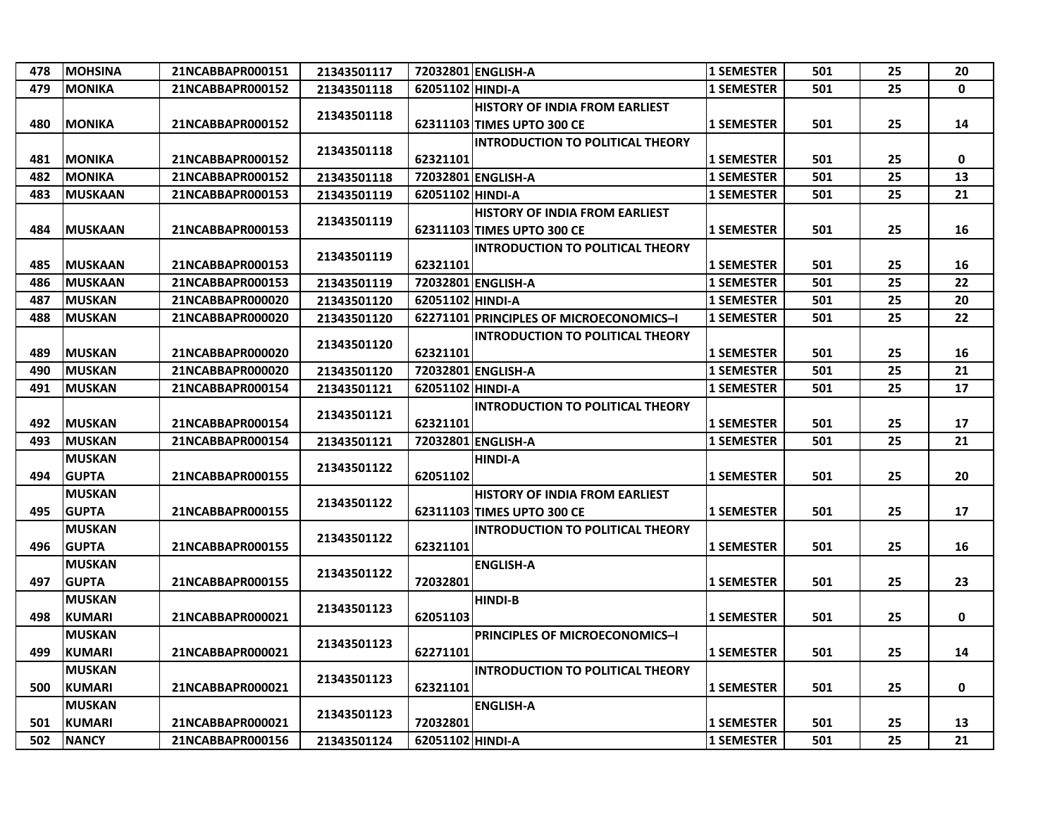| 478 | MOHSINA | 21NCABBAPR000151 | 21343501117 | 72032801 | ENGLISH-A | 1 SEMESTER | 501 | 25 | 20 |
|---|---|---|---|---|---|---|---|---|---|
| 479 | MONIKA | 21NCABBAPR000152 | 21343501118 | 62051102 | HINDI-A | 1 SEMESTER | 501 | 25 | 0 |
| 480 | MONIKA | 21NCABBAPR000152 | 21343501118 | 62311103 | HISTORY OF INDIA FROM EARLIEST TIMES UPTO 300 CE | 1 SEMESTER | 501 | 25 | 14 |
| 481 | MONIKA | 21NCABBAPR000152 | 21343501118 | 62321101 | INTRODUCTION TO POLITICAL THEORY | 1 SEMESTER | 501 | 25 | 0 |
| 482 | MONIKA | 21NCABBAPR000152 | 21343501118 | 72032801 | ENGLISH-A | 1 SEMESTER | 501 | 25 | 13 |
| 483 | MUSKAAN | 21NCABBAPR000153 | 21343501119 | 62051102 | HINDI-A | 1 SEMESTER | 501 | 25 | 21 |
| 484 | MUSKAAN | 21NCABBAPR000153 | 21343501119 | 62311103 | HISTORY OF INDIA FROM EARLIEST TIMES UPTO 300 CE | 1 SEMESTER | 501 | 25 | 16 |
| 485 | MUSKAAN | 21NCABBAPR000153 | 21343501119 | 62321101 | INTRODUCTION TO POLITICAL THEORY | 1 SEMESTER | 501 | 25 | 16 |
| 486 | MUSKAAN | 21NCABBAPR000153 | 21343501119 | 72032801 | ENGLISH-A | 1 SEMESTER | 501 | 25 | 22 |
| 487 | MUSKAN | 21NCABBAPR000020 | 21343501120 | 62051102 | HINDI-A | 1 SEMESTER | 501 | 25 | 20 |
| 488 | MUSKAN | 21NCABBAPR000020 | 21343501120 | 62271101 | PRINCIPLES OF MICROECONOMICS–I | 1 SEMESTER | 501 | 25 | 22 |
| 489 | MUSKAN | 21NCABBAPR000020 | 21343501120 | 62321101 | INTRODUCTION TO POLITICAL THEORY | 1 SEMESTER | 501 | 25 | 16 |
| 490 | MUSKAN | 21NCABBAPR000020 | 21343501120 | 72032801 | ENGLISH-A | 1 SEMESTER | 501 | 25 | 21 |
| 491 | MUSKAN | 21NCABBAPR000154 | 21343501121 | 62051102 | HINDI-A | 1 SEMESTER | 501 | 25 | 17 |
| 492 | MUSKAN | 21NCABBAPR000154 | 21343501121 | 62321101 | INTRODUCTION TO POLITICAL THEORY | 1 SEMESTER | 501 | 25 | 17 |
| 493 | MUSKAN | 21NCABBAPR000154 | 21343501121 | 72032801 | ENGLISH-A | 1 SEMESTER | 501 | 25 | 21 |
| 494 | MUSKAN GUPTA | 21NCABBAPR000155 | 21343501122 | 62051102 | HINDI-A | 1 SEMESTER | 501 | 25 | 20 |
| 495 | MUSKAN GUPTA | 21NCABBAPR000155 | 21343501122 | 62311103 | HISTORY OF INDIA FROM EARLIEST TIMES UPTO 300 CE | 1 SEMESTER | 501 | 25 | 17 |
| 496 | MUSKAN GUPTA | 21NCABBAPR000155 | 21343501122 | 62321101 | INTRODUCTION TO POLITICAL THEORY | 1 SEMESTER | 501 | 25 | 16 |
| 497 | MUSKAN GUPTA | 21NCABBAPR000155 | 21343501122 | 72032801 | ENGLISH-A | 1 SEMESTER | 501 | 25 | 23 |
| 498 | MUSKAN KUMARI | 21NCABBAPR000021 | 21343501123 | 62051103 | HINDI-B | 1 SEMESTER | 501 | 25 | 0 |
| 499 | MUSKAN KUMARI | 21NCABBAPR000021 | 21343501123 | 62271101 | PRINCIPLES OF MICROECONOMICS–I | 1 SEMESTER | 501 | 25 | 14 |
| 500 | MUSKAN KUMARI | 21NCABBAPR000021 | 21343501123 | 62321101 | INTRODUCTION TO POLITICAL THEORY | 1 SEMESTER | 501 | 25 | 0 |
| 501 | MUSKAN KUMARI | 21NCABBAPR000021 | 21343501123 | 72032801 | ENGLISH-A | 1 SEMESTER | 501 | 25 | 13 |
| 502 | NANCY | 21NCABBAPR000156 | 21343501124 | 62051102 | HINDI-A | 1 SEMESTER | 501 | 25 | 21 |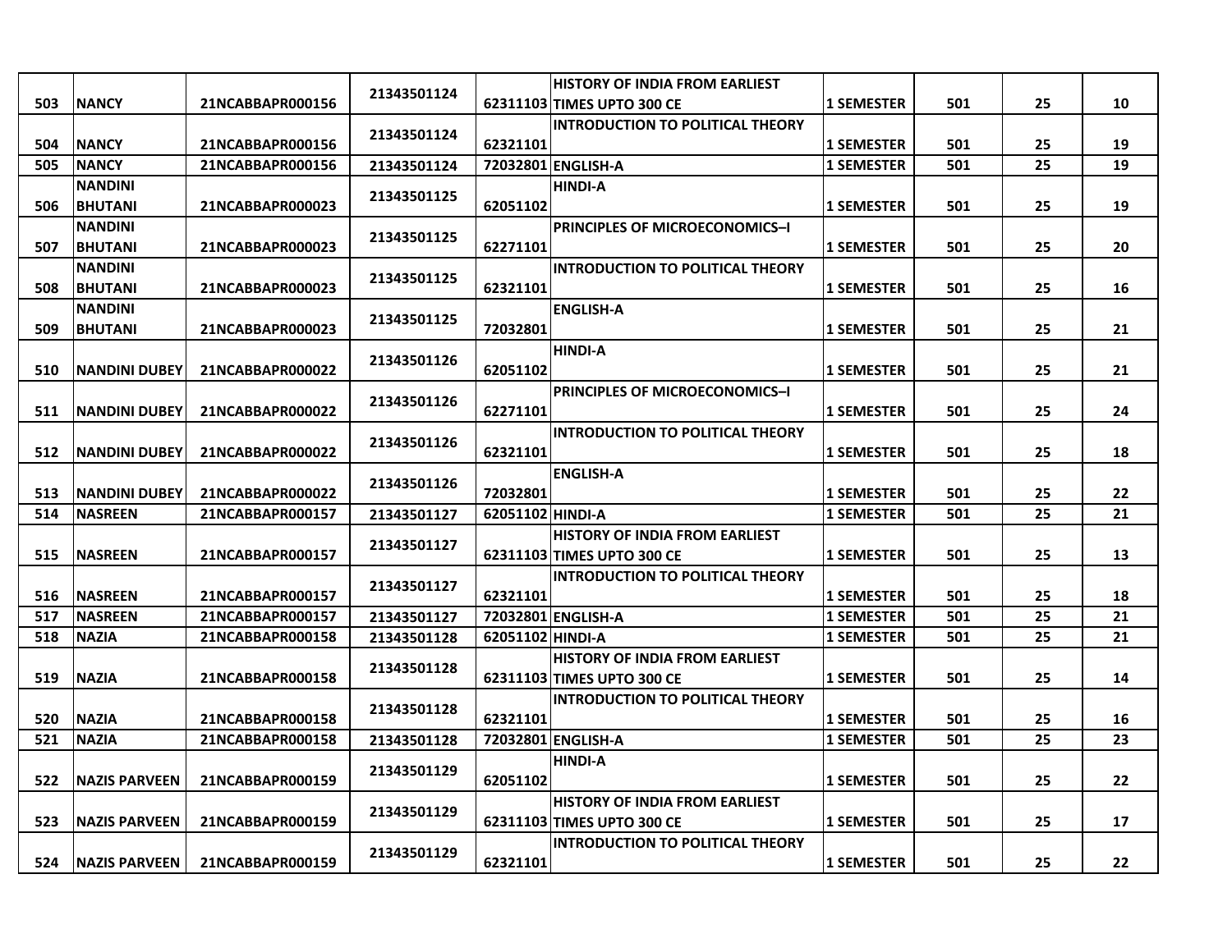| 503 | NANCY | 21NCABBAPR000156 | 21343501124 | 62311103 | HISTORY OF INDIA FROM EARLIEST TIMES UPTO 300 CE | 1 SEMESTER | 501 | 25 | 10 |
|---|---|---|---|---|---|---|---|---|---|
| 504 | NANCY | 21NCABBAPR000156 | 21343501124 | 62321101 | INTRODUCTION TO POLITICAL THEORY | 1 SEMESTER | 501 | 25 | 19 |
| 505 | NANCY | 21NCABBAPR000156 | 21343501124 | 72032801 | ENGLISH-A | 1 SEMESTER | 501 | 25 | 19 |
| 506 | NANDINI BHUTANI | 21NCABBAPR000023 | 21343501125 | 62051102 | HINDI-A | 1 SEMESTER | 501 | 25 | 19 |
| 507 | NANDINI BHUTANI | 21NCABBAPR000023 | 21343501125 | 62271101 | PRINCIPLES OF MICROECONOMICS–I | 1 SEMESTER | 501 | 25 | 20 |
| 508 | NANDINI BHUTANI | 21NCABBAPR000023 | 21343501125 | 62321101 | INTRODUCTION TO POLITICAL THEORY | 1 SEMESTER | 501 | 25 | 16 |
| 509 | NANDINI BHUTANI | 21NCABBAPR000023 | 21343501125 | 72032801 | ENGLISH-A | 1 SEMESTER | 501 | 25 | 21 |
| 510 | NANDINI DUBEY | 21NCABBAPR000022 | 21343501126 | 62051102 | HINDI-A | 1 SEMESTER | 501 | 25 | 21 |
| 511 | NANDINI DUBEY | 21NCABBAPR000022 | 21343501126 | 62271101 | PRINCIPLES OF MICROECONOMICS–I | 1 SEMESTER | 501 | 25 | 24 |
| 512 | NANDINI DUBEY | 21NCABBAPR000022 | 21343501126 | 62321101 | INTRODUCTION TO POLITICAL THEORY | 1 SEMESTER | 501 | 25 | 18 |
| 513 | NANDINI DUBEY | 21NCABBAPR000022 | 21343501126 | 72032801 | ENGLISH-A | 1 SEMESTER | 501 | 25 | 22 |
| 514 | NASREEN | 21NCABBAPR000157 | 21343501127 | 62051102 | HINDI-A | 1 SEMESTER | 501 | 25 | 21 |
| 515 | NASREEN | 21NCABBAPR000157 | 21343501127 | 62311103 | HISTORY OF INDIA FROM EARLIEST TIMES UPTO 300 CE | 1 SEMESTER | 501 | 25 | 13 |
| 516 | NASREEN | 21NCABBAPR000157 | 21343501127 | 62321101 | INTRODUCTION TO POLITICAL THEORY | 1 SEMESTER | 501 | 25 | 18 |
| 517 | NASREEN | 21NCABBAPR000157 | 21343501127 | 72032801 | ENGLISH-A | 1 SEMESTER | 501 | 25 | 21 |
| 518 | NAZIA | 21NCABBAPR000158 | 21343501128 | 62051102 | HINDI-A | 1 SEMESTER | 501 | 25 | 21 |
| 519 | NAZIA | 21NCABBAPR000158 | 21343501128 | 62311103 | HISTORY OF INDIA FROM EARLIEST TIMES UPTO 300 CE | 1 SEMESTER | 501 | 25 | 14 |
| 520 | NAZIA | 21NCABBAPR000158 | 21343501128 | 62321101 | INTRODUCTION TO POLITICAL THEORY | 1 SEMESTER | 501 | 25 | 16 |
| 521 | NAZIA | 21NCABBAPR000158 | 21343501128 | 72032801 | ENGLISH-A | 1 SEMESTER | 501 | 25 | 23 |
| 522 | NAZIS PARVEEN | 21NCABBAPR000159 | 21343501129 | 62051102 | HINDI-A | 1 SEMESTER | 501 | 25 | 22 |
| 523 | NAZIS PARVEEN | 21NCABBAPR000159 | 21343501129 | 62311103 | HISTORY OF INDIA FROM EARLIEST TIMES UPTO 300 CE | 1 SEMESTER | 501 | 25 | 17 |
| 524 | NAZIS PARVEEN | 21NCABBAPR000159 | 21343501129 | 62321101 | INTRODUCTION TO POLITICAL THEORY | 1 SEMESTER | 501 | 25 | 22 |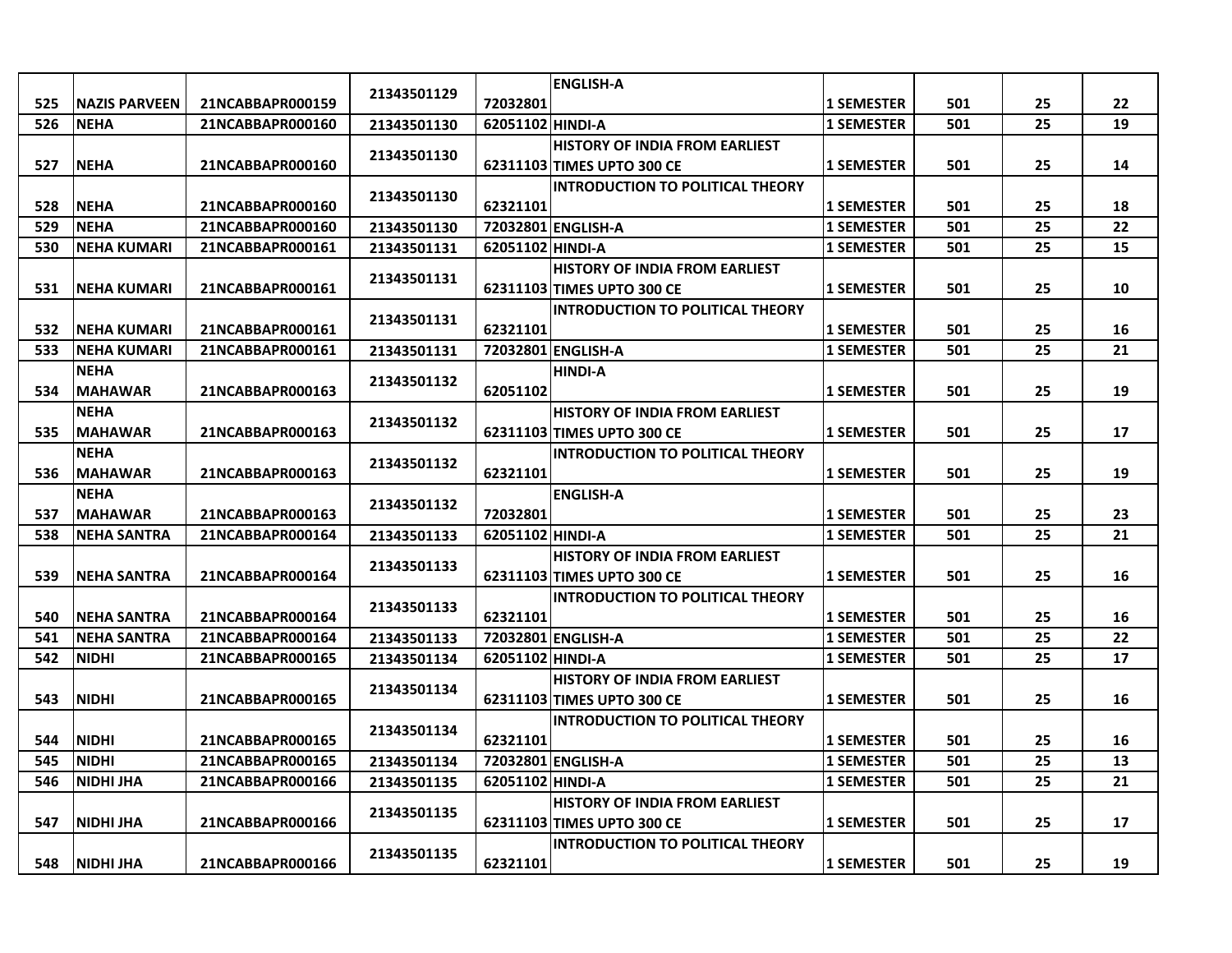| | | | | | | | | | |
|---|---|---|---|---|---|---|---|---|---|
| 525 | NAZIS PARVEEN | 21NCABBAPR000159 | 21343501129 | 72032801 | ENGLISH-A | 1 SEMESTER | 501 | 25 | 22 |
| 526 | NEHA | 21NCABBAPR000160 | 21343501130 | 62051102 | HINDI-A | 1 SEMESTER | 501 | 25 | 19 |
| 527 | NEHA | 21NCABBAPR000160 | 21343501130 | 62311103 | HISTORY OF INDIA FROM EARLIEST TIMES UPTO 300 CE | 1 SEMESTER | 501 | 25 | 14 |
| 528 | NEHA | 21NCABBAPR000160 | 21343501130 | 62321101 | INTRODUCTION TO POLITICAL THEORY | 1 SEMESTER | 501 | 25 | 18 |
| 529 | NEHA | 21NCABBAPR000160 | 21343501130 | 72032801 | ENGLISH-A | 1 SEMESTER | 501 | 25 | 22 |
| 530 | NEHA KUMARI | 21NCABBAPR000161 | 21343501131 | 62051102 | HINDI-A | 1 SEMESTER | 501 | 25 | 15 |
| 531 | NEHA KUMARI | 21NCABBAPR000161 | 21343501131 | 62311103 | HISTORY OF INDIA FROM EARLIEST TIMES UPTO 300 CE | 1 SEMESTER | 501 | 25 | 10 |
| 532 | NEHA KUMARI | 21NCABBAPR000161 | 21343501131 | 62321101 | INTRODUCTION TO POLITICAL THEORY | 1 SEMESTER | 501 | 25 | 16 |
| 533 | NEHA KUMARI | 21NCABBAPR000161 | 21343501131 | 72032801 | ENGLISH-A | 1 SEMESTER | 501 | 25 | 21 |
| 534 | NEHA MAHAWAR | 21NCABBAPR000163 | 21343501132 | 62051102 | HINDI-A | 1 SEMESTER | 501 | 25 | 19 |
| 535 | NEHA MAHAWAR | 21NCABBAPR000163 | 21343501132 | 62311103 | HISTORY OF INDIA FROM EARLIEST TIMES UPTO 300 CE | 1 SEMESTER | 501 | 25 | 17 |
| 536 | NEHA MAHAWAR | 21NCABBAPR000163 | 21343501132 | 62321101 | INTRODUCTION TO POLITICAL THEORY | 1 SEMESTER | 501 | 25 | 19 |
| 537 | NEHA MAHAWAR | 21NCABBAPR000163 | 21343501132 | 72032801 | ENGLISH-A | 1 SEMESTER | 501 | 25 | 23 |
| 538 | NEHA SANTRA | 21NCABBAPR000164 | 21343501133 | 62051102 | HINDI-A | 1 SEMESTER | 501 | 25 | 21 |
| 539 | NEHA SANTRA | 21NCABBAPR000164 | 21343501133 | 62311103 | HISTORY OF INDIA FROM EARLIEST TIMES UPTO 300 CE | 1 SEMESTER | 501 | 25 | 16 |
| 540 | NEHA SANTRA | 21NCABBAPR000164 | 21343501133 | 62321101 | INTRODUCTION TO POLITICAL THEORY | 1 SEMESTER | 501 | 25 | 16 |
| 541 | NEHA SANTRA | 21NCABBAPR000164 | 21343501133 | 72032801 | ENGLISH-A | 1 SEMESTER | 501 | 25 | 22 |
| 542 | NIDHI | 21NCABBAPR000165 | 21343501134 | 62051102 | HINDI-A | 1 SEMESTER | 501 | 25 | 17 |
| 543 | NIDHI | 21NCABBAPR000165 | 21343501134 | 62311103 | HISTORY OF INDIA FROM EARLIEST TIMES UPTO 300 CE | 1 SEMESTER | 501 | 25 | 16 |
| 544 | NIDHI | 21NCABBAPR000165 | 21343501134 | 62321101 | INTRODUCTION TO POLITICAL THEORY | 1 SEMESTER | 501 | 25 | 16 |
| 545 | NIDHI | 21NCABBAPR000165 | 21343501134 | 72032801 | ENGLISH-A | 1 SEMESTER | 501 | 25 | 13 |
| 546 | NIDHI JHA | 21NCABBAPR000166 | 21343501135 | 62051102 | HINDI-A | 1 SEMESTER | 501 | 25 | 21 |
| 547 | NIDHI JHA | 21NCABBAPR000166 | 21343501135 | 62311103 | HISTORY OF INDIA FROM EARLIEST TIMES UPTO 300 CE | 1 SEMESTER | 501 | 25 | 17 |
| 548 | NIDHI JHA | 21NCABBAPR000166 | 21343501135 | 62321101 | INTRODUCTION TO POLITICAL THEORY | 1 SEMESTER | 501 | 25 | 19 |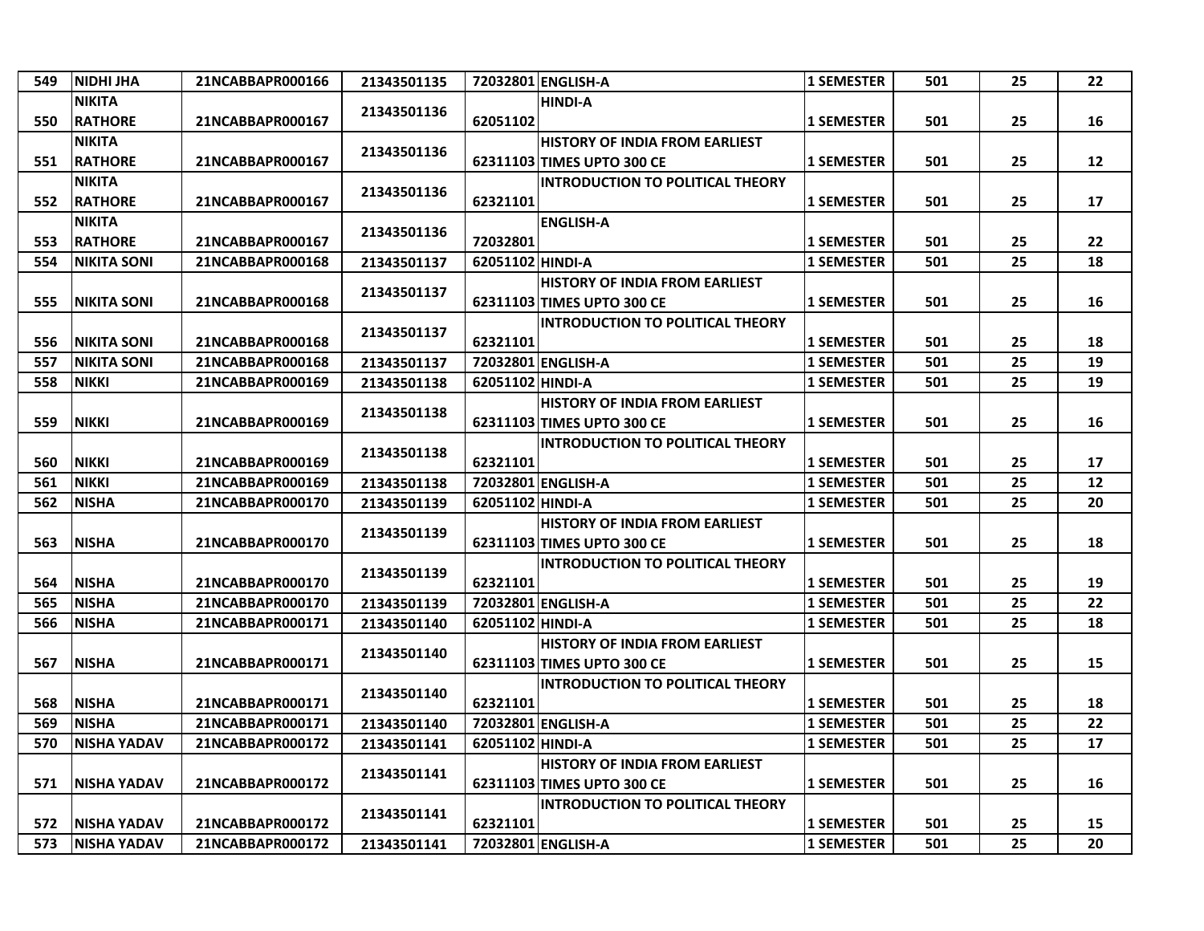| 549 | NIDHI JHA | 21NCABBAPR000166 | 21343501135 | 72032801 | ENGLISH-A | 1 SEMESTER | 501 | 25 | 22 |
|---|---|---|---|---|---|---|---|---|---|
| 550 | NIKITA RATHORE | 21NCABBAPR000167 | 21343501136 | 62051102 | HINDI-A | 1 SEMESTER | 501 | 25 | 16 |
| 551 | NIKITA RATHORE | 21NCABBAPR000167 | 21343501136 | 62311103 | HISTORY OF INDIA FROM EARLIEST TIMES UPTO 300 CE | 1 SEMESTER | 501 | 25 | 12 |
| 552 | NIKITA RATHORE | 21NCABBAPR000167 | 21343501136 | 62321101 | INTRODUCTION TO POLITICAL THEORY | 1 SEMESTER | 501 | 25 | 17 |
| 553 | NIKITA RATHORE | 21NCABBAPR000167 | 21343501136 | 72032801 | ENGLISH-A | 1 SEMESTER | 501 | 25 | 22 |
| 554 | NIKITA SONI | 21NCABBAPR000168 | 21343501137 | 62051102 | HINDI-A | 1 SEMESTER | 501 | 25 | 18 |
| 555 | NIKITA SONI | 21NCABBAPR000168 | 21343501137 | 62311103 | HISTORY OF INDIA FROM EARLIEST TIMES UPTO 300 CE | 1 SEMESTER | 501 | 25 | 16 |
| 556 | NIKITA SONI | 21NCABBAPR000168 | 21343501137 | 62321101 | INTRODUCTION TO POLITICAL THEORY | 1 SEMESTER | 501 | 25 | 18 |
| 557 | NIKITA SONI | 21NCABBAPR000168 | 21343501137 | 72032801 | ENGLISH-A | 1 SEMESTER | 501 | 25 | 19 |
| 558 | NIKKI | 21NCABBAPR000169 | 21343501138 | 62051102 | HINDI-A | 1 SEMESTER | 501 | 25 | 19 |
| 559 | NIKKI | 21NCABBAPR000169 | 21343501138 | 62311103 | HISTORY OF INDIA FROM EARLIEST TIMES UPTO 300 CE | 1 SEMESTER | 501 | 25 | 16 |
| 560 | NIKKI | 21NCABBAPR000169 | 21343501138 | 62321101 | INTRODUCTION TO POLITICAL THEORY | 1 SEMESTER | 501 | 25 | 17 |
| 561 | NIKKI | 21NCABBAPR000169 | 21343501138 | 72032801 | ENGLISH-A | 1 SEMESTER | 501 | 25 | 12 |
| 562 | NISHA | 21NCABBAPR000170 | 21343501139 | 62051102 | HINDI-A | 1 SEMESTER | 501 | 25 | 20 |
| 563 | NISHA | 21NCABBAPR000170 | 21343501139 | 62311103 | HISTORY OF INDIA FROM EARLIEST TIMES UPTO 300 CE | 1 SEMESTER | 501 | 25 | 18 |
| 564 | NISHA | 21NCABBAPR000170 | 21343501139 | 62321101 | INTRODUCTION TO POLITICAL THEORY | 1 SEMESTER | 501 | 25 | 19 |
| 565 | NISHA | 21NCABBAPR000170 | 21343501139 | 72032801 | ENGLISH-A | 1 SEMESTER | 501 | 25 | 22 |
| 566 | NISHA | 21NCABBAPR000171 | 21343501140 | 62051102 | HINDI-A | 1 SEMESTER | 501 | 25 | 18 |
| 567 | NISHA | 21NCABBAPR000171 | 21343501140 | 62311103 | HISTORY OF INDIA FROM EARLIEST TIMES UPTO 300 CE | 1 SEMESTER | 501 | 25 | 15 |
| 568 | NISHA | 21NCABBAPR000171 | 21343501140 | 62321101 | INTRODUCTION TO POLITICAL THEORY | 1 SEMESTER | 501 | 25 | 18 |
| 569 | NISHA | 21NCABBAPR000171 | 21343501140 | 72032801 | ENGLISH-A | 1 SEMESTER | 501 | 25 | 22 |
| 570 | NISHA YADAV | 21NCABBAPR000172 | 21343501141 | 62051102 | HINDI-A | 1 SEMESTER | 501 | 25 | 17 |
| 571 | NISHA YADAV | 21NCABBAPR000172 | 21343501141 | 62311103 | HISTORY OF INDIA FROM EARLIEST TIMES UPTO 300 CE | 1 SEMESTER | 501 | 25 | 16 |
| 572 | NISHA YADAV | 21NCABBAPR000172 | 21343501141 | 62321101 | INTRODUCTION TO POLITICAL THEORY | 1 SEMESTER | 501 | 25 | 15 |
| 573 | NISHA YADAV | 21NCABBAPR000172 | 21343501141 | 72032801 | ENGLISH-A | 1 SEMESTER | 501 | 25 | 20 |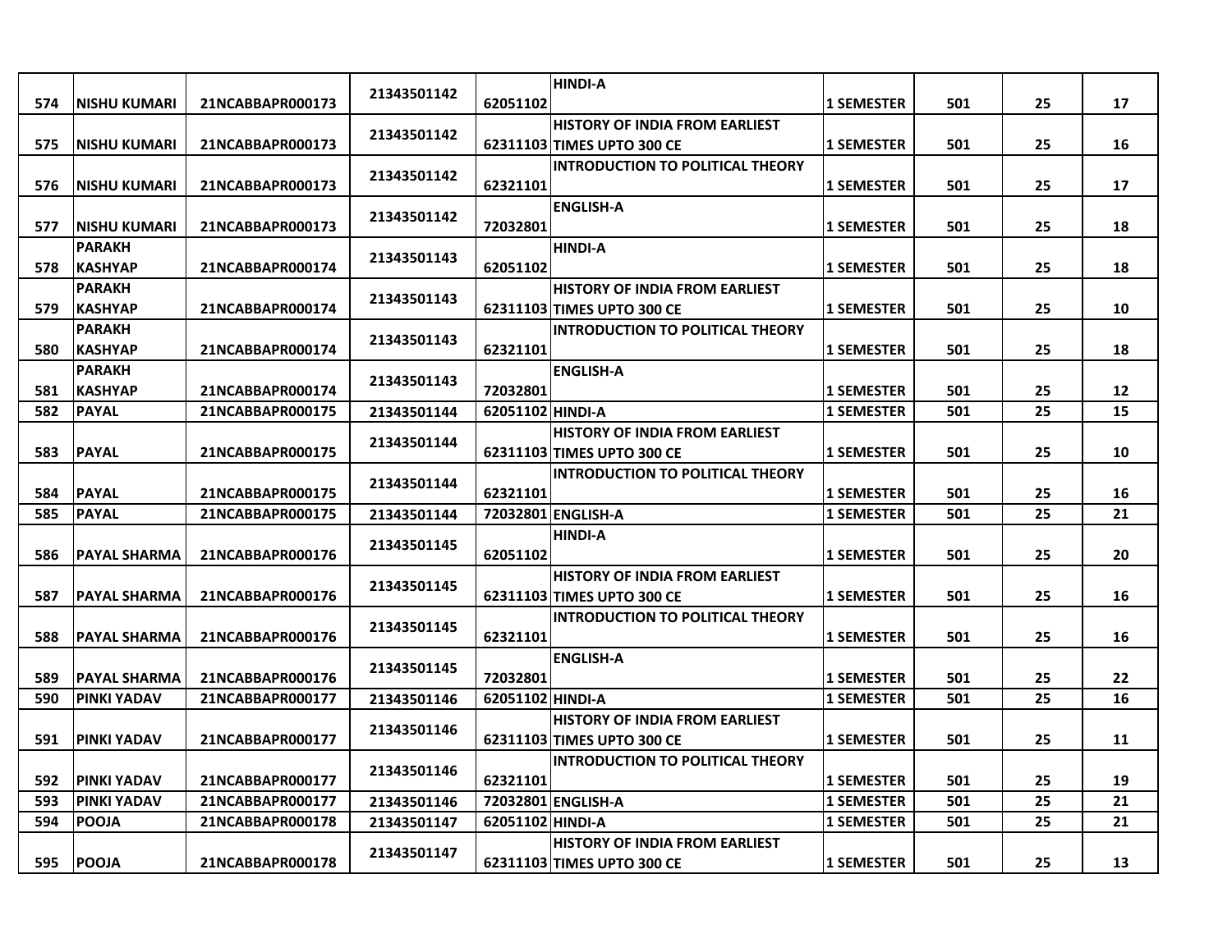| 574 | NISHU KUMARI | 21NCABBAPR000173 | 21343501142 | 62051102 | HINDI-A | 1 SEMESTER | 501 | 25 | 17 |
|---|---|---|---|---|---|---|---|---|---|
| 575 | NISHU KUMARI | 21NCABBAPR000173 | 21343501142 | 62311103 | HISTORY OF INDIA FROM EARLIEST TIMES UPTO 300 CE | 1 SEMESTER | 501 | 25 | 16 |
| 576 | NISHU KUMARI | 21NCABBAPR000173 | 21343501142 | 62321101 | INTRODUCTION TO POLITICAL THEORY | 1 SEMESTER | 501 | 25 | 17 |
| 577 | NISHU KUMARI | 21NCABBAPR000173 | 21343501142 | 72032801 | ENGLISH-A | 1 SEMESTER | 501 | 25 | 18 |
| 578 | PARAKH KASHYAP | 21NCABBAPR000174 | 21343501143 | 62051102 | HINDI-A | 1 SEMESTER | 501 | 25 | 18 |
| 579 | PARAKH KASHYAP | 21NCABBAPR000174 | 21343501143 | 62311103 | HISTORY OF INDIA FROM EARLIEST TIMES UPTO 300 CE | 1 SEMESTER | 501 | 25 | 10 |
| 580 | PARAKH KASHYAP | 21NCABBAPR000174 | 21343501143 | 62321101 | INTRODUCTION TO POLITICAL THEORY | 1 SEMESTER | 501 | 25 | 18 |
| 581 | PARAKH KASHYAP | 21NCABBAPR000174 | 21343501143 | 72032801 | ENGLISH-A | 1 SEMESTER | 501 | 25 | 12 |
| 582 | PAYAL | 21NCABBAPR000175 | 21343501144 | 62051102 | HINDI-A | 1 SEMESTER | 501 | 25 | 15 |
| 583 | PAYAL | 21NCABBAPR000175 | 21343501144 | 62311103 | HISTORY OF INDIA FROM EARLIEST TIMES UPTO 300 CE | 1 SEMESTER | 501 | 25 | 10 |
| 584 | PAYAL | 21NCABBAPR000175 | 21343501144 | 62321101 | INTRODUCTION TO POLITICAL THEORY | 1 SEMESTER | 501 | 25 | 16 |
| 585 | PAYAL | 21NCABBAPR000175 | 21343501144 | 72032801 | ENGLISH-A | 1 SEMESTER | 501 | 25 | 21 |
| 586 | PAYAL SHARMA | 21NCABBAPR000176 | 21343501145 | 62051102 | HINDI-A | 1 SEMESTER | 501 | 25 | 20 |
| 587 | PAYAL SHARMA | 21NCABBAPR000176 | 21343501145 | 62311103 | HISTORY OF INDIA FROM EARLIEST TIMES UPTO 300 CE | 1 SEMESTER | 501 | 25 | 16 |
| 588 | PAYAL SHARMA | 21NCABBAPR000176 | 21343501145 | 62321101 | INTRODUCTION TO POLITICAL THEORY | 1 SEMESTER | 501 | 25 | 16 |
| 589 | PAYAL SHARMA | 21NCABBAPR000176 | 21343501145 | 72032801 | ENGLISH-A | 1 SEMESTER | 501 | 25 | 22 |
| 590 | PINKI YADAV | 21NCABBAPR000177 | 21343501146 | 62051102 | HINDI-A | 1 SEMESTER | 501 | 25 | 16 |
| 591 | PINKI YADAV | 21NCABBAPR000177 | 21343501146 | 62311103 | HISTORY OF INDIA FROM EARLIEST TIMES UPTO 300 CE | 1 SEMESTER | 501 | 25 | 11 |
| 592 | PINKI YADAV | 21NCABBAPR000177 | 21343501146 | 62321101 | INTRODUCTION TO POLITICAL THEORY | 1 SEMESTER | 501 | 25 | 19 |
| 593 | PINKI YADAV | 21NCABBAPR000177 | 21343501146 | 72032801 | ENGLISH-A | 1 SEMESTER | 501 | 25 | 21 |
| 594 | POOJA | 21NCABBAPR000178 | 21343501147 | 62051102 | HINDI-A | 1 SEMESTER | 501 | 25 | 21 |
| 595 | POOJA | 21NCABBAPR000178 | 21343501147 | 62311103 | HISTORY OF INDIA FROM EARLIEST TIMES UPTO 300 CE | 1 SEMESTER | 501 | 25 | 13 |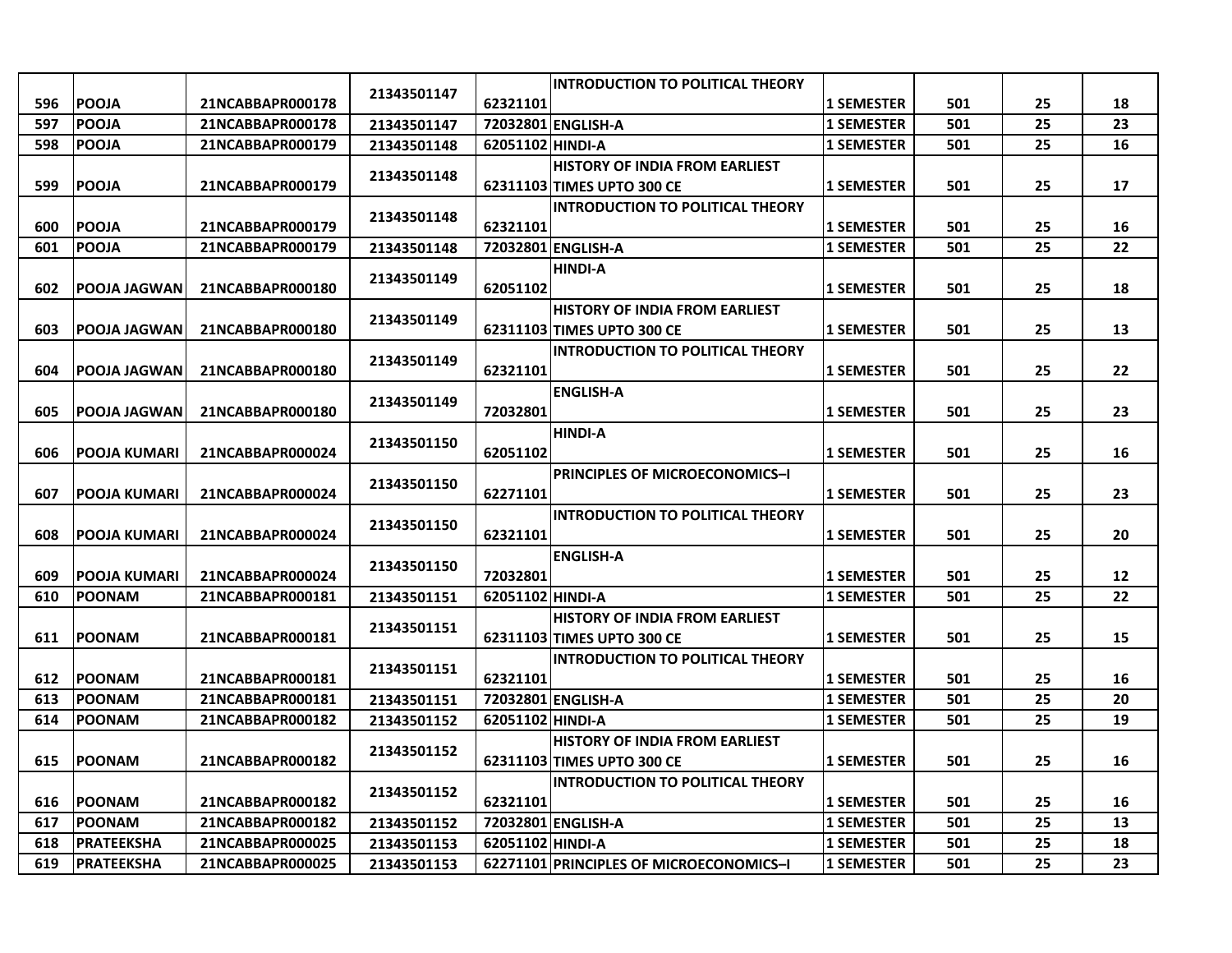| 596 | POOJA | 21NCABBAPR000178 | 21343501147 | 62321101 | INTRODUCTION TO POLITICAL THEORY | 1 SEMESTER | 501 | 25 | 18 |
|---|---|---|---|---|---|---|---|---|---|
| 597 | POOJA | 21NCABBAPR000178 | 21343501147 | 72032801 | ENGLISH-A | 1 SEMESTER | 501 | 25 | 23 |
| 598 | POOJA | 21NCABBAPR000179 | 21343501148 | 62051102 | HINDI-A | 1 SEMESTER | 501 | 25 | 16 |
| 599 | POOJA | 21NCABBAPR000179 | 21343501148 | 62311103 | HISTORY OF INDIA FROM EARLIEST TIMES UPTO 300 CE | 1 SEMESTER | 501 | 25 | 17 |
| 600 | POOJA | 21NCABBAPR000179 | 21343501148 | 62321101 | INTRODUCTION TO POLITICAL THEORY | 1 SEMESTER | 501 | 25 | 16 |
| 601 | POOJA | 21NCABBAPR000179 | 21343501148 | 72032801 | ENGLISH-A | 1 SEMESTER | 501 | 25 | 22 |
| 602 | POOJA JAGWAN | 21NCABBAPR000180 | 21343501149 | 62051102 | HINDI-A | 1 SEMESTER | 501 | 25 | 18 |
| 603 | POOJA JAGWAN | 21NCABBAPR000180 | 21343501149 | 62311103 | HISTORY OF INDIA FROM EARLIEST TIMES UPTO 300 CE | 1 SEMESTER | 501 | 25 | 13 |
| 604 | POOJA JAGWAN | 21NCABBAPR000180 | 21343501149 | 62321101 | INTRODUCTION TO POLITICAL THEORY | 1 SEMESTER | 501 | 25 | 22 |
| 605 | POOJA JAGWAN | 21NCABBAPR000180 | 21343501149 | 72032801 | ENGLISH-A | 1 SEMESTER | 501 | 25 | 23 |
| 606 | POOJA KUMARI | 21NCABBAPR000024 | 21343501150 | 62051102 | HINDI-A | 1 SEMESTER | 501 | 25 | 16 |
| 607 | POOJA KUMARI | 21NCABBAPR000024 | 21343501150 | 62271101 | PRINCIPLES OF MICROECONOMICS–I | 1 SEMESTER | 501 | 25 | 23 |
| 608 | POOJA KUMARI | 21NCABBAPR000024 | 21343501150 | 62321101 | INTRODUCTION TO POLITICAL THEORY | 1 SEMESTER | 501 | 25 | 20 |
| 609 | POOJA KUMARI | 21NCABBAPR000024 | 21343501150 | 72032801 | ENGLISH-A | 1 SEMESTER | 501 | 25 | 12 |
| 610 | POONAM | 21NCABBAPR000181 | 21343501151 | 62051102 | HINDI-A | 1 SEMESTER | 501 | 25 | 22 |
| 611 | POONAM | 21NCABBAPR000181 | 21343501151 | 62311103 | HISTORY OF INDIA FROM EARLIEST TIMES UPTO 300 CE | 1 SEMESTER | 501 | 25 | 15 |
| 612 | POONAM | 21NCABBAPR000181 | 21343501151 | 62321101 | INTRODUCTION TO POLITICAL THEORY | 1 SEMESTER | 501 | 25 | 16 |
| 613 | POONAM | 21NCABBAPR000181 | 21343501151 | 72032801 | ENGLISH-A | 1 SEMESTER | 501 | 25 | 20 |
| 614 | POONAM | 21NCABBAPR000182 | 21343501152 | 62051102 | HINDI-A | 1 SEMESTER | 501 | 25 | 19 |
| 615 | POONAM | 21NCABBAPR000182 | 21343501152 | 62311103 | HISTORY OF INDIA FROM EARLIEST TIMES UPTO 300 CE | 1 SEMESTER | 501 | 25 | 16 |
| 616 | POONAM | 21NCABBAPR000182 | 21343501152 | 62321101 | INTRODUCTION TO POLITICAL THEORY | 1 SEMESTER | 501 | 25 | 16 |
| 617 | POONAM | 21NCABBAPR000182 | 21343501152 | 72032801 | ENGLISH-A | 1 SEMESTER | 501 | 25 | 13 |
| 618 | PRATEEKSHA | 21NCABBAPR000025 | 21343501153 | 62051102 | HINDI-A | 1 SEMESTER | 501 | 25 | 18 |
| 619 | PRATEEKSHA | 21NCABBAPR000025 | 21343501153 | 62271101 | PRINCIPLES OF MICROECONOMICS–I | 1 SEMESTER | 501 | 25 | 23 |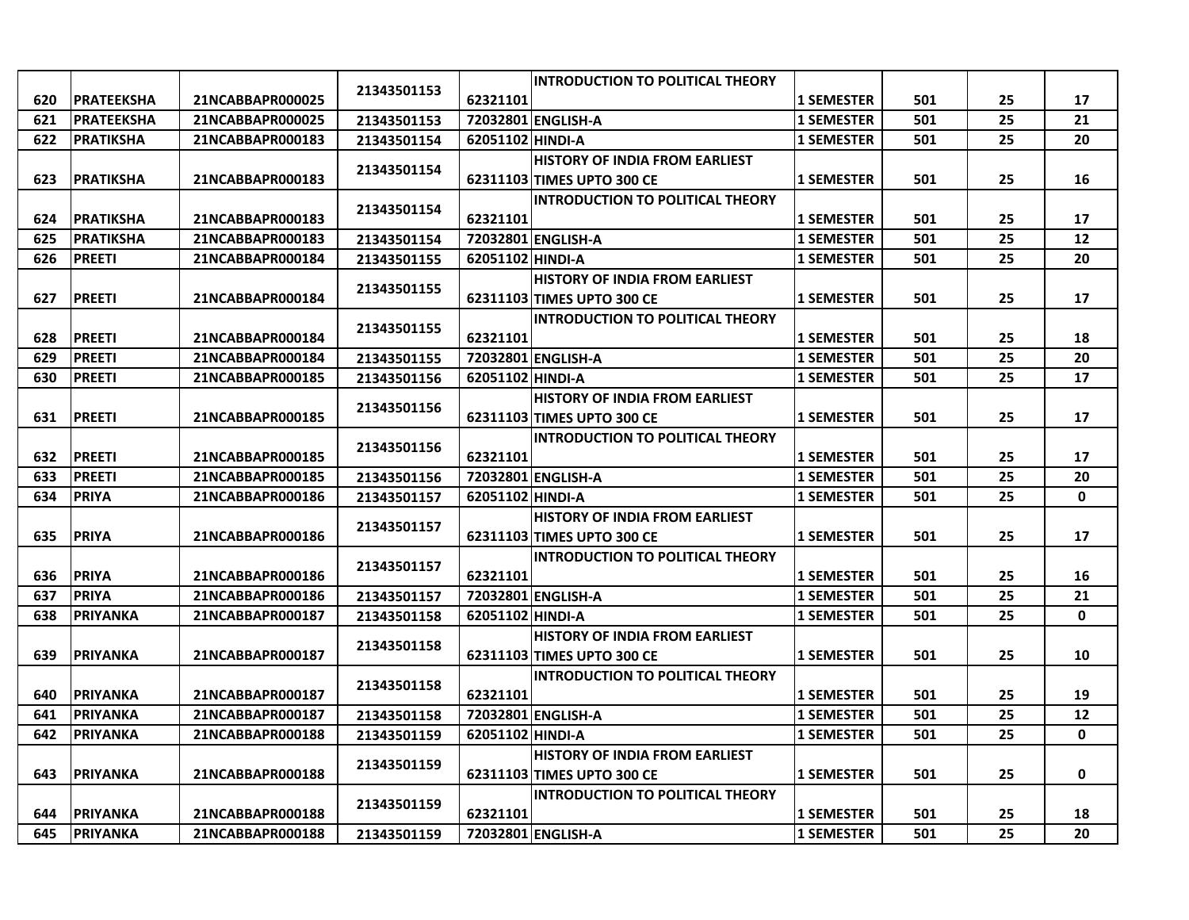| 620 | PRATEEKSHA | 21NCABBAPR000025 | 21343501153 | 62321101 | INTRODUCTION TO POLITICAL THEORY | 1 SEMESTER | 501 | 25 | 17 |
|---|---|---|---|---|---|---|---|---|---|
| 621 | PRATEEKSHA | 21NCABBAPR000025 | 21343501153 | 72032801 | ENGLISH-A | 1 SEMESTER | 501 | 25 | 21 |
| 622 | PRATIKSHA | 21NCABBAPR000183 | 21343501154 | 62051102 | HINDI-A | 1 SEMESTER | 501 | 25 | 20 |
| 623 | PRATIKSHA | 21NCABBAPR000183 | 21343501154 | 62311103 | HISTORY OF INDIA FROM EARLIEST TIMES UPTO 300 CE | 1 SEMESTER | 501 | 25 | 16 |
| 624 | PRATIKSHA | 21NCABBAPR000183 | 21343501154 | 62321101 | INTRODUCTION TO POLITICAL THEORY | 1 SEMESTER | 501 | 25 | 17 |
| 625 | PRATIKSHA | 21NCABBAPR000183 | 21343501154 | 72032801 | ENGLISH-A | 1 SEMESTER | 501 | 25 | 12 |
| 626 | PREETI | 21NCABBAPR000184 | 21343501155 | 62051102 | HINDI-A | 1 SEMESTER | 501 | 25 | 20 |
| 627 | PREETI | 21NCABBAPR000184 | 21343501155 | 62311103 | HISTORY OF INDIA FROM EARLIEST TIMES UPTO 300 CE | 1 SEMESTER | 501 | 25 | 17 |
| 628 | PREETI | 21NCABBAPR000184 | 21343501155 | 62321101 | INTRODUCTION TO POLITICAL THEORY | 1 SEMESTER | 501 | 25 | 18 |
| 629 | PREETI | 21NCABBAPR000184 | 21343501155 | 72032801 | ENGLISH-A | 1 SEMESTER | 501 | 25 | 20 |
| 630 | PREETI | 21NCABBAPR000185 | 21343501156 | 62051102 | HINDI-A | 1 SEMESTER | 501 | 25 | 17 |
| 631 | PREETI | 21NCABBAPR000185 | 21343501156 | 62311103 | HISTORY OF INDIA FROM EARLIEST TIMES UPTO 300 CE | 1 SEMESTER | 501 | 25 | 17 |
| 632 | PREETI | 21NCABBAPR000185 | 21343501156 | 62321101 | INTRODUCTION TO POLITICAL THEORY | 1 SEMESTER | 501 | 25 | 17 |
| 633 | PREETI | 21NCABBAPR000185 | 21343501156 | 72032801 | ENGLISH-A | 1 SEMESTER | 501 | 25 | 20 |
| 634 | PRIYA | 21NCABBAPR000186 | 21343501157 | 62051102 | HINDI-A | 1 SEMESTER | 501 | 25 | 0 |
| 635 | PRIYA | 21NCABBAPR000186 | 21343501157 | 62311103 | HISTORY OF INDIA FROM EARLIEST TIMES UPTO 300 CE | 1 SEMESTER | 501 | 25 | 17 |
| 636 | PRIYA | 21NCABBAPR000186 | 21343501157 | 62321101 | INTRODUCTION TO POLITICAL THEORY | 1 SEMESTER | 501 | 25 | 16 |
| 637 | PRIYA | 21NCABBAPR000186 | 21343501157 | 72032801 | ENGLISH-A | 1 SEMESTER | 501 | 25 | 21 |
| 638 | PRIYANKA | 21NCABBAPR000187 | 21343501158 | 62051102 | HINDI-A | 1 SEMESTER | 501 | 25 | 0 |
| 639 | PRIYANKA | 21NCABBAPR000187 | 21343501158 | 62311103 | HISTORY OF INDIA FROM EARLIEST TIMES UPTO 300 CE | 1 SEMESTER | 501 | 25 | 10 |
| 640 | PRIYANKA | 21NCABBAPR000187 | 21343501158 | 62321101 | INTRODUCTION TO POLITICAL THEORY | 1 SEMESTER | 501 | 25 | 19 |
| 641 | PRIYANKA | 21NCABBAPR000187 | 21343501158 | 72032801 | ENGLISH-A | 1 SEMESTER | 501 | 25 | 12 |
| 642 | PRIYANKA | 21NCABBAPR000188 | 21343501159 | 62051102 | HINDI-A | 1 SEMESTER | 501 | 25 | 0 |
| 643 | PRIYANKA | 21NCABBAPR000188 | 21343501159 | 62311103 | HISTORY OF INDIA FROM EARLIEST TIMES UPTO 300 CE | 1 SEMESTER | 501 | 25 | 0 |
| 644 | PRIYANKA | 21NCABBAPR000188 | 21343501159 | 62321101 | INTRODUCTION TO POLITICAL THEORY | 1 SEMESTER | 501 | 25 | 18 |
| 645 | PRIYANKA | 21NCABBAPR000188 | 21343501159 | 72032801 | ENGLISH-A | 1 SEMESTER | 501 | 25 | 20 |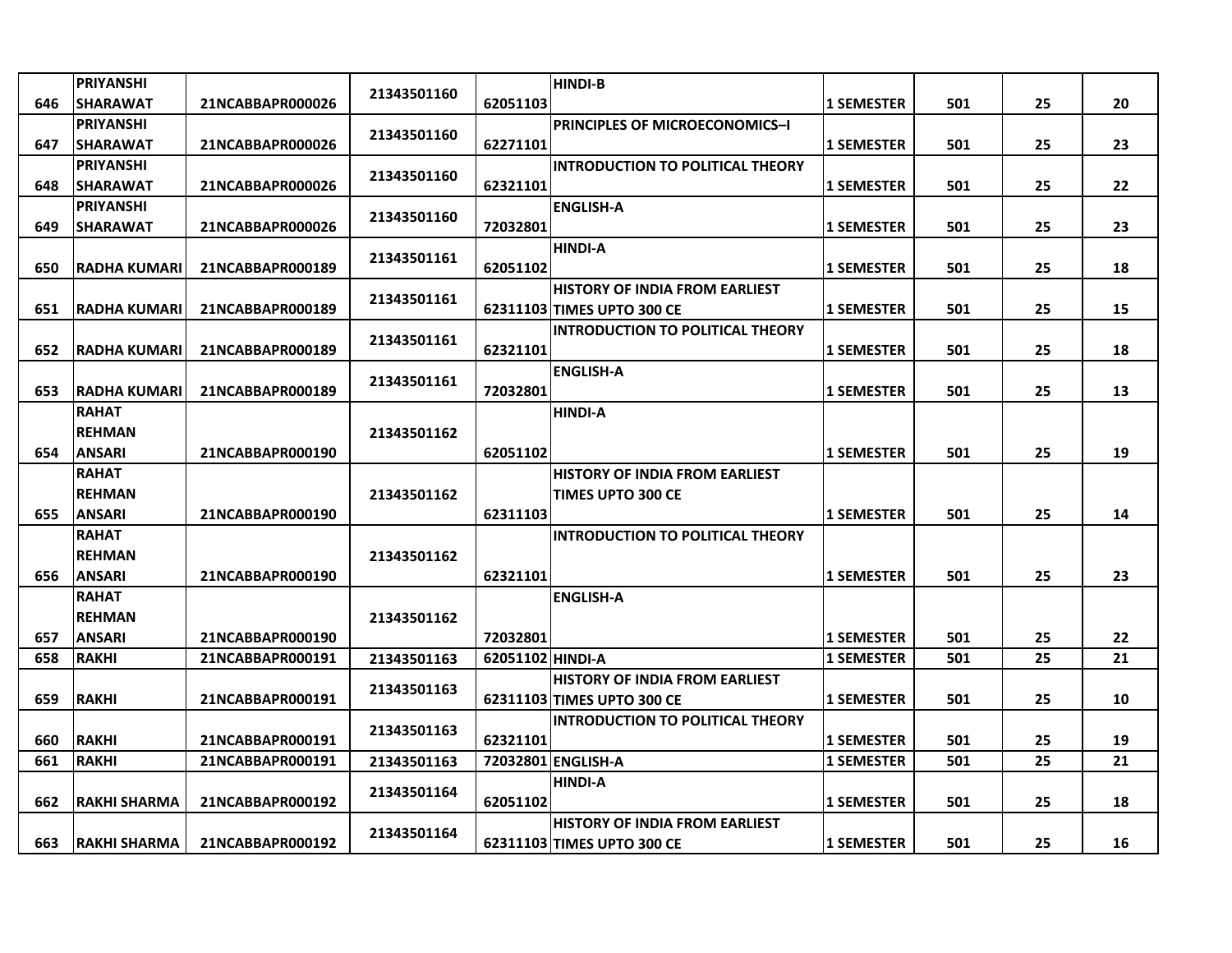| 646 | PRIYANSHI SHARAWAT | 21NCABBAPR000026 | 21343501160 | 62051103 | HINDI-B | 1 SEMESTER | 501 | 25 | 20 |
|---|---|---|---|---|---|---|---|---|---|
| 647 | PRIYANSHI SHARAWAT | 21NCABBAPR000026 | 21343501160 | 62271101 | PRINCIPLES OF MICROECONOMICS–I | 1 SEMESTER | 501 | 25 | 23 |
| 648 | PRIYANSHI SHARAWAT | 21NCABBAPR000026 | 21343501160 | 62321101 | INTRODUCTION TO POLITICAL THEORY | 1 SEMESTER | 501 | 25 | 22 |
| 649 | PRIYANSHI SHARAWAT | 21NCABBAPR000026 | 21343501160 | 72032801 | ENGLISH-A | 1 SEMESTER | 501 | 25 | 23 |
| 650 | RADHA KUMARI | 21NCABBAPR000189 | 21343501161 | 62051102 | HINDI-A | 1 SEMESTER | 501 | 25 | 18 |
| 651 | RADHA KUMARI | 21NCABBAPR000189 | 21343501161 | 62311103 | HISTORY OF INDIA FROM EARLIEST TIMES UPTO 300 CE | 1 SEMESTER | 501 | 25 | 15 |
| 652 | RADHA KUMARI | 21NCABBAPR000189 | 21343501161 | 62321101 | INTRODUCTION TO POLITICAL THEORY | 1 SEMESTER | 501 | 25 | 18 |
| 653 | RADHA KUMARI | 21NCABBAPR000189 | 21343501161 | 72032801 | ENGLISH-A | 1 SEMESTER | 501 | 25 | 13 |
| 654 | RAHAT REHMAN ANSARI | 21NCABBAPR000190 | 21343501162 | 62051102 | HINDI-A | 1 SEMESTER | 501 | 25 | 19 |
| 655 | RAHAT REHMAN ANSARI | 21NCABBAPR000190 | 21343501162 | 62311103 | HISTORY OF INDIA FROM EARLIEST TIMES UPTO 300 CE | 1 SEMESTER | 501 | 25 | 14 |
| 656 | RAHAT REHMAN ANSARI | 21NCABBAPR000190 | 21343501162 | 62321101 | INTRODUCTION TO POLITICAL THEORY | 1 SEMESTER | 501 | 25 | 23 |
| 657 | RAHAT REHMAN ANSARI | 21NCABBAPR000190 | 21343501162 | 72032801 | ENGLISH-A | 1 SEMESTER | 501 | 25 | 22 |
| 658 | RAKHI | 21NCABBAPR000191 | 21343501163 | 62051102 | HINDI-A | 1 SEMESTER | 501 | 25 | 21 |
| 659 | RAKHI | 21NCABBAPR000191 | 21343501163 | 62311103 | HISTORY OF INDIA FROM EARLIEST TIMES UPTO 300 CE | 1 SEMESTER | 501 | 25 | 10 |
| 660 | RAKHI | 21NCABBAPR000191 | 21343501163 | 62321101 | INTRODUCTION TO POLITICAL THEORY | 1 SEMESTER | 501 | 25 | 19 |
| 661 | RAKHI | 21NCABBAPR000191 | 21343501163 | 72032801 | ENGLISH-A | 1 SEMESTER | 501 | 25 | 21 |
| 662 | RAKHI SHARMA | 21NCABBAPR000192 | 21343501164 | 62051102 | HINDI-A | 1 SEMESTER | 501 | 25 | 18 |
| 663 | RAKHI SHARMA | 21NCABBAPR000192 | 21343501164 | 62311103 | HISTORY OF INDIA FROM EARLIEST TIMES UPTO 300 CE | 1 SEMESTER | 501 | 25 | 16 |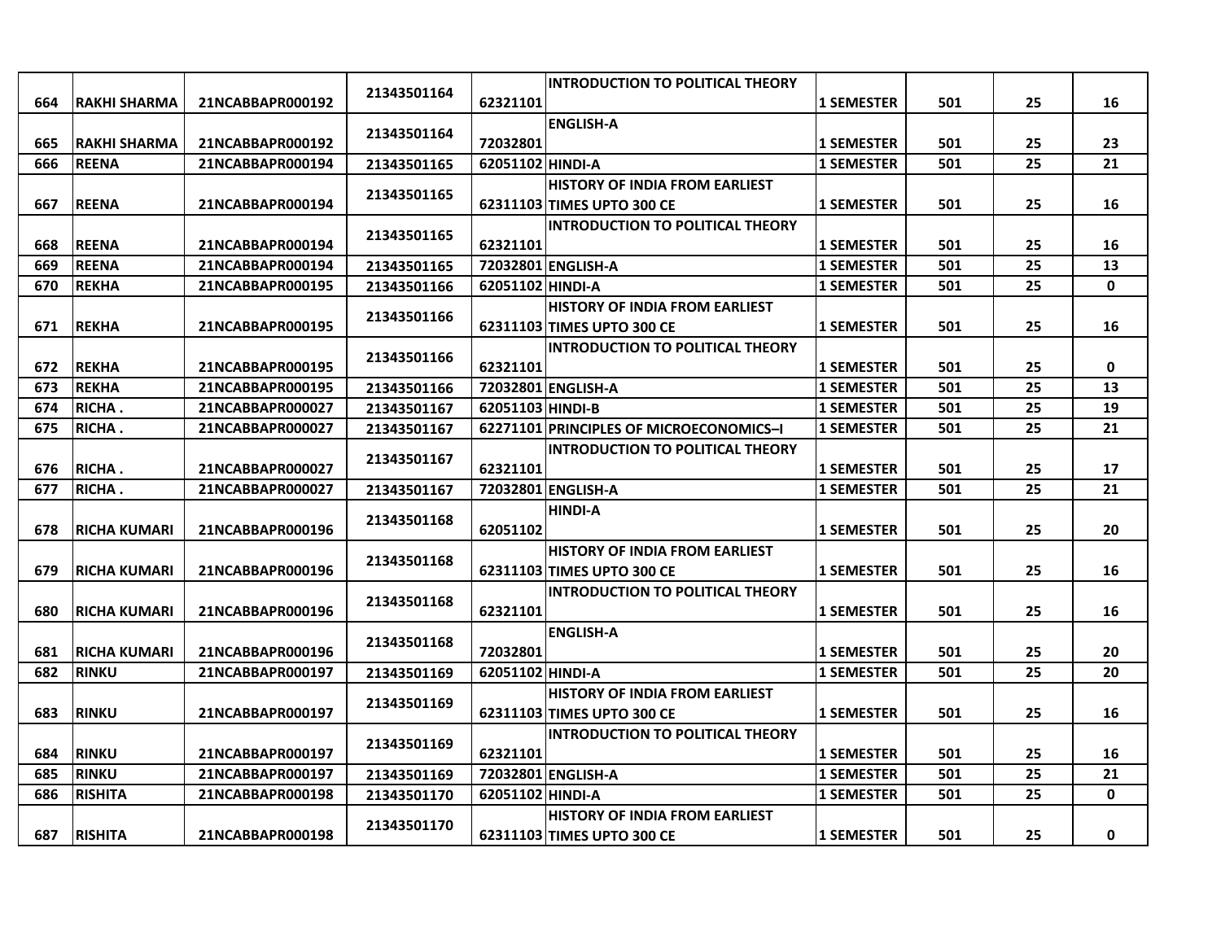| 664 | RAKHI SHARMA | 21NCABBAPR000192 | 21343501164 | 62321101 | INTRODUCTION TO POLITICAL THEORY | 1 SEMESTER | 501 | 25 | 16 |
|---|---|---|---|---|---|---|---|---|---|
| 665 | RAKHI SHARMA | 21NCABBAPR000192 | 21343501164 | 72032801 | ENGLISH-A | 1 SEMESTER | 501 | 25 | 23 |
| 666 | REENA | 21NCABBAPR000194 | 21343501165 | 62051102 | HINDI-A | 1 SEMESTER | 501 | 25 | 21 |
| 667 | REENA | 21NCABBAPR000194 | 21343501165 | 62311103 | HISTORY OF INDIA FROM EARLIEST TIMES UPTO 300 CE | 1 SEMESTER | 501 | 25 | 16 |
| 668 | REENA | 21NCABBAPR000194 | 21343501165 | 62321101 | INTRODUCTION TO POLITICAL THEORY | 1 SEMESTER | 501 | 25 | 16 |
| 669 | REENA | 21NCABBAPR000194 | 21343501165 | 72032801 | ENGLISH-A | 1 SEMESTER | 501 | 25 | 13 |
| 670 | REKHA | 21NCABBAPR000195 | 21343501166 | 62051102 | HINDI-A | 1 SEMESTER | 501 | 25 | 0 |
| 671 | REKHA | 21NCABBAPR000195 | 21343501166 | 62311103 | HISTORY OF INDIA FROM EARLIEST TIMES UPTO 300 CE | 1 SEMESTER | 501 | 25 | 16 |
| 672 | REKHA | 21NCABBAPR000195 | 21343501166 | 62321101 | INTRODUCTION TO POLITICAL THEORY | 1 SEMESTER | 501 | 25 | 0 |
| 673 | REKHA | 21NCABBAPR000195 | 21343501166 | 72032801 | ENGLISH-A | 1 SEMESTER | 501 | 25 | 13 |
| 674 | RICHA . | 21NCABBAPR000027 | 21343501167 | 62051103 | HINDI-B | 1 SEMESTER | 501 | 25 | 19 |
| 675 | RICHA . | 21NCABBAPR000027 | 21343501167 | 62271101 | PRINCIPLES OF MICROECONOMICS–I | 1 SEMESTER | 501 | 25 | 21 |
| 676 | RICHA . | 21NCABBAPR000027 | 21343501167 | 62321101 | INTRODUCTION TO POLITICAL THEORY | 1 SEMESTER | 501 | 25 | 17 |
| 677 | RICHA . | 21NCABBAPR000027 | 21343501167 | 72032801 | ENGLISH-A | 1 SEMESTER | 501 | 25 | 21 |
| 678 | RICHA KUMARI | 21NCABBAPR000196 | 21343501168 | 62051102 | HINDI-A | 1 SEMESTER | 501 | 25 | 20 |
| 679 | RICHA KUMARI | 21NCABBAPR000196 | 21343501168 | 62311103 | HISTORY OF INDIA FROM EARLIEST TIMES UPTO 300 CE | 1 SEMESTER | 501 | 25 | 16 |
| 680 | RICHA KUMARI | 21NCABBAPR000196 | 21343501168 | 62321101 | INTRODUCTION TO POLITICAL THEORY | 1 SEMESTER | 501 | 25 | 16 |
| 681 | RICHA KUMARI | 21NCABBAPR000196 | 21343501168 | 72032801 | ENGLISH-A | 1 SEMESTER | 501 | 25 | 20 |
| 682 | RINKU | 21NCABBAPR000197 | 21343501169 | 62051102 | HINDI-A | 1 SEMESTER | 501 | 25 | 20 |
| 683 | RINKU | 21NCABBAPR000197 | 21343501169 | 62311103 | HISTORY OF INDIA FROM EARLIEST TIMES UPTO 300 CE | 1 SEMESTER | 501 | 25 | 16 |
| 684 | RINKU | 21NCABBAPR000197 | 21343501169 | 62321101 | INTRODUCTION TO POLITICAL THEORY | 1 SEMESTER | 501 | 25 | 16 |
| 685 | RINKU | 21NCABBAPR000197 | 21343501169 | 72032801 | ENGLISH-A | 1 SEMESTER | 501 | 25 | 21 |
| 686 | RISHITA | 21NCABBAPR000198 | 21343501170 | 62051102 | HINDI-A | 1 SEMESTER | 501 | 25 | 0 |
| 687 | RISHITA | 21NCABBAPR000198 | 21343501170 | 62311103 | HISTORY OF INDIA FROM EARLIEST TIMES UPTO 300 CE | 1 SEMESTER | 501 | 25 | 0 |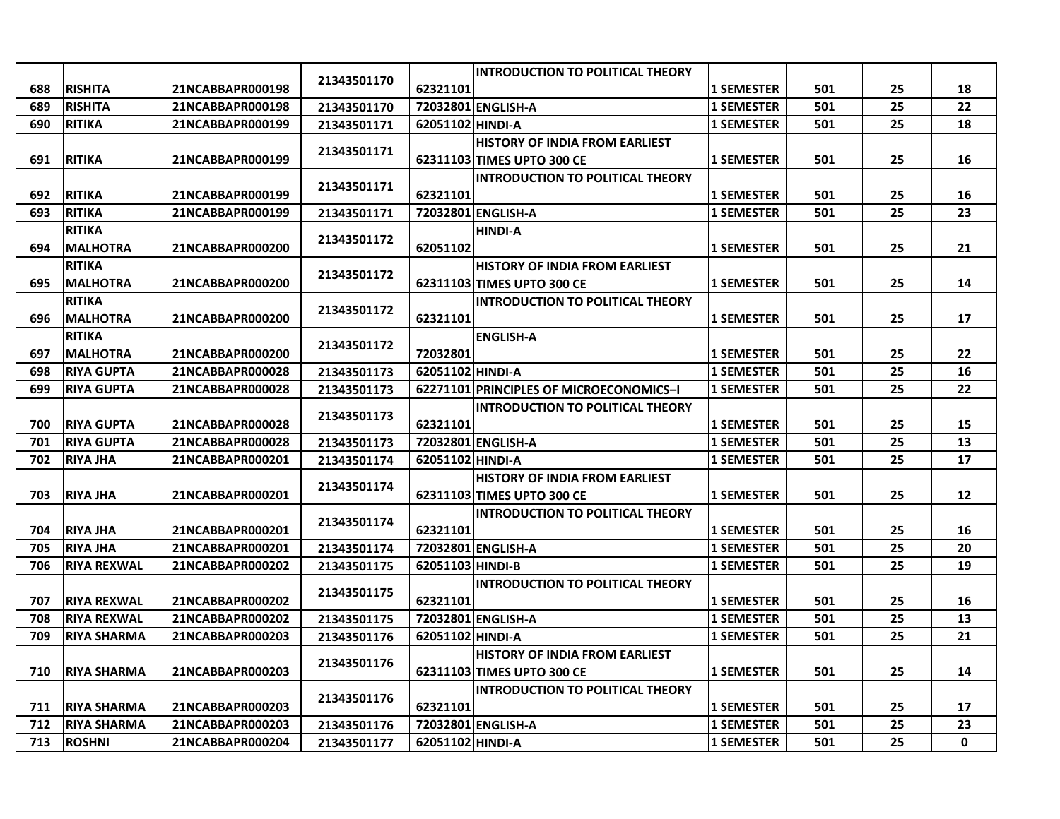| 688 | RISHITA | 21NCABBAPR000198 | 21343501170 | 62321101 | INTRODUCTION TO POLITICAL THEORY | 1 SEMESTER | 501 | 25 | 18 |
|---|---|---|---|---|---|---|---|---|---|
| 689 | RISHITA | 21NCABBAPR000198 | 21343501170 | 72032801 | ENGLISH-A | 1 SEMESTER | 501 | 25 | 22 |
| 690 | RITIKA | 21NCABBAPR000199 | 21343501171 | 62051102 | HINDI-A | 1 SEMESTER | 501 | 25 | 18 |
| 691 | RITIKA | 21NCABBAPR000199 | 21343501171 | 62311103 | HISTORY OF INDIA FROM EARLIEST TIMES UPTO 300 CE | 1 SEMESTER | 501 | 25 | 16 |
| 692 | RITIKA | 21NCABBAPR000199 | 21343501171 | 62321101 | INTRODUCTION TO POLITICAL THEORY | 1 SEMESTER | 501 | 25 | 16 |
| 693 | RITIKA | 21NCABBAPR000199 | 21343501171 | 72032801 | ENGLISH-A | 1 SEMESTER | 501 | 25 | 23 |
| 694 | RITIKA MALHOTRA | 21NCABBAPR000200 | 21343501172 | 62051102 | HINDI-A | 1 SEMESTER | 501 | 25 | 21 |
| 695 | RITIKA MALHOTRA | 21NCABBAPR000200 | 21343501172 | 62311103 | HISTORY OF INDIA FROM EARLIEST TIMES UPTO 300 CE | 1 SEMESTER | 501 | 25 | 14 |
| 696 | RITIKA MALHOTRA | 21NCABBAPR000200 | 21343501172 | 62321101 | INTRODUCTION TO POLITICAL THEORY | 1 SEMESTER | 501 | 25 | 17 |
| 697 | RITIKA MALHOTRA | 21NCABBAPR000200 | 21343501172 | 72032801 | ENGLISH-A | 1 SEMESTER | 501 | 25 | 22 |
| 698 | RIYA GUPTA | 21NCABBAPR000028 | 21343501173 | 62051102 | HINDI-A | 1 SEMESTER | 501 | 25 | 16 |
| 699 | RIYA GUPTA | 21NCABBAPR000028 | 21343501173 | 62271101 | PRINCIPLES OF MICROECONOMICS–I | 1 SEMESTER | 501 | 25 | 22 |
| 700 | RIYA GUPTA | 21NCABBAPR000028 | 21343501173 | 62321101 | INTRODUCTION TO POLITICAL THEORY | 1 SEMESTER | 501 | 25 | 15 |
| 701 | RIYA GUPTA | 21NCABBAPR000028 | 21343501173 | 72032801 | ENGLISH-A | 1 SEMESTER | 501 | 25 | 13 |
| 702 | RIYA JHA | 21NCABBAPR000201 | 21343501174 | 62051102 | HINDI-A | 1 SEMESTER | 501 | 25 | 17 |
| 703 | RIYA JHA | 21NCABBAPR000201 | 21343501174 | 62311103 | HISTORY OF INDIA FROM EARLIEST TIMES UPTO 300 CE | 1 SEMESTER | 501 | 25 | 12 |
| 704 | RIYA JHA | 21NCABBAPR000201 | 21343501174 | 62321101 | INTRODUCTION TO POLITICAL THEORY | 1 SEMESTER | 501 | 25 | 16 |
| 705 | RIYA JHA | 21NCABBAPR000201 | 21343501174 | 72032801 | ENGLISH-A | 1 SEMESTER | 501 | 25 | 20 |
| 706 | RIYA REXWAL | 21NCABBAPR000202 | 21343501175 | 62051103 | HINDI-B | 1 SEMESTER | 501 | 25 | 19 |
| 707 | RIYA REXWAL | 21NCABBAPR000202 | 21343501175 | 62321101 | INTRODUCTION TO POLITICAL THEORY | 1 SEMESTER | 501 | 25 | 16 |
| 708 | RIYA REXWAL | 21NCABBAPR000202 | 21343501175 | 72032801 | ENGLISH-A | 1 SEMESTER | 501 | 25 | 13 |
| 709 | RIYA SHARMA | 21NCABBAPR000203 | 21343501176 | 62051102 | HINDI-A | 1 SEMESTER | 501 | 25 | 21 |
| 710 | RIYA SHARMA | 21NCABBAPR000203 | 21343501176 | 62311103 | HISTORY OF INDIA FROM EARLIEST TIMES UPTO 300 CE | 1 SEMESTER | 501 | 25 | 14 |
| 711 | RIYA SHARMA | 21NCABBAPR000203 | 21343501176 | 62321101 | INTRODUCTION TO POLITICAL THEORY | 1 SEMESTER | 501 | 25 | 17 |
| 712 | RIYA SHARMA | 21NCABBAPR000203 | 21343501176 | 72032801 | ENGLISH-A | 1 SEMESTER | 501 | 25 | 23 |
| 713 | ROSHNI | 21NCABBAPR000204 | 21343501177 | 62051102 | HINDI-A | 1 SEMESTER | 501 | 25 | 0 |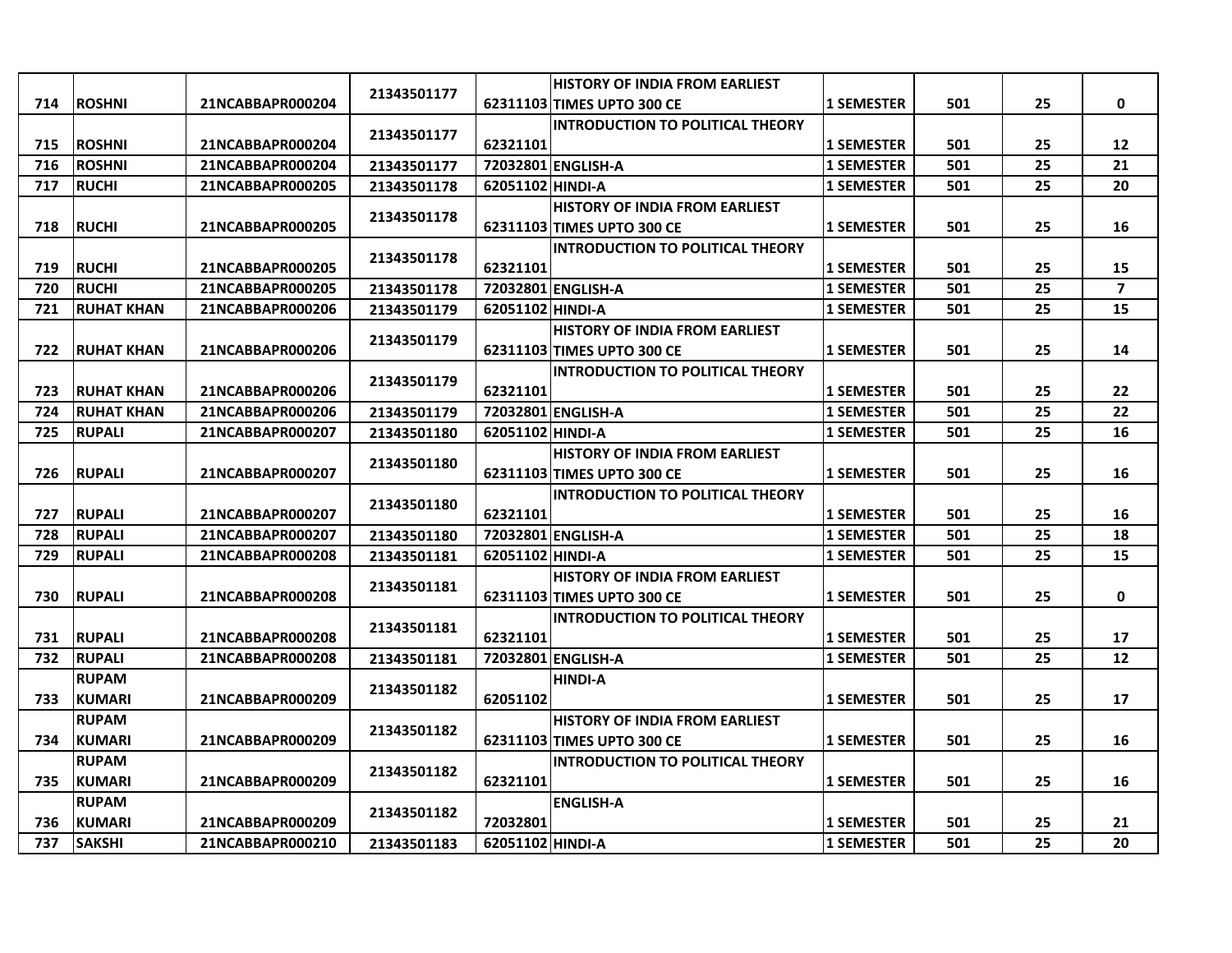| 714 | ROSHNI | 21NCABBAPR000204 | 21343501177 | 62311103 | HISTORY OF INDIA FROM EARLIEST TIMES UPTO 300 CE | 1 SEMESTER | 501 | 25 | 0 |
|---|---|---|---|---|---|---|---|---|---|
| 715 | ROSHNI | 21NCABBAPR000204 | 21343501177 | 62321101 | INTRODUCTION TO POLITICAL THEORY | 1 SEMESTER | 501 | 25 | 12 |
| 716 | ROSHNI | 21NCABBAPR000204 | 21343501177 | 72032801 | ENGLISH-A | 1 SEMESTER | 501 | 25 | 21 |
| 717 | RUCHI | 21NCABBAPR000205 | 21343501178 | 62051102 | HINDI-A | 1 SEMESTER | 501 | 25 | 20 |
| 718 | RUCHI | 21NCABBAPR000205 | 21343501178 | 62311103 | HISTORY OF INDIA FROM EARLIEST TIMES UPTO 300 CE | 1 SEMESTER | 501 | 25 | 16 |
| 719 | RUCHI | 21NCABBAPR000205 | 21343501178 | 62321101 | INTRODUCTION TO POLITICAL THEORY | 1 SEMESTER | 501 | 25 | 15 |
| 720 | RUCHI | 21NCABBAPR000205 | 21343501178 | 72032801 | ENGLISH-A | 1 SEMESTER | 501 | 25 | 7 |
| 721 | RUHAT KHAN | 21NCABBAPR000206 | 21343501179 | 62051102 | HINDI-A | 1 SEMESTER | 501 | 25 | 15 |
| 722 | RUHAT KHAN | 21NCABBAPR000206 | 21343501179 | 62311103 | HISTORY OF INDIA FROM EARLIEST TIMES UPTO 300 CE | 1 SEMESTER | 501 | 25 | 14 |
| 723 | RUHAT KHAN | 21NCABBAPR000206 | 21343501179 | 62321101 | INTRODUCTION TO POLITICAL THEORY | 1 SEMESTER | 501 | 25 | 22 |
| 724 | RUHAT KHAN | 21NCABBAPR000206 | 21343501179 | 72032801 | ENGLISH-A | 1 SEMESTER | 501 | 25 | 22 |
| 725 | RUPALI | 21NCABBAPR000207 | 21343501180 | 62051102 | HINDI-A | 1 SEMESTER | 501 | 25 | 16 |
| 726 | RUPALI | 21NCABBAPR000207 | 21343501180 | 62311103 | HISTORY OF INDIA FROM EARLIEST TIMES UPTO 300 CE | 1 SEMESTER | 501 | 25 | 16 |
| 727 | RUPALI | 21NCABBAPR000207 | 21343501180 | 62321101 | INTRODUCTION TO POLITICAL THEORY | 1 SEMESTER | 501 | 25 | 16 |
| 728 | RUPALI | 21NCABBAPR000207 | 21343501180 | 72032801 | ENGLISH-A | 1 SEMESTER | 501 | 25 | 18 |
| 729 | RUPALI | 21NCABBAPR000208 | 21343501181 | 62051102 | HINDI-A | 1 SEMESTER | 501 | 25 | 15 |
| 730 | RUPALI | 21NCABBAPR000208 | 21343501181 | 62311103 | HISTORY OF INDIA FROM EARLIEST TIMES UPTO 300 CE | 1 SEMESTER | 501 | 25 | 0 |
| 731 | RUPALI | 21NCABBAPR000208 | 21343501181 | 62321101 | INTRODUCTION TO POLITICAL THEORY | 1 SEMESTER | 501 | 25 | 17 |
| 732 | RUPALI | 21NCABBAPR000208 | 21343501181 | 72032801 | ENGLISH-A | 1 SEMESTER | 501 | 25 | 12 |
| 733 | RUPAM KUMARI | 21NCABBAPR000209 | 21343501182 | 62051102 | HINDI-A | 1 SEMESTER | 501 | 25 | 17 |
| 734 | RUPAM KUMARI | 21NCABBAPR000209 | 21343501182 | 62311103 | HISTORY OF INDIA FROM EARLIEST TIMES UPTO 300 CE | 1 SEMESTER | 501 | 25 | 16 |
| 735 | RUPAM KUMARI | 21NCABBAPR000209 | 21343501182 | 62321101 | INTRODUCTION TO POLITICAL THEORY | 1 SEMESTER | 501 | 25 | 16 |
| 736 | RUPAM KUMARI | 21NCABBAPR000209 | 21343501182 | 72032801 | ENGLISH-A | 1 SEMESTER | 501 | 25 | 21 |
| 737 | SAKSHI | 21NCABBAPR000210 | 21343501183 | 62051102 | HINDI-A | 1 SEMESTER | 501 | 25 | 20 |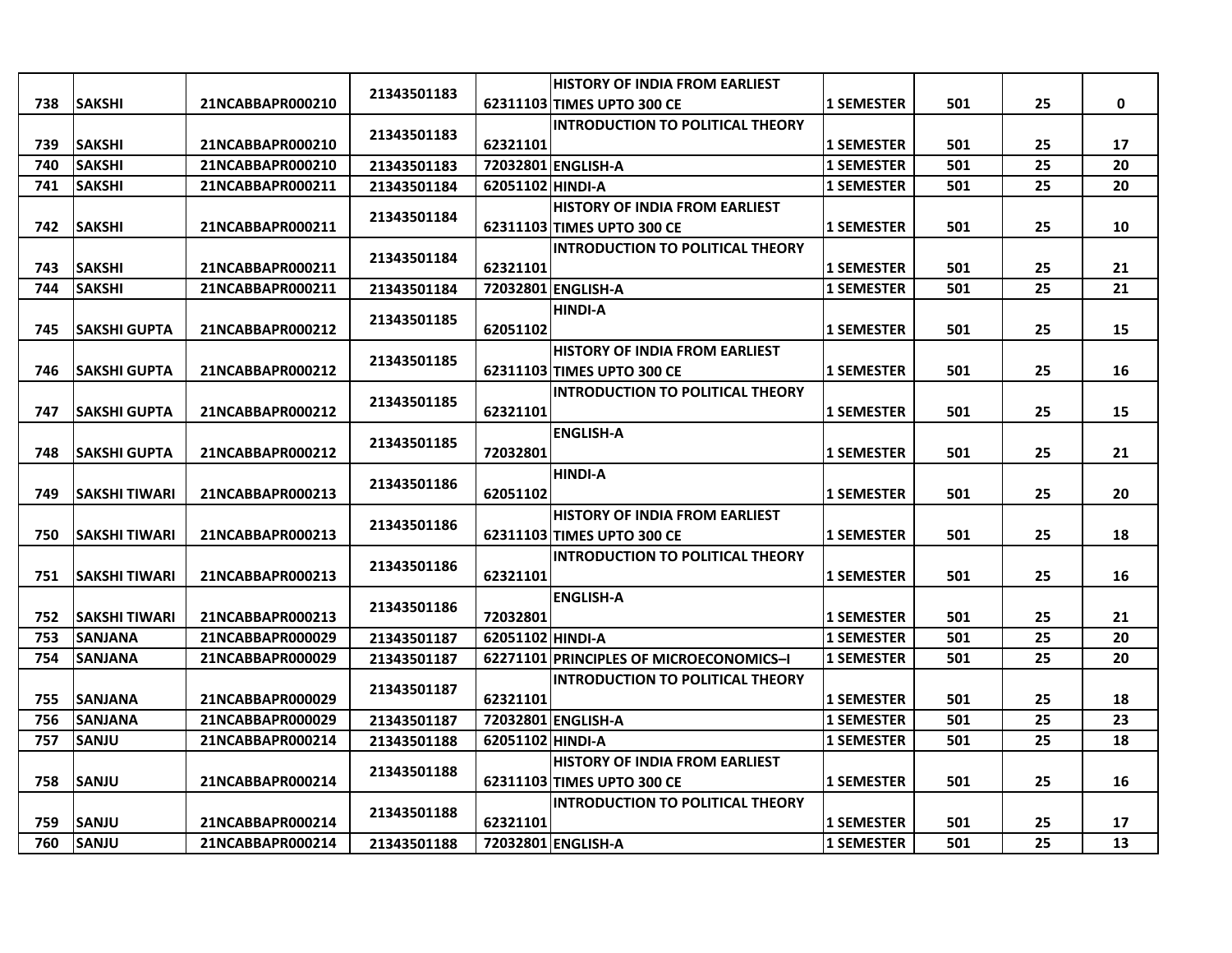| 738 | SAKSHI | 21NCABBAPR000210 | 21343501183 | 62311103 | HISTORY OF INDIA FROM EARLIEST TIMES UPTO 300 CE | 1 SEMESTER | 501 | 25 | 0 |
|---|---|---|---|---|---|---|---|---|---|
| 739 | SAKSHI | 21NCABBAPR000210 | 21343501183 | 62321101 | INTRODUCTION TO POLITICAL THEORY | 1 SEMESTER | 501 | 25 | 17 |
| 740 | SAKSHI | 21NCABBAPR000210 | 21343501183 | 72032801 | ENGLISH-A | 1 SEMESTER | 501 | 25 | 20 |
| 741 | SAKSHI | 21NCABBAPR000211 | 21343501184 | 62051102 | HINDI-A | 1 SEMESTER | 501 | 25 | 20 |
| 742 | SAKSHI | 21NCABBAPR000211 | 21343501184 | 62311103 | HISTORY OF INDIA FROM EARLIEST TIMES UPTO 300 CE | 1 SEMESTER | 501 | 25 | 10 |
| 743 | SAKSHI | 21NCABBAPR000211 | 21343501184 | 62321101 | INTRODUCTION TO POLITICAL THEORY | 1 SEMESTER | 501 | 25 | 21 |
| 744 | SAKSHI | 21NCABBAPR000211 | 21343501184 | 72032801 | ENGLISH-A | 1 SEMESTER | 501 | 25 | 21 |
| 745 | SAKSHI GUPTA | 21NCABBAPR000212 | 21343501185 | 62051102 | HINDI-A | 1 SEMESTER | 501 | 25 | 15 |
| 746 | SAKSHI GUPTA | 21NCABBAPR000212 | 21343501185 | 62311103 | HISTORY OF INDIA FROM EARLIEST TIMES UPTO 300 CE | 1 SEMESTER | 501 | 25 | 16 |
| 747 | SAKSHI GUPTA | 21NCABBAPR000212 | 21343501185 | 62321101 | INTRODUCTION TO POLITICAL THEORY | 1 SEMESTER | 501 | 25 | 15 |
| 748 | SAKSHI GUPTA | 21NCABBAPR000212 | 21343501185 | 72032801 | ENGLISH-A | 1 SEMESTER | 501 | 25 | 21 |
| 749 | SAKSHI TIWARI | 21NCABBAPR000213 | 21343501186 | 62051102 | HINDI-A | 1 SEMESTER | 501 | 25 | 20 |
| 750 | SAKSHI TIWARI | 21NCABBAPR000213 | 21343501186 | 62311103 | HISTORY OF INDIA FROM EARLIEST TIMES UPTO 300 CE | 1 SEMESTER | 501 | 25 | 18 |
| 751 | SAKSHI TIWARI | 21NCABBAPR000213 | 21343501186 | 62321101 | INTRODUCTION TO POLITICAL THEORY | 1 SEMESTER | 501 | 25 | 16 |
| 752 | SAKSHI TIWARI | 21NCABBAPR000213 | 21343501186 | 72032801 | ENGLISH-A | 1 SEMESTER | 501 | 25 | 21 |
| 753 | SANJANA | 21NCABBAPR000029 | 21343501187 | 62051102 | HINDI-A | 1 SEMESTER | 501 | 25 | 20 |
| 754 | SANJANA | 21NCABBAPR000029 | 21343501187 | 62271101 | PRINCIPLES OF MICROECONOMICS–I | 1 SEMESTER | 501 | 25 | 20 |
| 755 | SANJANA | 21NCABBAPR000029 | 21343501187 | 62321101 | INTRODUCTION TO POLITICAL THEORY | 1 SEMESTER | 501 | 25 | 18 |
| 756 | SANJANA | 21NCABBAPR000029 | 21343501187 | 72032801 | ENGLISH-A | 1 SEMESTER | 501 | 25 | 23 |
| 757 | SANJU | 21NCABBAPR000214 | 21343501188 | 62051102 | HINDI-A | 1 SEMESTER | 501 | 25 | 18 |
| 758 | SANJU | 21NCABBAPR000214 | 21343501188 | 62311103 | HISTORY OF INDIA FROM EARLIEST TIMES UPTO 300 CE | 1 SEMESTER | 501 | 25 | 16 |
| 759 | SANJU | 21NCABBAPR000214 | 21343501188 | 62321101 | INTRODUCTION TO POLITICAL THEORY | 1 SEMESTER | 501 | 25 | 17 |
| 760 | SANJU | 21NCABBAPR000214 | 21343501188 | 72032801 | ENGLISH-A | 1 SEMESTER | 501 | 25 | 13 |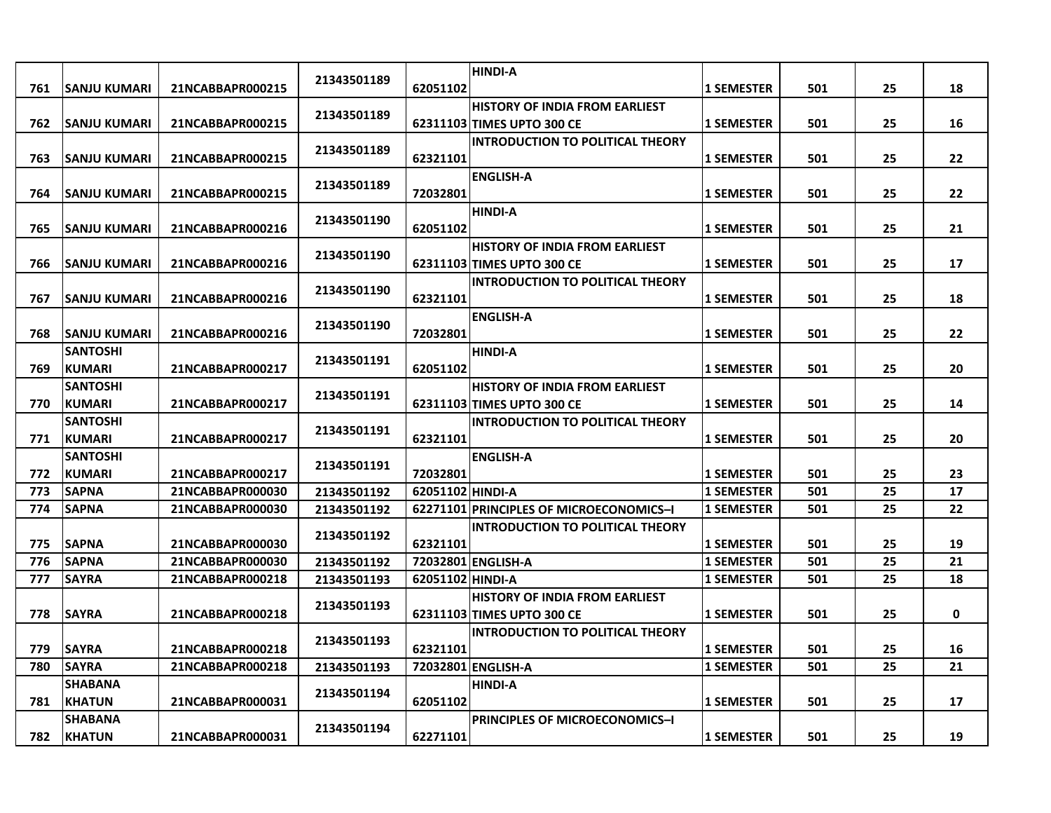| 761 | SANJU KUMARI | 21NCABBAPR000215 | 21343501189 | 62051102 | HINDI-A | 1 SEMESTER | 501 | 25 | 18 |
|---|---|---|---|---|---|---|---|---|---|
| 762 | SANJU KUMARI | 21NCABBAPR000215 | 21343501189 | 62311103 | HISTORY OF INDIA FROM EARLIEST TIMES UPTO 300 CE | 1 SEMESTER | 501 | 25 | 16 |
| 763 | SANJU KUMARI | 21NCABBAPR000215 | 21343501189 | 62321101 | INTRODUCTION TO POLITICAL THEORY | 1 SEMESTER | 501 | 25 | 22 |
| 764 | SANJU KUMARI | 21NCABBAPR000215 | 21343501189 | 72032801 | ENGLISH-A | 1 SEMESTER | 501 | 25 | 22 |
| 765 | SANJU KUMARI | 21NCABBAPR000216 | 21343501190 | 62051102 | HINDI-A | 1 SEMESTER | 501 | 25 | 21 |
| 766 | SANJU KUMARI | 21NCABBAPR000216 | 21343501190 | 62311103 | HISTORY OF INDIA FROM EARLIEST TIMES UPTO 300 CE | 1 SEMESTER | 501 | 25 | 17 |
| 767 | SANJU KUMARI | 21NCABBAPR000216 | 21343501190 | 62321101 | INTRODUCTION TO POLITICAL THEORY | 1 SEMESTER | 501 | 25 | 18 |
| 768 | SANJU KUMARI | 21NCABBAPR000216 | 21343501190 | 72032801 | ENGLISH-A | 1 SEMESTER | 501 | 25 | 22 |
| 769 | SANTOSHI KUMARI | 21NCABBAPR000217 | 21343501191 | 62051102 | HINDI-A | 1 SEMESTER | 501 | 25 | 20 |
| 770 | SANTOSHI KUMARI | 21NCABBAPR000217 | 21343501191 | 62311103 | HISTORY OF INDIA FROM EARLIEST TIMES UPTO 300 CE | 1 SEMESTER | 501 | 25 | 14 |
| 771 | SANTOSHI KUMARI | 21NCABBAPR000217 | 21343501191 | 62321101 | INTRODUCTION TO POLITICAL THEORY | 1 SEMESTER | 501 | 25 | 20 |
| 772 | SANTOSHI KUMARI | 21NCABBAPR000217 | 21343501191 | 72032801 | ENGLISH-A | 1 SEMESTER | 501 | 25 | 23 |
| 773 | SAPNA | 21NCABBAPR000030 | 21343501192 | 62051102 | HINDI-A | 1 SEMESTER | 501 | 25 | 17 |
| 774 | SAPNA | 21NCABBAPR000030 | 21343501192 | 62271101 | PRINCIPLES OF MICROECONOMICS–I | 1 SEMESTER | 501 | 25 | 22 |
| 775 | SAPNA | 21NCABBAPR000030 | 21343501192 | 62321101 | INTRODUCTION TO POLITICAL THEORY | 1 SEMESTER | 501 | 25 | 19 |
| 776 | SAPNA | 21NCABBAPR000030 | 21343501192 | 72032801 | ENGLISH-A | 1 SEMESTER | 501 | 25 | 21 |
| 777 | SAYRA | 21NCABBAPR000218 | 21343501193 | 62051102 | HINDI-A | 1 SEMESTER | 501 | 25 | 18 |
| 778 | SAYRA | 21NCABBAPR000218 | 21343501193 | 62311103 | HISTORY OF INDIA FROM EARLIEST TIMES UPTO 300 CE | 1 SEMESTER | 501 | 25 | 0 |
| 779 | SAYRA | 21NCABBAPR000218 | 21343501193 | 62321101 | INTRODUCTION TO POLITICAL THEORY | 1 SEMESTER | 501 | 25 | 16 |
| 780 | SAYRA | 21NCABBAPR000218 | 21343501193 | 72032801 | ENGLISH-A | 1 SEMESTER | 501 | 25 | 21 |
| 781 | SHABANA KHATUN | 21NCABBAPR000031 | 21343501194 | 62051102 | HINDI-A | 1 SEMESTER | 501 | 25 | 17 |
| 782 | SHABANA KHATUN | 21NCABBAPR000031 | 21343501194 | 62271101 | PRINCIPLES OF MICROECONOMICS–I | 1 SEMESTER | 501 | 25 | 19 |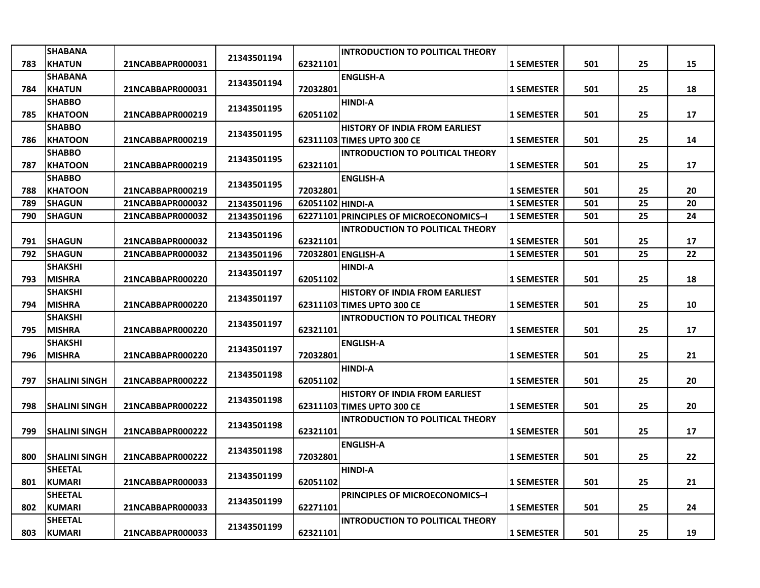| 783 | SHABANA KHATUN | 21NCABBAPR000031 | 21343501194 | 62321101 | INTRODUCTION TO POLITICAL THEORY | 1 SEMESTER | 501 | 25 | 15 |
|---|---|---|---|---|---|---|---|---|---|
| 784 | SHABANA KHATUN | 21NCABBAPR000031 | 21343501194 | 72032801 | ENGLISH-A | 1 SEMESTER | 501 | 25 | 18 |
| 785 | SHABBO KHATOON | 21NCABBAPR000219 | 21343501195 | 62051102 | HINDI-A | 1 SEMESTER | 501 | 25 | 17 |
| 786 | SHABBO KHATOON | 21NCABBAPR000219 | 21343501195 | 62311103 | HISTORY OF INDIA FROM EARLIEST TIMES UPTO 300 CE | 1 SEMESTER | 501 | 25 | 14 |
| 787 | SHABBO KHATOON | 21NCABBAPR000219 | 21343501195 | 62321101 | INTRODUCTION TO POLITICAL THEORY | 1 SEMESTER | 501 | 25 | 17 |
| 788 | SHABBO KHATOON | 21NCABBAPR000219 | 21343501195 | 72032801 | ENGLISH-A | 1 SEMESTER | 501 | 25 | 20 |
| 789 | SHAGUN | 21NCABBAPR000032 | 21343501196 | 62051102 | HINDI-A | 1 SEMESTER | 501 | 25 | 20 |
| 790 | SHAGUN | 21NCABBAPR000032 | 21343501196 | 62271101 | PRINCIPLES OF MICROECONOMICS–I | 1 SEMESTER | 501 | 25 | 24 |
| 791 | SHAGUN | 21NCABBAPR000032 | 21343501196 | 62321101 | INTRODUCTION TO POLITICAL THEORY | 1 SEMESTER | 501 | 25 | 17 |
| 792 | SHAGUN | 21NCABBAPR000032 | 21343501196 | 72032801 | ENGLISH-A | 1 SEMESTER | 501 | 25 | 22 |
| 793 | SHAKSHI MISHRA | 21NCABBAPR000220 | 21343501197 | 62051102 | HINDI-A | 1 SEMESTER | 501 | 25 | 18 |
| 794 | SHAKSHI MISHRA | 21NCABBAPR000220 | 21343501197 | 62311103 | HISTORY OF INDIA FROM EARLIEST TIMES UPTO 300 CE | 1 SEMESTER | 501 | 25 | 10 |
| 795 | SHAKSHI MISHRA | 21NCABBAPR000220 | 21343501197 | 62321101 | INTRODUCTION TO POLITICAL THEORY | 1 SEMESTER | 501 | 25 | 17 |
| 796 | SHAKSHI MISHRA | 21NCABBAPR000220 | 21343501197 | 72032801 | ENGLISH-A | 1 SEMESTER | 501 | 25 | 21 |
| 797 | SHALINI SINGH | 21NCABBAPR000222 | 21343501198 | 62051102 | HINDI-A | 1 SEMESTER | 501 | 25 | 20 |
| 798 | SHALINI SINGH | 21NCABBAPR000222 | 21343501198 | 62311103 | HISTORY OF INDIA FROM EARLIEST TIMES UPTO 300 CE | 1 SEMESTER | 501 | 25 | 20 |
| 799 | SHALINI SINGH | 21NCABBAPR000222 | 21343501198 | 62321101 | INTRODUCTION TO POLITICAL THEORY | 1 SEMESTER | 501 | 25 | 17 |
| 800 | SHALINI SINGH | 21NCABBAPR000222 | 21343501198 | 72032801 | ENGLISH-A | 1 SEMESTER | 501 | 25 | 22 |
| 801 | SHEETAL KUMARI | 21NCABBAPR000033 | 21343501199 | 62051102 | HINDI-A | 1 SEMESTER | 501 | 25 | 21 |
| 802 | SHEETAL KUMARI | 21NCABBAPR000033 | 21343501199 | 62271101 | PRINCIPLES OF MICROECONOMICS–I | 1 SEMESTER | 501 | 25 | 24 |
| 803 | SHEETAL KUMARI | 21NCABBAPR000033 | 21343501199 | 62321101 | INTRODUCTION TO POLITICAL THEORY | 1 SEMESTER | 501 | 25 | 19 |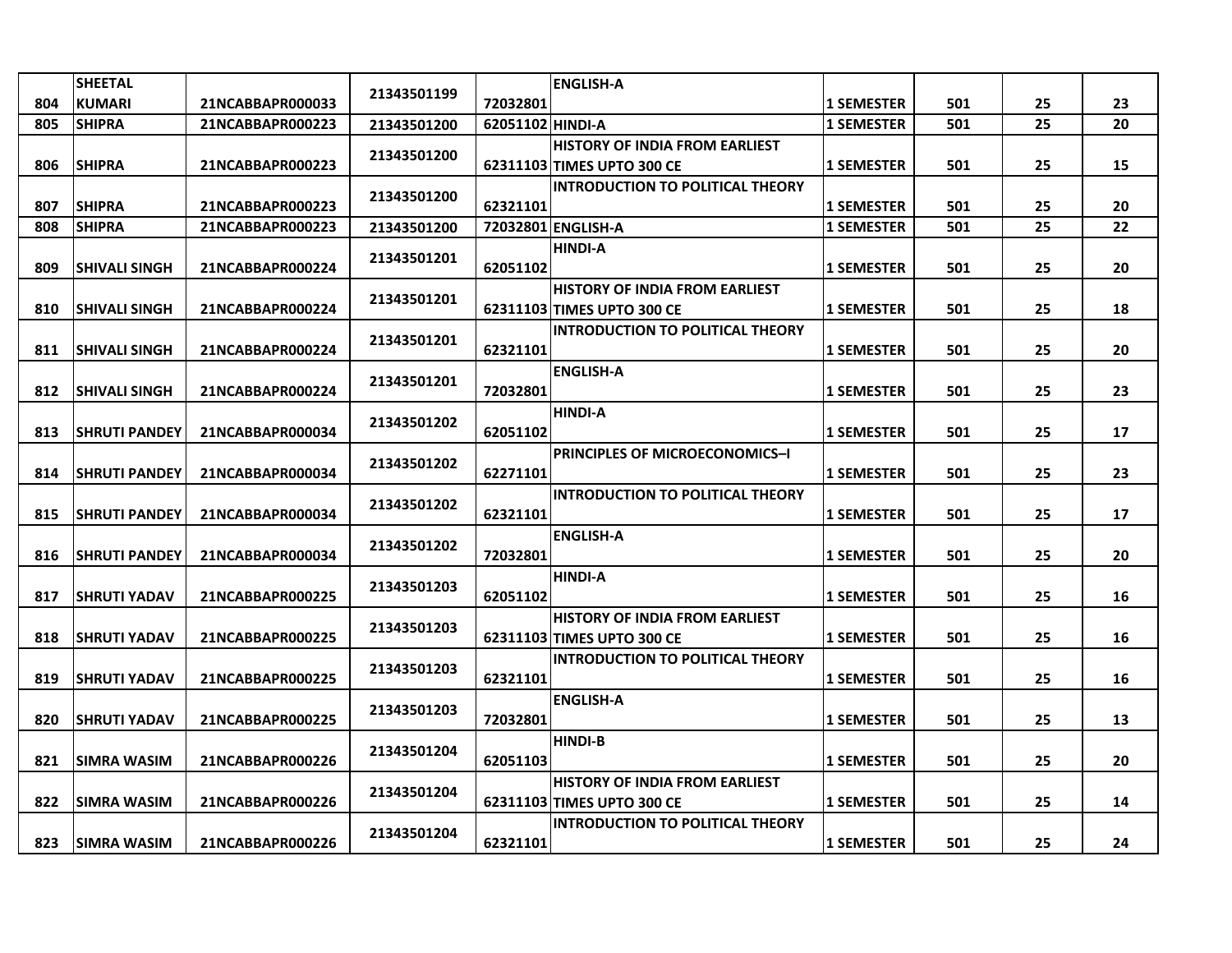| | | | | | | | | | |
|---|---|---|---|---|---|---|---|---|---|
| 804 | SHEETAL KUMARI | 21NCABBAPR000033 | 21343501199 | 72032801 | ENGLISH-A | 1 SEMESTER | 501 | 25 | 23 |
| 805 | SHIPRA | 21NCABBAPR000223 | 21343501200 | 62051102 | HINDI-A | 1 SEMESTER | 501 | 25 | 20 |
| 806 | SHIPRA | 21NCABBAPR000223 | 21343501200 | 62311103 | HISTORY OF INDIA FROM EARLIEST TIMES UPTO 300 CE | 1 SEMESTER | 501 | 25 | 15 |
| 807 | SHIPRA | 21NCABBAPR000223 | 21343501200 | 62321101 | INTRODUCTION TO POLITICAL THEORY | 1 SEMESTER | 501 | 25 | 20 |
| 808 | SHIPRA | 21NCABBAPR000223 | 21343501200 | 72032801 | ENGLISH-A | 1 SEMESTER | 501 | 25 | 22 |
| 809 | SHIVALI SINGH | 21NCABBAPR000224 | 21343501201 | 62051102 | HINDI-A | 1 SEMESTER | 501 | 25 | 20 |
| 810 | SHIVALI SINGH | 21NCABBAPR000224 | 21343501201 | 62311103 | HISTORY OF INDIA FROM EARLIEST TIMES UPTO 300 CE | 1 SEMESTER | 501 | 25 | 18 |
| 811 | SHIVALI SINGH | 21NCABBAPR000224 | 21343501201 | 62321101 | INTRODUCTION TO POLITICAL THEORY | 1 SEMESTER | 501 | 25 | 20 |
| 812 | SHIVALI SINGH | 21NCABBAPR000224 | 21343501201 | 72032801 | ENGLISH-A | 1 SEMESTER | 501 | 25 | 23 |
| 813 | SHRUTI PANDEY | 21NCABBAPR000034 | 21343501202 | 62051102 | HINDI-A | 1 SEMESTER | 501 | 25 | 17 |
| 814 | SHRUTI PANDEY | 21NCABBAPR000034 | 21343501202 | 62271101 | PRINCIPLES OF MICROECONOMICS–I | 1 SEMESTER | 501 | 25 | 23 |
| 815 | SHRUTI PANDEY | 21NCABBAPR000034 | 21343501202 | 62321101 | INTRODUCTION TO POLITICAL THEORY | 1 SEMESTER | 501 | 25 | 17 |
| 816 | SHRUTI PANDEY | 21NCABBAPR000034 | 21343501202 | 72032801 | ENGLISH-A | 1 SEMESTER | 501 | 25 | 20 |
| 817 | SHRUTI YADAV | 21NCABBAPR000225 | 21343501203 | 62051102 | HINDI-A | 1 SEMESTER | 501 | 25 | 16 |
| 818 | SHRUTI YADAV | 21NCABBAPR000225 | 21343501203 | 62311103 | HISTORY OF INDIA FROM EARLIEST TIMES UPTO 300 CE | 1 SEMESTER | 501 | 25 | 16 |
| 819 | SHRUTI YADAV | 21NCABBAPR000225 | 21343501203 | 62321101 | INTRODUCTION TO POLITICAL THEORY | 1 SEMESTER | 501 | 25 | 16 |
| 820 | SHRUTI YADAV | 21NCABBAPR000225 | 21343501203 | 72032801 | ENGLISH-A | 1 SEMESTER | 501 | 25 | 13 |
| 821 | SIMRA WASIM | 21NCABBAPR000226 | 21343501204 | 62051103 | HINDI-B | 1 SEMESTER | 501 | 25 | 20 |
| 822 | SIMRA WASIM | 21NCABBAPR000226 | 21343501204 | 62311103 | HISTORY OF INDIA FROM EARLIEST TIMES UPTO 300 CE | 1 SEMESTER | 501 | 25 | 14 |
| 823 | SIMRA WASIM | 21NCABBAPR000226 | 21343501204 | 62321101 | INTRODUCTION TO POLITICAL THEORY | 1 SEMESTER | 501 | 25 | 24 |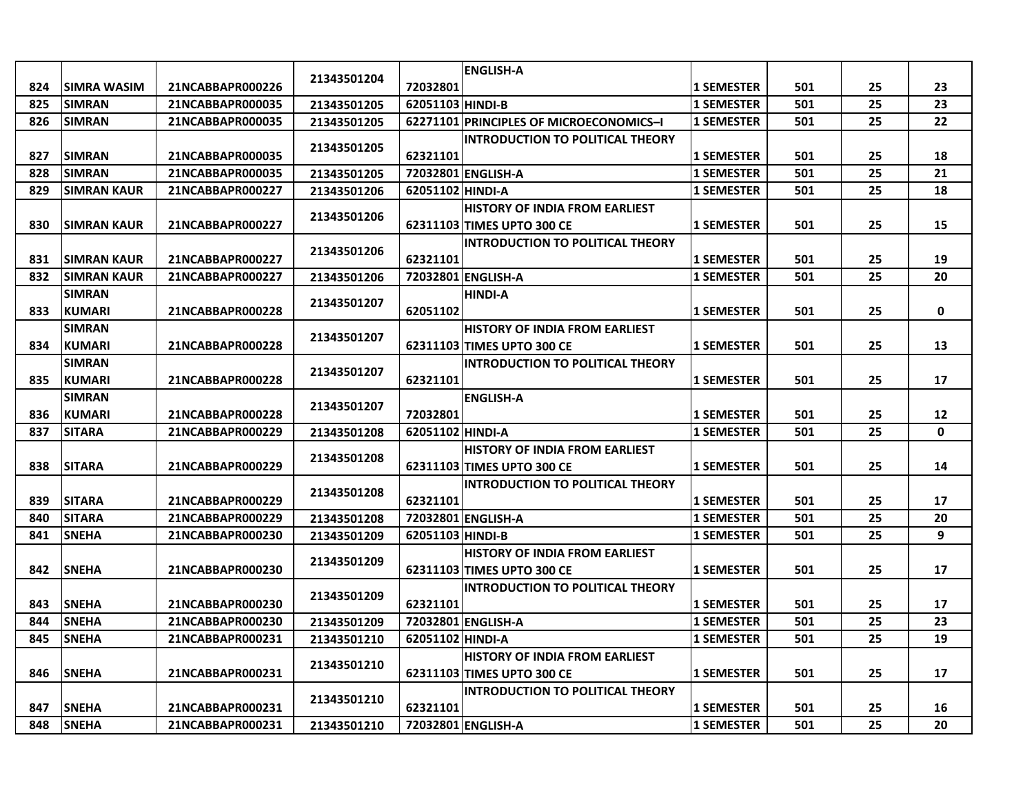| 824 | SIMRA WASIM | 21NCABBAPR000226 | 21343501204 | 72032801 | ENGLISH-A | 1 SEMESTER | 501 | 25 | 23 |
|---|---|---|---|---|---|---|---|---|---|
| 825 | SIMRAN | 21NCABBAPR000035 | 21343501205 | 62051103 | HINDI-B | 1 SEMESTER | 501 | 25 | 23 |
| 826 | SIMRAN | 21NCABBAPR000035 | 21343501205 | 62271101 | PRINCIPLES OF MICROECONOMICS–I | 1 SEMESTER | 501 | 25 | 22 |
| 827 | SIMRAN | 21NCABBAPR000035 | 21343501205 | 62321101 | INTRODUCTION TO POLITICAL THEORY | 1 SEMESTER | 501 | 25 | 18 |
| 828 | SIMRAN | 21NCABBAPR000035 | 21343501205 | 72032801 | ENGLISH-A | 1 SEMESTER | 501 | 25 | 21 |
| 829 | SIMRAN KAUR | 21NCABBAPR000227 | 21343501206 | 62051102 | HINDI-A | 1 SEMESTER | 501 | 25 | 18 |
| 830 | SIMRAN KAUR | 21NCABBAPR000227 | 21343501206 | 62311103 | HISTORY OF INDIA FROM EARLIEST TIMES UPTO 300 CE | 1 SEMESTER | 501 | 25 | 15 |
| 831 | SIMRAN KAUR | 21NCABBAPR000227 | 21343501206 | 62321101 | INTRODUCTION TO POLITICAL THEORY | 1 SEMESTER | 501 | 25 | 19 |
| 832 | SIMRAN KAUR | 21NCABBAPR000227 | 21343501206 | 72032801 | ENGLISH-A | 1 SEMESTER | 501 | 25 | 20 |
| 833 | SIMRAN KUMARI | 21NCABBAPR000228 | 21343501207 | 62051102 | HINDI-A | 1 SEMESTER | 501 | 25 | 0 |
| 834 | SIMRAN KUMARI | 21NCABBAPR000228 | 21343501207 | 62311103 | HISTORY OF INDIA FROM EARLIEST TIMES UPTO 300 CE | 1 SEMESTER | 501 | 25 | 13 |
| 835 | SIMRAN KUMARI | 21NCABBAPR000228 | 21343501207 | 62321101 | INTRODUCTION TO POLITICAL THEORY | 1 SEMESTER | 501 | 25 | 17 |
| 836 | SIMRAN KUMARI | 21NCABBAPR000228 | 21343501207 | 72032801 | ENGLISH-A | 1 SEMESTER | 501 | 25 | 12 |
| 837 | SITARA | 21NCABBAPR000229 | 21343501208 | 62051102 | HINDI-A | 1 SEMESTER | 501 | 25 | 0 |
| 838 | SITARA | 21NCABBAPR000229 | 21343501208 | 62311103 | HISTORY OF INDIA FROM EARLIEST TIMES UPTO 300 CE | 1 SEMESTER | 501 | 25 | 14 |
| 839 | SITARA | 21NCABBAPR000229 | 21343501208 | 62321101 | INTRODUCTION TO POLITICAL THEORY | 1 SEMESTER | 501 | 25 | 17 |
| 840 | SITARA | 21NCABBAPR000229 | 21343501208 | 72032801 | ENGLISH-A | 1 SEMESTER | 501 | 25 | 20 |
| 841 | SNEHA | 21NCABBAPR000230 | 21343501209 | 62051103 | HINDI-B | 1 SEMESTER | 501 | 25 | 9 |
| 842 | SNEHA | 21NCABBAPR000230 | 21343501209 | 62311103 | HISTORY OF INDIA FROM EARLIEST TIMES UPTO 300 CE | 1 SEMESTER | 501 | 25 | 17 |
| 843 | SNEHA | 21NCABBAPR000230 | 21343501209 | 62321101 | INTRODUCTION TO POLITICAL THEORY | 1 SEMESTER | 501 | 25 | 17 |
| 844 | SNEHA | 21NCABBAPR000230 | 21343501209 | 72032801 | ENGLISH-A | 1 SEMESTER | 501 | 25 | 23 |
| 845 | SNEHA | 21NCABBAPR000231 | 21343501210 | 62051102 | HINDI-A | 1 SEMESTER | 501 | 25 | 19 |
| 846 | SNEHA | 21NCABBAPR000231 | 21343501210 | 62311103 | HISTORY OF INDIA FROM EARLIEST TIMES UPTO 300 CE | 1 SEMESTER | 501 | 25 | 17 |
| 847 | SNEHA | 21NCABBAPR000231 | 21343501210 | 62321101 | INTRODUCTION TO POLITICAL THEORY | 1 SEMESTER | 501 | 25 | 16 |
| 848 | SNEHA | 21NCABBAPR000231 | 21343501210 | 72032801 | ENGLISH-A | 1 SEMESTER | 501 | 25 | 20 |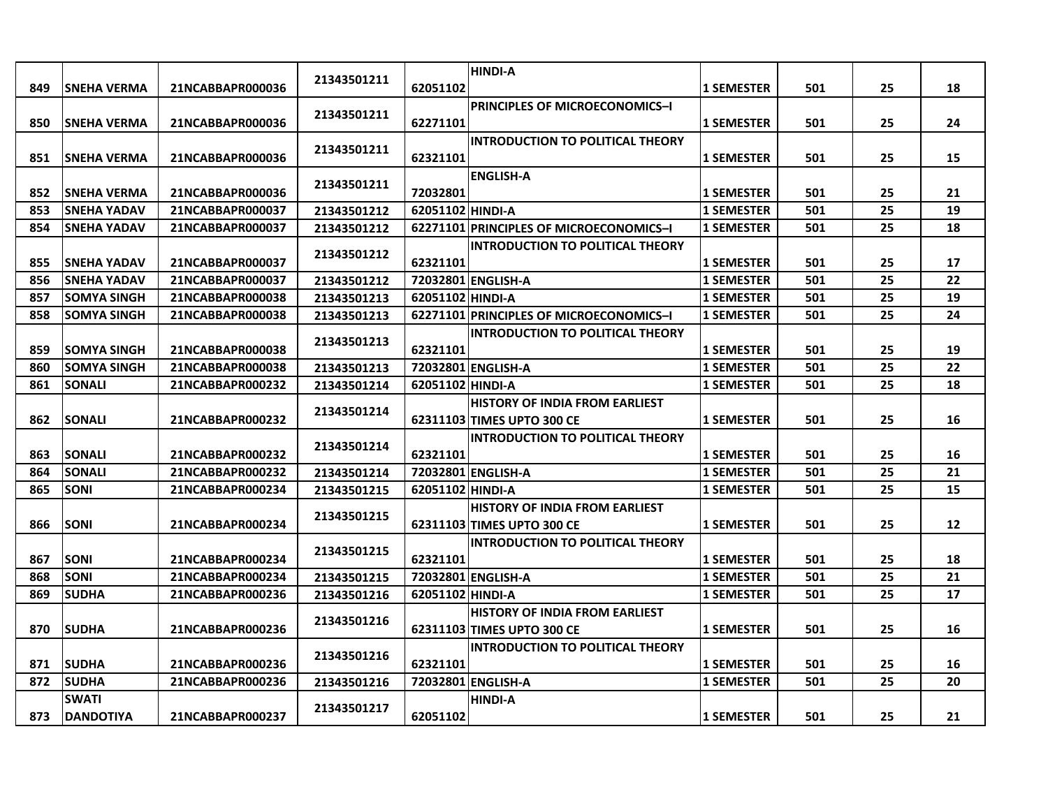| | | | | | | | | | |
|---|---|---|---|---|---|---|---|---|---|
| 849 | SNEHA VERMA | 21NCABBAPR000036 | 21343501211 | 62051102 | HINDI-A | 1 SEMESTER | 501 | 25 | 18 |
| 850 | SNEHA VERMA | 21NCABBAPR000036 | 21343501211 | 62271101 | PRINCIPLES OF MICROECONOMICS–I | 1 SEMESTER | 501 | 25 | 24 |
| 851 | SNEHA VERMA | 21NCABBAPR000036 | 21343501211 | 62321101 | INTRODUCTION TO POLITICAL THEORY | 1 SEMESTER | 501 | 25 | 15 |
| 852 | SNEHA VERMA | 21NCABBAPR000036 | 21343501211 | 72032801 | ENGLISH-A | 1 SEMESTER | 501 | 25 | 21 |
| 853 | SNEHA YADAV | 21NCABBAPR000037 | 21343501212 | 62051102 | HINDI-A | 1 SEMESTER | 501 | 25 | 19 |
| 854 | SNEHA YADAV | 21NCABBAPR000037 | 21343501212 | 62271101 | PRINCIPLES OF MICROECONOMICS–I | 1 SEMESTER | 501 | 25 | 18 |
| 855 | SNEHA YADAV | 21NCABBAPR000037 | 21343501212 | 62321101 | INTRODUCTION TO POLITICAL THEORY | 1 SEMESTER | 501 | 25 | 17 |
| 856 | SNEHA YADAV | 21NCABBAPR000037 | 21343501212 | 72032801 | ENGLISH-A | 1 SEMESTER | 501 | 25 | 22 |
| 857 | SOMYA SINGH | 21NCABBAPR000038 | 21343501213 | 62051102 | HINDI-A | 1 SEMESTER | 501 | 25 | 19 |
| 858 | SOMYA SINGH | 21NCABBAPR000038 | 21343501213 | 62271101 | PRINCIPLES OF MICROECONOMICS–I | 1 SEMESTER | 501 | 25 | 24 |
| 859 | SOMYA SINGH | 21NCABBAPR000038 | 21343501213 | 62321101 | INTRODUCTION TO POLITICAL THEORY | 1 SEMESTER | 501 | 25 | 19 |
| 860 | SOMYA SINGH | 21NCABBAPR000038 | 21343501213 | 72032801 | ENGLISH-A | 1 SEMESTER | 501 | 25 | 22 |
| 861 | SONALI | 21NCABBAPR000232 | 21343501214 | 62051102 | HINDI-A | 1 SEMESTER | 501 | 25 | 18 |
| 862 | SONALI | 21NCABBAPR000232 | 21343501214 | 62311103 | HISTORY OF INDIA FROM EARLIEST TIMES UPTO 300 CE | 1 SEMESTER | 501 | 25 | 16 |
| 863 | SONALI | 21NCABBAPR000232 | 21343501214 | 62321101 | INTRODUCTION TO POLITICAL THEORY | 1 SEMESTER | 501 | 25 | 16 |
| 864 | SONALI | 21NCABBAPR000232 | 21343501214 | 72032801 | ENGLISH-A | 1 SEMESTER | 501 | 25 | 21 |
| 865 | SONI | 21NCABBAPR000234 | 21343501215 | 62051102 | HINDI-A | 1 SEMESTER | 501 | 25 | 15 |
| 866 | SONI | 21NCABBAPR000234 | 21343501215 | 62311103 | HISTORY OF INDIA FROM EARLIEST TIMES UPTO 300 CE | 1 SEMESTER | 501 | 25 | 12 |
| 867 | SONI | 21NCABBAPR000234 | 21343501215 | 62321101 | INTRODUCTION TO POLITICAL THEORY | 1 SEMESTER | 501 | 25 | 18 |
| 868 | SONI | 21NCABBAPR000234 | 21343501215 | 72032801 | ENGLISH-A | 1 SEMESTER | 501 | 25 | 21 |
| 869 | SUDHA | 21NCABBAPR000236 | 21343501216 | 62051102 | HINDI-A | 1 SEMESTER | 501 | 25 | 17 |
| 870 | SUDHA | 21NCABBAPR000236 | 21343501216 | 62311103 | HISTORY OF INDIA FROM EARLIEST TIMES UPTO 300 CE | 1 SEMESTER | 501 | 25 | 16 |
| 871 | SUDHA | 21NCABBAPR000236 | 21343501216 | 62321101 | INTRODUCTION TO POLITICAL THEORY | 1 SEMESTER | 501 | 25 | 16 |
| 872 | SUDHA | 21NCABBAPR000236 | 21343501216 | 72032801 | ENGLISH-A | 1 SEMESTER | 501 | 25 | 20 |
| 873 | SWATI DANDOTIYA | 21NCABBAPR000237 | 21343501217 | 62051102 | HINDI-A | 1 SEMESTER | 501 | 25 | 21 |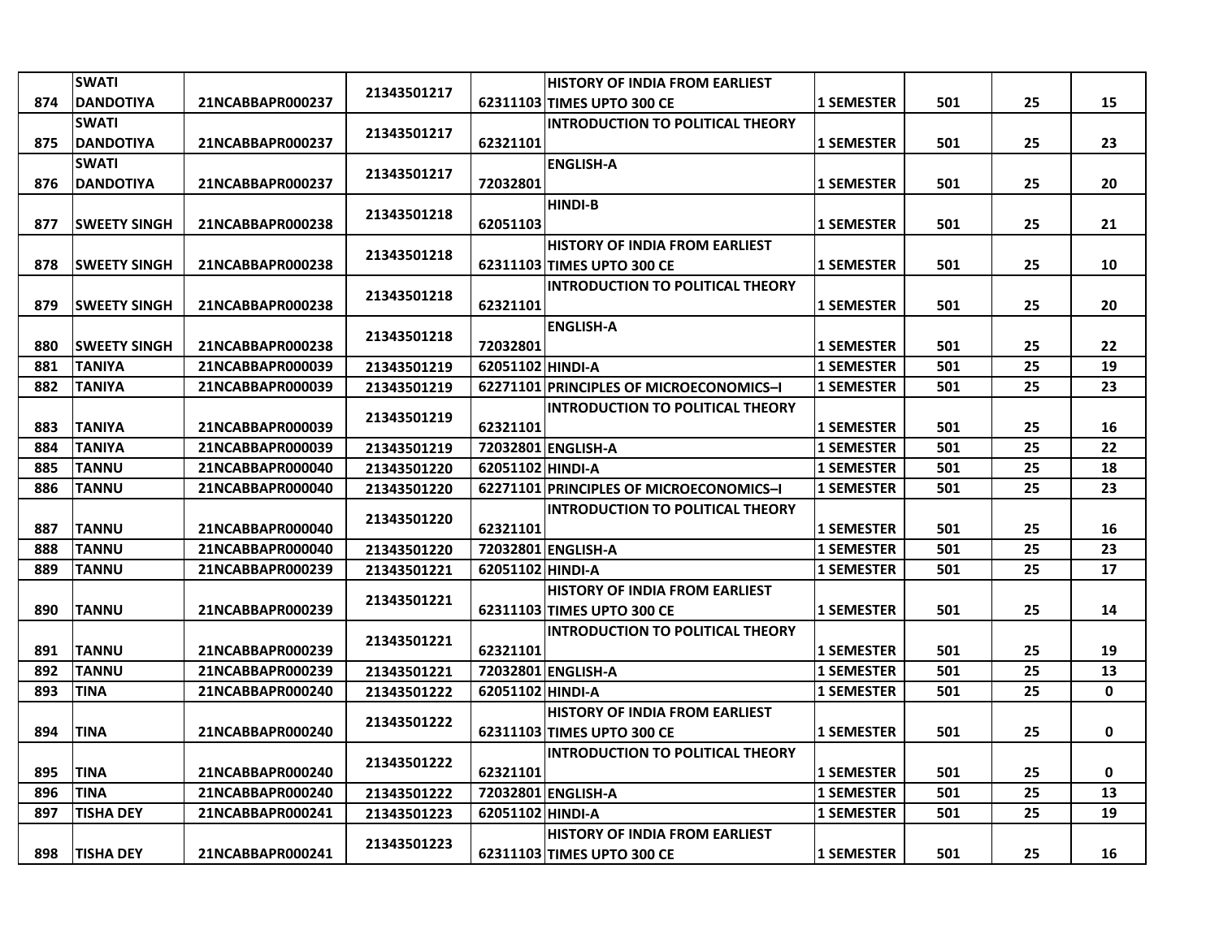| 874 | SWATI DANDOTIYA | 21NCABBAPR000237 | 21343501217 | 62311103 | HISTORY OF INDIA FROM EARLIEST TIMES UPTO 300 CE | 1 SEMESTER | 501 | 25 | 15 |
|---|---|---|---|---|---|---|---|---|---|
| 875 | SWATI DANDOTIYA | 21NCABBAPR000237 | 21343501217 | 62321101 | INTRODUCTION TO POLITICAL THEORY | 1 SEMESTER | 501 | 25 | 23 |
| 876 | SWATI DANDOTIYA | 21NCABBAPR000237 | 21343501217 | 72032801 | ENGLISH-A | 1 SEMESTER | 501 | 25 | 20 |
| 877 | SWEETY SINGH | 21NCABBAPR000238 | 21343501218 | 62051103 | HINDI-B | 1 SEMESTER | 501 | 25 | 21 |
| 878 | SWEETY SINGH | 21NCABBAPR000238 | 21343501218 | 62311103 | HISTORY OF INDIA FROM EARLIEST TIMES UPTO 300 CE | 1 SEMESTER | 501 | 25 | 10 |
| 879 | SWEETY SINGH | 21NCABBAPR000238 | 21343501218 | 62321101 | INTRODUCTION TO POLITICAL THEORY | 1 SEMESTER | 501 | 25 | 20 |
| 880 | SWEETY SINGH | 21NCABBAPR000238 | 21343501218 | 72032801 | ENGLISH-A | 1 SEMESTER | 501 | 25 | 22 |
| 881 | TANIYA | 21NCABBAPR000039 | 21343501219 | 62051102 | HINDI-A | 1 SEMESTER | 501 | 25 | 19 |
| 882 | TANIYA | 21NCABBAPR000039 | 21343501219 | 62271101 | PRINCIPLES OF MICROECONOMICS–I | 1 SEMESTER | 501 | 25 | 23 |
| 883 | TANIYA | 21NCABBAPR000039 | 21343501219 | 62321101 | INTRODUCTION TO POLITICAL THEORY | 1 SEMESTER | 501 | 25 | 16 |
| 884 | TANIYA | 21NCABBAPR000039 | 21343501219 | 72032801 | ENGLISH-A | 1 SEMESTER | 501 | 25 | 22 |
| 885 | TANNU | 21NCABBAPR000040 | 21343501220 | 62051102 | HINDI-A | 1 SEMESTER | 501 | 25 | 18 |
| 886 | TANNU | 21NCABBAPR000040 | 21343501220 | 62271101 | PRINCIPLES OF MICROECONOMICS–I | 1 SEMESTER | 501 | 25 | 23 |
| 887 | TANNU | 21NCABBAPR000040 | 21343501220 | 62321101 | INTRODUCTION TO POLITICAL THEORY | 1 SEMESTER | 501 | 25 | 16 |
| 888 | TANNU | 21NCABBAPR000040 | 21343501220 | 72032801 | ENGLISH-A | 1 SEMESTER | 501 | 25 | 23 |
| 889 | TANNU | 21NCABBAPR000239 | 21343501221 | 62051102 | HINDI-A | 1 SEMESTER | 501 | 25 | 17 |
| 890 | TANNU | 21NCABBAPR000239 | 21343501221 | 62311103 | HISTORY OF INDIA FROM EARLIEST TIMES UPTO 300 CE | 1 SEMESTER | 501 | 25 | 14 |
| 891 | TANNU | 21NCABBAPR000239 | 21343501221 | 62321101 | INTRODUCTION TO POLITICAL THEORY | 1 SEMESTER | 501 | 25 | 19 |
| 892 | TANNU | 21NCABBAPR000239 | 21343501221 | 72032801 | ENGLISH-A | 1 SEMESTER | 501 | 25 | 13 |
| 893 | TINA | 21NCABBAPR000240 | 21343501222 | 62051102 | HINDI-A | 1 SEMESTER | 501 | 25 | 0 |
| 894 | TINA | 21NCABBAPR000240 | 21343501222 | 62311103 | HISTORY OF INDIA FROM EARLIEST TIMES UPTO 300 CE | 1 SEMESTER | 501 | 25 | 0 |
| 895 | TINA | 21NCABBAPR000240 | 21343501222 | 62321101 | INTRODUCTION TO POLITICAL THEORY | 1 SEMESTER | 501 | 25 | 0 |
| 896 | TINA | 21NCABBAPR000240 | 21343501222 | 72032801 | ENGLISH-A | 1 SEMESTER | 501 | 25 | 13 |
| 897 | TISHA DEY | 21NCABBAPR000241 | 21343501223 | 62051102 | HINDI-A | 1 SEMESTER | 501 | 25 | 19 |
| 898 | TISHA DEY | 21NCABBAPR000241 | 21343501223 | 62311103 | HISTORY OF INDIA FROM EARLIEST TIMES UPTO 300 CE | 1 SEMESTER | 501 | 25 | 16 |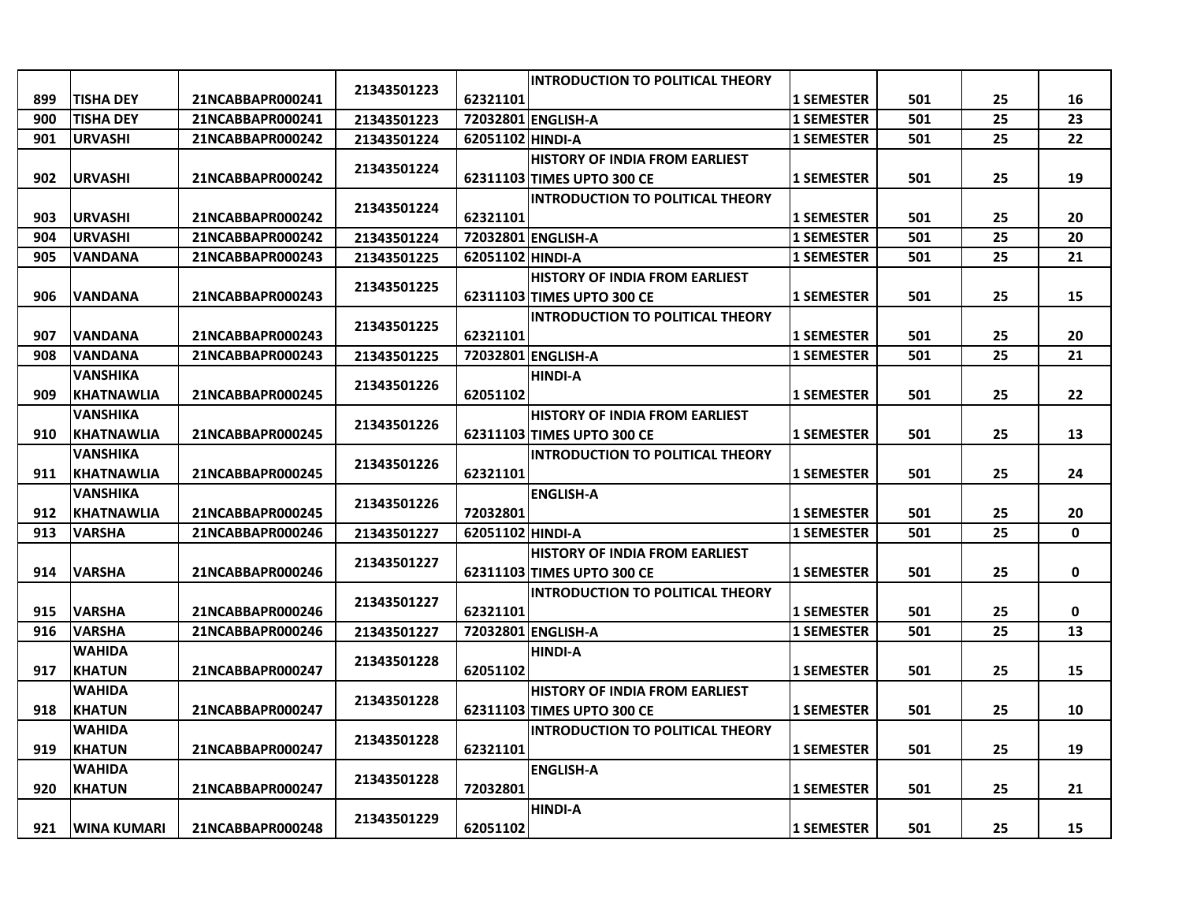| 899 | TISHA DEY | 21NCABBAPR000241 | 21343501223 | 62321101 | INTRODUCTION TO POLITICAL THEORY | 1 SEMESTER | 501 | 25 | 16 |
|---|---|---|---|---|---|---|---|---|---|
| 900 | TISHA DEY | 21NCABBAPR000241 | 21343501223 | 72032801 | ENGLISH-A | 1 SEMESTER | 501 | 25 | 23 |
| 901 | URVASHI | 21NCABBAPR000242 | 21343501224 | 62051102 | HINDI-A | 1 SEMESTER | 501 | 25 | 22 |
| 902 | URVASHI | 21NCABBAPR000242 | 21343501224 | 62311103 | HISTORY OF INDIA FROM EARLIEST TIMES UPTO 300 CE | 1 SEMESTER | 501 | 25 | 19 |
| 903 | URVASHI | 21NCABBAPR000242 | 21343501224 | 62321101 | INTRODUCTION TO POLITICAL THEORY | 1 SEMESTER | 501 | 25 | 20 |
| 904 | URVASHI | 21NCABBAPR000242 | 21343501224 | 72032801 | ENGLISH-A | 1 SEMESTER | 501 | 25 | 20 |
| 905 | VANDANA | 21NCABBAPR000243 | 21343501225 | 62051102 | HINDI-A | 1 SEMESTER | 501 | 25 | 21 |
| 906 | VANDANA | 21NCABBAPR000243 | 21343501225 | 62311103 | HISTORY OF INDIA FROM EARLIEST TIMES UPTO 300 CE | 1 SEMESTER | 501 | 25 | 15 |
| 907 | VANDANA | 21NCABBAPR000243 | 21343501225 | 62321101 | INTRODUCTION TO POLITICAL THEORY | 1 SEMESTER | 501 | 25 | 20 |
| 908 | VANDANA | 21NCABBAPR000243 | 21343501225 | 72032801 | ENGLISH-A | 1 SEMESTER | 501 | 25 | 21 |
| 909 | VANSHIKA KHATNAWLIA | 21NCABBAPR000245 | 21343501226 | 62051102 | HINDI-A | 1 SEMESTER | 501 | 25 | 22 |
| 910 | VANSHIKA KHATNAWLIA | 21NCABBAPR000245 | 21343501226 | 62311103 | HISTORY OF INDIA FROM EARLIEST TIMES UPTO 300 CE | 1 SEMESTER | 501 | 25 | 13 |
| 911 | VANSHIKA KHATNAWLIA | 21NCABBAPR000245 | 21343501226 | 62321101 | INTRODUCTION TO POLITICAL THEORY | 1 SEMESTER | 501 | 25 | 24 |
| 912 | VANSHIKA KHATNAWLIA | 21NCABBAPR000245 | 21343501226 | 72032801 | ENGLISH-A | 1 SEMESTER | 501 | 25 | 20 |
| 913 | VARSHA | 21NCABBAPR000246 | 21343501227 | 62051102 | HINDI-A | 1 SEMESTER | 501 | 25 | 0 |
| 914 | VARSHA | 21NCABBAPR000246 | 21343501227 | 62311103 | HISTORY OF INDIA FROM EARLIEST TIMES UPTO 300 CE | 1 SEMESTER | 501 | 25 | 0 |
| 915 | VARSHA | 21NCABBAPR000246 | 21343501227 | 62321101 | INTRODUCTION TO POLITICAL THEORY | 1 SEMESTER | 501 | 25 | 0 |
| 916 | VARSHA | 21NCABBAPR000246 | 21343501227 | 72032801 | ENGLISH-A | 1 SEMESTER | 501 | 25 | 13 |
| 917 | WAHIDA KHATUN | 21NCABBAPR000247 | 21343501228 | 62051102 | HINDI-A | 1 SEMESTER | 501 | 25 | 15 |
| 918 | WAHIDA KHATUN | 21NCABBAPR000247 | 21343501228 | 62311103 | HISTORY OF INDIA FROM EARLIEST TIMES UPTO 300 CE | 1 SEMESTER | 501 | 25 | 10 |
| 919 | WAHIDA KHATUN | 21NCABBAPR000247 | 21343501228 | 62321101 | INTRODUCTION TO POLITICAL THEORY | 1 SEMESTER | 501 | 25 | 19 |
| 920 | WAHIDA KHATUN | 21NCABBAPR000247 | 21343501228 | 72032801 | ENGLISH-A | 1 SEMESTER | 501 | 25 | 21 |
| 921 | WINA KUMARI | 21NCABBAPR000248 | 21343501229 | 62051102 | HINDI-A | 1 SEMESTER | 501 | 25 | 15 |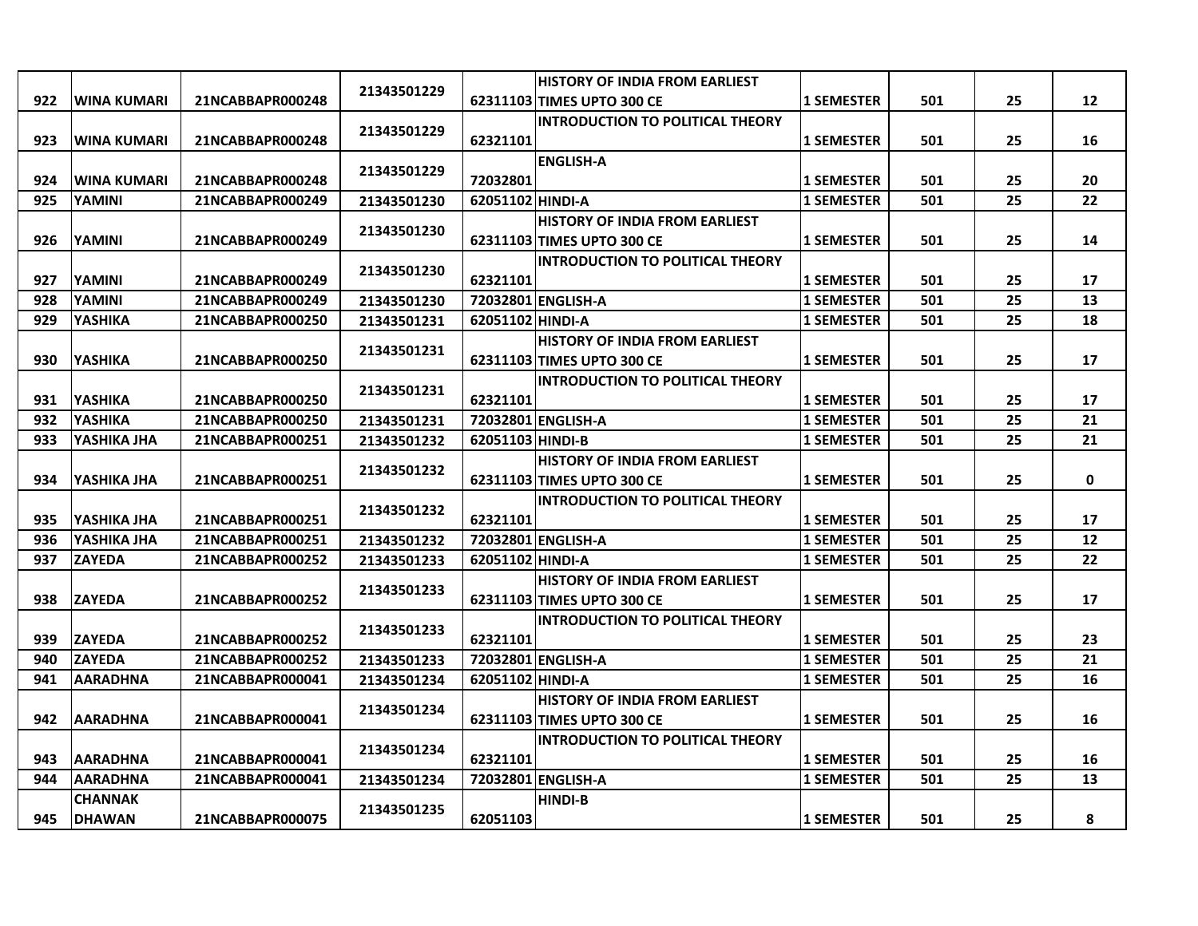| | | | | | | | | | |
|---|---|---|---|---|---|---|---|---|---|
| 922 | WINA KUMARI | 21NCABBAPR000248 | 21343501229 | 62311103 | HISTORY OF INDIA FROM EARLIEST TIMES UPTO 300 CE | 1 SEMESTER | 501 | 25 | 12 |
| 923 | WINA KUMARI | 21NCABBAPR000248 | 21343501229 | 62321101 | INTRODUCTION TO POLITICAL THEORY | 1 SEMESTER | 501 | 25 | 16 |
| 924 | WINA KUMARI | 21NCABBAPR000248 | 21343501229 | 72032801 | ENGLISH-A | 1 SEMESTER | 501 | 25 | 20 |
| 925 | YAMINI | 21NCABBAPR000249 | 21343501230 | 62051102 | HINDI-A | 1 SEMESTER | 501 | 25 | 22 |
| 926 | YAMINI | 21NCABBAPR000249 | 21343501230 | 62311103 | HISTORY OF INDIA FROM EARLIEST TIMES UPTO 300 CE | 1 SEMESTER | 501 | 25 | 14 |
| 927 | YAMINI | 21NCABBAPR000249 | 21343501230 | 62321101 | INTRODUCTION TO POLITICAL THEORY | 1 SEMESTER | 501 | 25 | 17 |
| 928 | YAMINI | 21NCABBAPR000249 | 21343501230 | 72032801 | ENGLISH-A | 1 SEMESTER | 501 | 25 | 13 |
| 929 | YASHIKA | 21NCABBAPR000250 | 21343501231 | 62051102 | HINDI-A | 1 SEMESTER | 501 | 25 | 18 |
| 930 | YASHIKA | 21NCABBAPR000250 | 21343501231 | 62311103 | HISTORY OF INDIA FROM EARLIEST TIMES UPTO 300 CE | 1 SEMESTER | 501 | 25 | 17 |
| 931 | YASHIKA | 21NCABBAPR000250 | 21343501231 | 62321101 | INTRODUCTION TO POLITICAL THEORY | 1 SEMESTER | 501 | 25 | 17 |
| 932 | YASHIKA | 21NCABBAPR000250 | 21343501231 | 72032801 | ENGLISH-A | 1 SEMESTER | 501 | 25 | 21 |
| 933 | YASHIKA JHA | 21NCABBAPR000251 | 21343501232 | 62051103 | HINDI-B | 1 SEMESTER | 501 | 25 | 21 |
| 934 | YASHIKA JHA | 21NCABBAPR000251 | 21343501232 | 62311103 | HISTORY OF INDIA FROM EARLIEST TIMES UPTO 300 CE | 1 SEMESTER | 501 | 25 | 0 |
| 935 | YASHIKA JHA | 21NCABBAPR000251 | 21343501232 | 62321101 | INTRODUCTION TO POLITICAL THEORY | 1 SEMESTER | 501 | 25 | 17 |
| 936 | YASHIKA JHA | 21NCABBAPR000251 | 21343501232 | 72032801 | ENGLISH-A | 1 SEMESTER | 501 | 25 | 12 |
| 937 | ZAYEDA | 21NCABBAPR000252 | 21343501233 | 62051102 | HINDI-A | 1 SEMESTER | 501 | 25 | 22 |
| 938 | ZAYEDA | 21NCABBAPR000252 | 21343501233 | 62311103 | HISTORY OF INDIA FROM EARLIEST TIMES UPTO 300 CE | 1 SEMESTER | 501 | 25 | 17 |
| 939 | ZAYEDA | 21NCABBAPR000252 | 21343501233 | 62321101 | INTRODUCTION TO POLITICAL THEORY | 1 SEMESTER | 501 | 25 | 23 |
| 940 | ZAYEDA | 21NCABBAPR000252 | 21343501233 | 72032801 | ENGLISH-A | 1 SEMESTER | 501 | 25 | 21 |
| 941 | AARADHNA | 21NCABBAPR000041 | 21343501234 | 62051102 | HINDI-A | 1 SEMESTER | 501 | 25 | 16 |
| 942 | AARADHNA | 21NCABBAPR000041 | 21343501234 | 62311103 | HISTORY OF INDIA FROM EARLIEST TIMES UPTO 300 CE | 1 SEMESTER | 501 | 25 | 16 |
| 943 | AARADHNA | 21NCABBAPR000041 | 21343501234 | 62321101 | INTRODUCTION TO POLITICAL THEORY | 1 SEMESTER | 501 | 25 | 16 |
| 944 | AARADHNA | 21NCABBAPR000041 | 21343501234 | 72032801 | ENGLISH-A | 1 SEMESTER | 501 | 25 | 13 |
| 945 | CHANNAK DHAWAN | 21NCABBAPR000075 | 21343501235 | 62051103 | HINDI-B | 1 SEMESTER | 501 | 25 | 8 |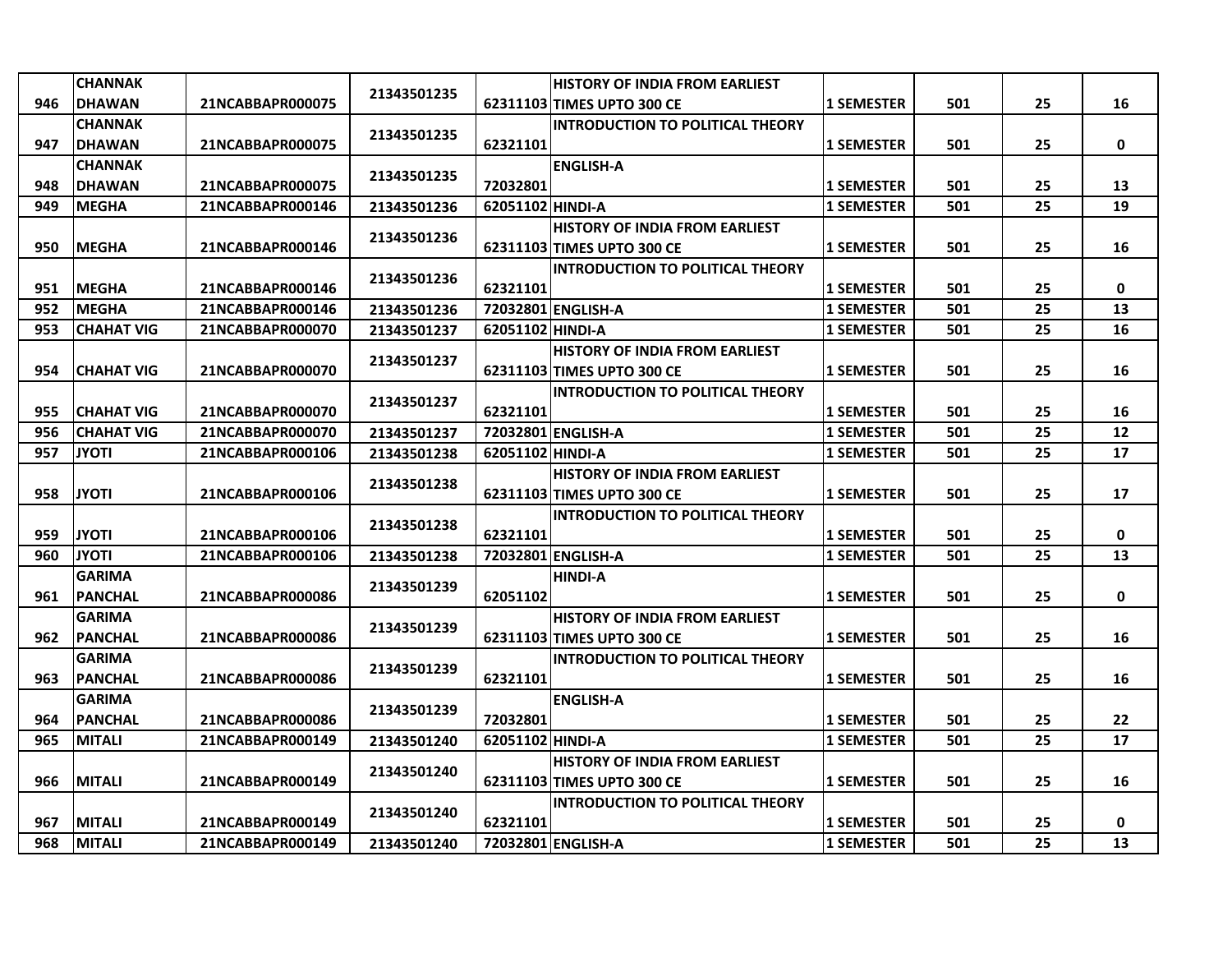| | | | | | | | | | |
|---|---|---|---|---|---|---|---|---|---|
| 946 | CHANNAK DHAWAN | 21NCABBAPR000075 | 21343501235 | 62311103 | HISTORY OF INDIA FROM EARLIEST TIMES UPTO 300 CE | 1 SEMESTER | 501 | 25 | 16 |
| 947 | CHANNAK DHAWAN | 21NCABBAPR000075 | 21343501235 | 62321101 | INTRODUCTION TO POLITICAL THEORY | 1 SEMESTER | 501 | 25 | 0 |
| 948 | CHANNAK DHAWAN | 21NCABBAPR000075 | 21343501235 | 72032801 | ENGLISH-A | 1 SEMESTER | 501 | 25 | 13 |
| 949 | MEGHA | 21NCABBAPR000146 | 21343501236 | 62051102 | HINDI-A | 1 SEMESTER | 501 | 25 | 19 |
| 950 | MEGHA | 21NCABBAPR000146 | 21343501236 | 62311103 | HISTORY OF INDIA FROM EARLIEST TIMES UPTO 300 CE | 1 SEMESTER | 501 | 25 | 16 |
| 951 | MEGHA | 21NCABBAPR000146 | 21343501236 | 62321101 | INTRODUCTION TO POLITICAL THEORY | 1 SEMESTER | 501 | 25 | 0 |
| 952 | MEGHA | 21NCABBAPR000146 | 21343501236 | 72032801 | ENGLISH-A | 1 SEMESTER | 501 | 25 | 13 |
| 953 | CHAHAT VIG | 21NCABBAPR000070 | 21343501237 | 62051102 | HINDI-A | 1 SEMESTER | 501 | 25 | 16 |
| 954 | CHAHAT VIG | 21NCABBAPR000070 | 21343501237 | 62311103 | HISTORY OF INDIA FROM EARLIEST TIMES UPTO 300 CE | 1 SEMESTER | 501 | 25 | 16 |
| 955 | CHAHAT VIG | 21NCABBAPR000070 | 21343501237 | 62321101 | INTRODUCTION TO POLITICAL THEORY | 1 SEMESTER | 501 | 25 | 16 |
| 956 | CHAHAT VIG | 21NCABBAPR000070 | 21343501237 | 72032801 | ENGLISH-A | 1 SEMESTER | 501 | 25 | 12 |
| 957 | JYOTI | 21NCABBAPR000106 | 21343501238 | 62051102 | HINDI-A | 1 SEMESTER | 501 | 25 | 17 |
| 958 | JYOTI | 21NCABBAPR000106 | 21343501238 | 62311103 | HISTORY OF INDIA FROM EARLIEST TIMES UPTO 300 CE | 1 SEMESTER | 501 | 25 | 17 |
| 959 | JYOTI | 21NCABBAPR000106 | 21343501238 | 62321101 | INTRODUCTION TO POLITICAL THEORY | 1 SEMESTER | 501 | 25 | 0 |
| 960 | JYOTI | 21NCABBAPR000106 | 21343501238 | 72032801 | ENGLISH-A | 1 SEMESTER | 501 | 25 | 13 |
| 961 | GARIMA PANCHAL | 21NCABBAPR000086 | 21343501239 | 62051102 | HINDI-A | 1 SEMESTER | 501 | 25 | 0 |
| 962 | GARIMA PANCHAL | 21NCABBAPR000086 | 21343501239 | 62311103 | HISTORY OF INDIA FROM EARLIEST TIMES UPTO 300 CE | 1 SEMESTER | 501 | 25 | 16 |
| 963 | GARIMA PANCHAL | 21NCABBAPR000086 | 21343501239 | 62321101 | INTRODUCTION TO POLITICAL THEORY | 1 SEMESTER | 501 | 25 | 16 |
| 964 | GARIMA PANCHAL | 21NCABBAPR000086 | 21343501239 | 72032801 | ENGLISH-A | 1 SEMESTER | 501 | 25 | 22 |
| 965 | MITALI | 21NCABBAPR000149 | 21343501240 | 62051102 | HINDI-A | 1 SEMESTER | 501 | 25 | 17 |
| 966 | MITALI | 21NCABBAPR000149 | 21343501240 | 62311103 | HISTORY OF INDIA FROM EARLIEST TIMES UPTO 300 CE | 1 SEMESTER | 501 | 25 | 16 |
| 967 | MITALI | 21NCABBAPR000149 | 21343501240 | 62321101 | INTRODUCTION TO POLITICAL THEORY | 1 SEMESTER | 501 | 25 | 0 |
| 968 | MITALI | 21NCABBAPR000149 | 21343501240 | 72032801 | ENGLISH-A | 1 SEMESTER | 501 | 25 | 13 |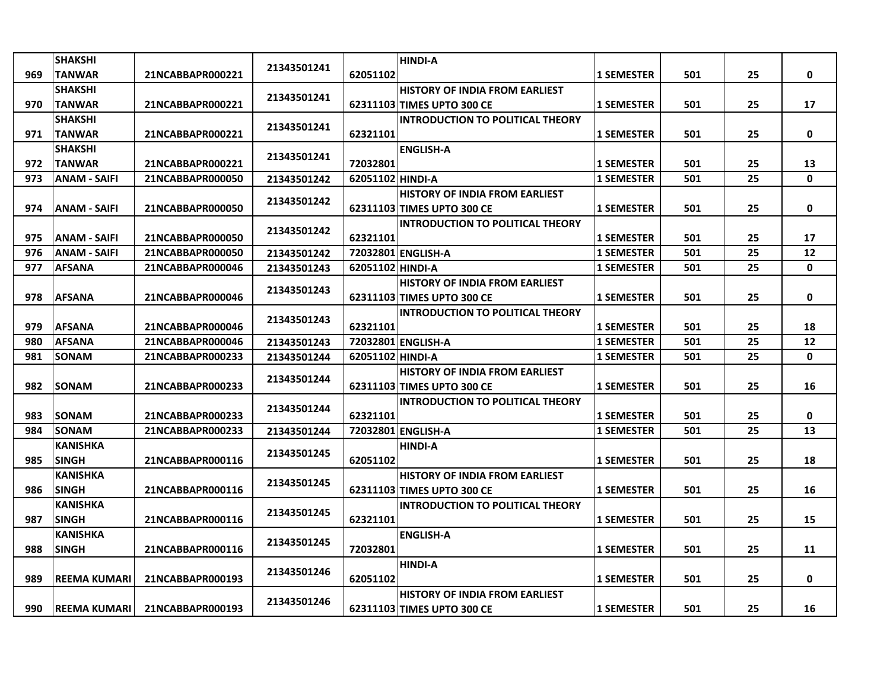| 969 | SHAKSHI TANWAR | 21NCABBAPR000221 | 21343501241 | 62051102 | HINDI-A | 1 SEMESTER | 501 | 25 | 0 |
|---|---|---|---|---|---|---|---|---|---|
| 970 | SHAKSHI TANWAR | 21NCABBAPR000221 | 21343501241 | 62311103 | HISTORY OF INDIA FROM EARLIEST TIMES UPTO 300 CE | 1 SEMESTER | 501 | 25 | 17 |
| 971 | SHAKSHI TANWAR | 21NCABBAPR000221 | 21343501241 | 62321101 | INTRODUCTION TO POLITICAL THEORY | 1 SEMESTER | 501 | 25 | 0 |
| 972 | SHAKSHI TANWAR | 21NCABBAPR000221 | 21343501241 | 72032801 | ENGLISH-A | 1 SEMESTER | 501 | 25 | 13 |
| 973 | ANAM - SAIFI | 21NCABBAPR000050 | 21343501242 | 62051102 | HINDI-A | 1 SEMESTER | 501 | 25 | 0 |
| 974 | ANAM - SAIFI | 21NCABBAPR000050 | 21343501242 | 62311103 | HISTORY OF INDIA FROM EARLIEST TIMES UPTO 300 CE | 1 SEMESTER | 501 | 25 | 0 |
| 975 | ANAM - SAIFI | 21NCABBAPR000050 | 21343501242 | 62321101 | INTRODUCTION TO POLITICAL THEORY | 1 SEMESTER | 501 | 25 | 17 |
| 976 | ANAM - SAIFI | 21NCABBAPR000050 | 21343501242 | 72032801 | ENGLISH-A | 1 SEMESTER | 501 | 25 | 12 |
| 977 | AFSANA | 21NCABBAPR000046 | 21343501243 | 62051102 | HINDI-A | 1 SEMESTER | 501 | 25 | 0 |
| 978 | AFSANA | 21NCABBAPR000046 | 21343501243 | 62311103 | HISTORY OF INDIA FROM EARLIEST TIMES UPTO 300 CE | 1 SEMESTER | 501 | 25 | 0 |
| 979 | AFSANA | 21NCABBAPR000046 | 21343501243 | 62321101 | INTRODUCTION TO POLITICAL THEORY | 1 SEMESTER | 501 | 25 | 18 |
| 980 | AFSANA | 21NCABBAPR000046 | 21343501243 | 72032801 | ENGLISH-A | 1 SEMESTER | 501 | 25 | 12 |
| 981 | SONAM | 21NCABBAPR000233 | 21343501244 | 62051102 | HINDI-A | 1 SEMESTER | 501 | 25 | 0 |
| 982 | SONAM | 21NCABBAPR000233 | 21343501244 | 62311103 | HISTORY OF INDIA FROM EARLIEST TIMES UPTO 300 CE | 1 SEMESTER | 501 | 25 | 16 |
| 983 | SONAM | 21NCABBAPR000233 | 21343501244 | 62321101 | INTRODUCTION TO POLITICAL THEORY | 1 SEMESTER | 501 | 25 | 0 |
| 984 | SONAM | 21NCABBAPR000233 | 21343501244 | 72032801 | ENGLISH-A | 1 SEMESTER | 501 | 25 | 13 |
| 985 | KANISHKA SINGH | 21NCABBAPR000116 | 21343501245 | 62051102 | HINDI-A | 1 SEMESTER | 501 | 25 | 18 |
| 986 | KANISHKA SINGH | 21NCABBAPR000116 | 21343501245 | 62311103 | HISTORY OF INDIA FROM EARLIEST TIMES UPTO 300 CE | 1 SEMESTER | 501 | 25 | 16 |
| 987 | KANISHKA SINGH | 21NCABBAPR000116 | 21343501245 | 62321101 | INTRODUCTION TO POLITICAL THEORY | 1 SEMESTER | 501 | 25 | 15 |
| 988 | KANISHKA SINGH | 21NCABBAPR000116 | 21343501245 | 72032801 | ENGLISH-A | 1 SEMESTER | 501 | 25 | 11 |
| 989 | REEMA KUMARI | 21NCABBAPR000193 | 21343501246 | 62051102 | HINDI-A | 1 SEMESTER | 501 | 25 | 0 |
| 990 | REEMA KUMARI | 21NCABBAPR000193 | 21343501246 | 62311103 | HISTORY OF INDIA FROM EARLIEST TIMES UPTO 300 CE | 1 SEMESTER | 501 | 25 | 16 |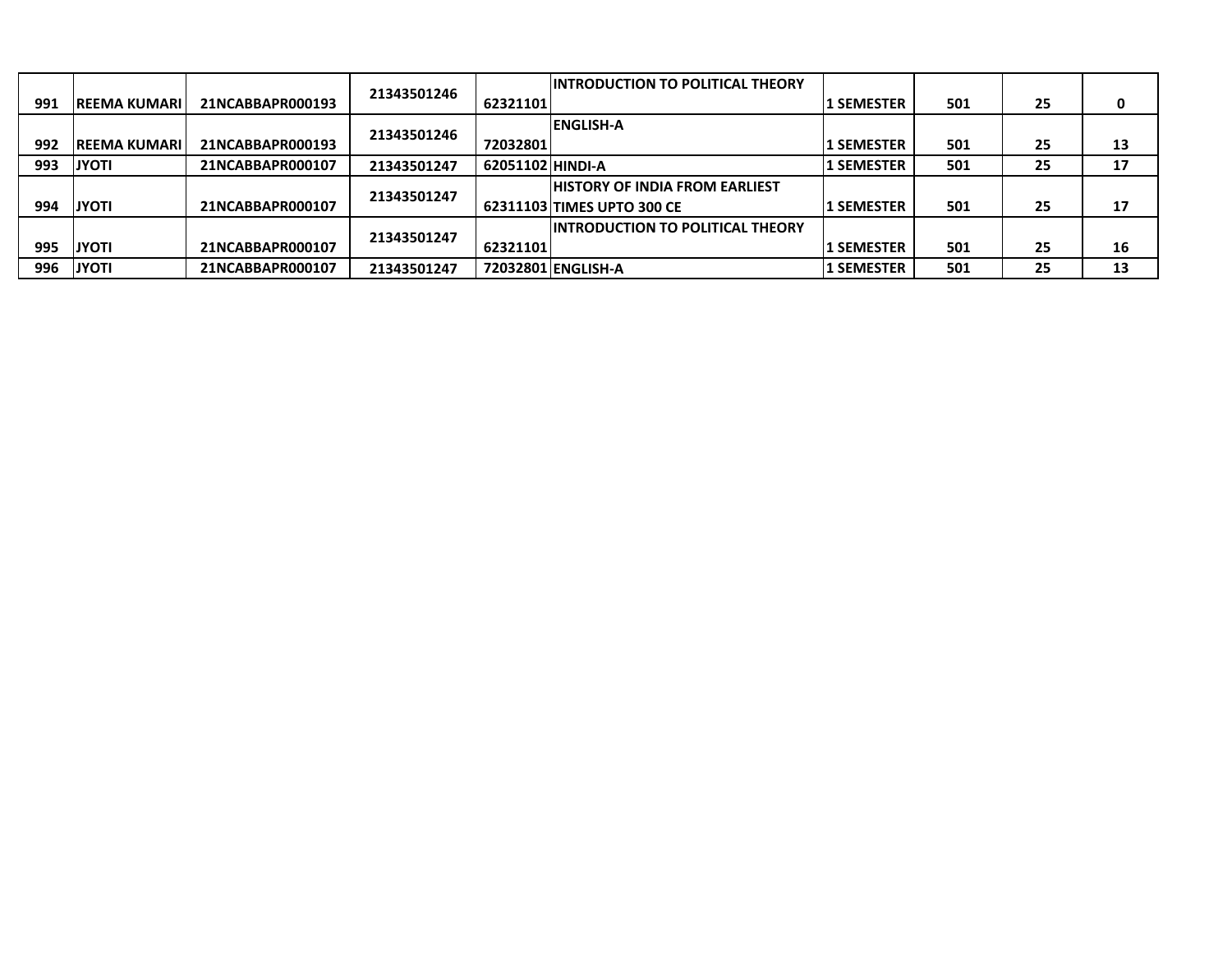| | | | | | | | | | |
|---|---|---|---|---|---|---|---|---|---|
| 991 | REEMA KUMARI | 21NCABBAPR000193 | 21343501246 | 62321101 | INTRODUCTION TO POLITICAL THEORY | 1 SEMESTER | 501 | 25 | 0 |
| 992 | REEMA KUMARI | 21NCABBAPR000193 | 21343501246 | 72032801 | ENGLISH-A | 1 SEMESTER | 501 | 25 | 13 |
| 993 | JYOTI | 21NCABBAPR000107 | 21343501247 | 62051102 | HINDI-A | 1 SEMESTER | 501 | 25 | 17 |
| 994 | JYOTI | 21NCABBAPR000107 | 21343501247 | 62311103 | HISTORY OF INDIA FROM EARLIEST TIMES UPTO 300 CE | 1 SEMESTER | 501 | 25 | 17 |
| 995 | JYOTI | 21NCABBAPR000107 | 21343501247 | 62321101 | INTRODUCTION TO POLITICAL THEORY | 1 SEMESTER | 501 | 25 | 16 |
| 996 | JYOTI | 21NCABBAPR000107 | 21343501247 | 72032801 | ENGLISH-A | 1 SEMESTER | 501 | 25 | 13 |